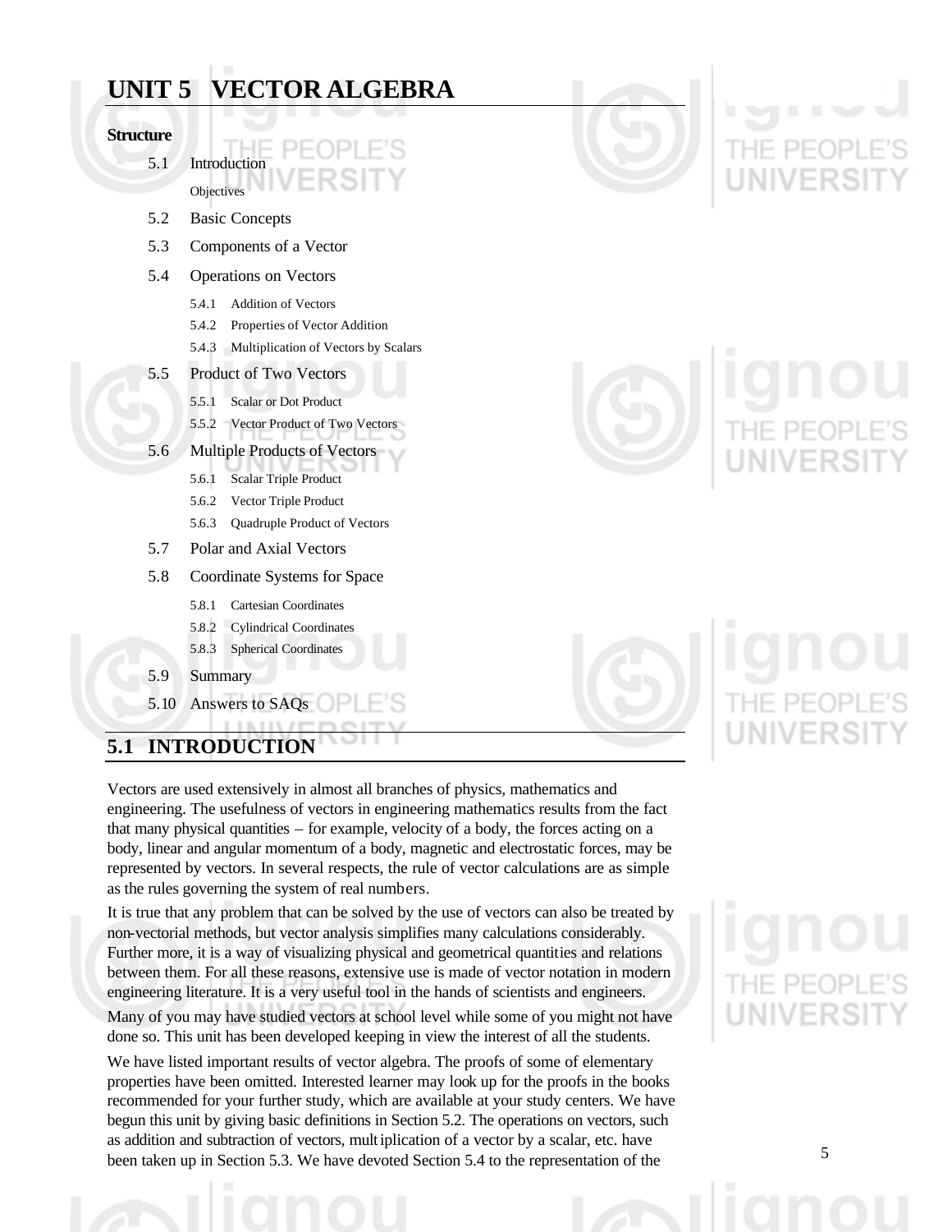# UNIT 5 VECTOR ALGEBRA

**Structure**

5.1 Introduction

Objectives

5.2 Basic Concepts

5.3 Components of a Vector

5.4 Operations on Vectors

- 5.4.1 Addition of Vectors
- 5.4.2 Properties of Vector Addition
- 5.4.3 Multiplication of Vectors by Scalars

5.5 Product of Two Vectors

- 5.5.1 Scalar or Dot Product
- 5.5.2 Vector Product of Two Vectors

5.6 Multiple Products of Vectors

- 5.6.1 Scalar Triple Product
- 5.6.2 Vector Triple Product
- 5.6.3 Quadruple Product of Vectors

5.7 Polar and Axial Vectors

5.8 Coordinate Systems for Space

- 5.8.1 Cartesian Coordinates
- 5.8.2 Cylindrical Coordinates
- 5.8.3 Spherical Coordinates

5.9 Summary

5.10 Answers to SAQs

## 5.1 INTRODUCTION

Vectors are used extensively in almost all branches of physics, mathematics and engineering. The usefulness of vectors in engineering mathematics results from the fact that many physical quantities – for example, velocity of a body, the forces acting on a body, linear and angular momentum of a body, magnetic and electrostatic forces, may be represented by vectors. In several respects, the rule of vector calculations are as simple as the rules governing the system of real numbers.

It is true that any problem that can be solved by the use of vectors can also be treated by non-vectorial methods, but vector analysis simplifies many calculations considerably. Further more, it is a way of visualizing physical and geometrical quantities and relations between them. For all these reasons, extensive use is made of vector notation in modern engineering literature. It is a very useful tool in the hands of scientists and engineers.

Many of you may have studied vectors at school level while some of you might not have done so. This unit has been developed keeping in view the interest of all the students.

We have listed important results of vector algebra. The proofs of some of elementary properties have been omitted. Interested learner may look up for the proofs in the books recommended for your further study, which are available at your study centers. We have begun this unit by giving basic definitions in Section 5.2. The operations on vectors, such as addition and subtraction of vectors, multiplication of a vector by a scalar, etc. have been taken up in Section 5.3. We have devoted Section 5.4 to the representation of the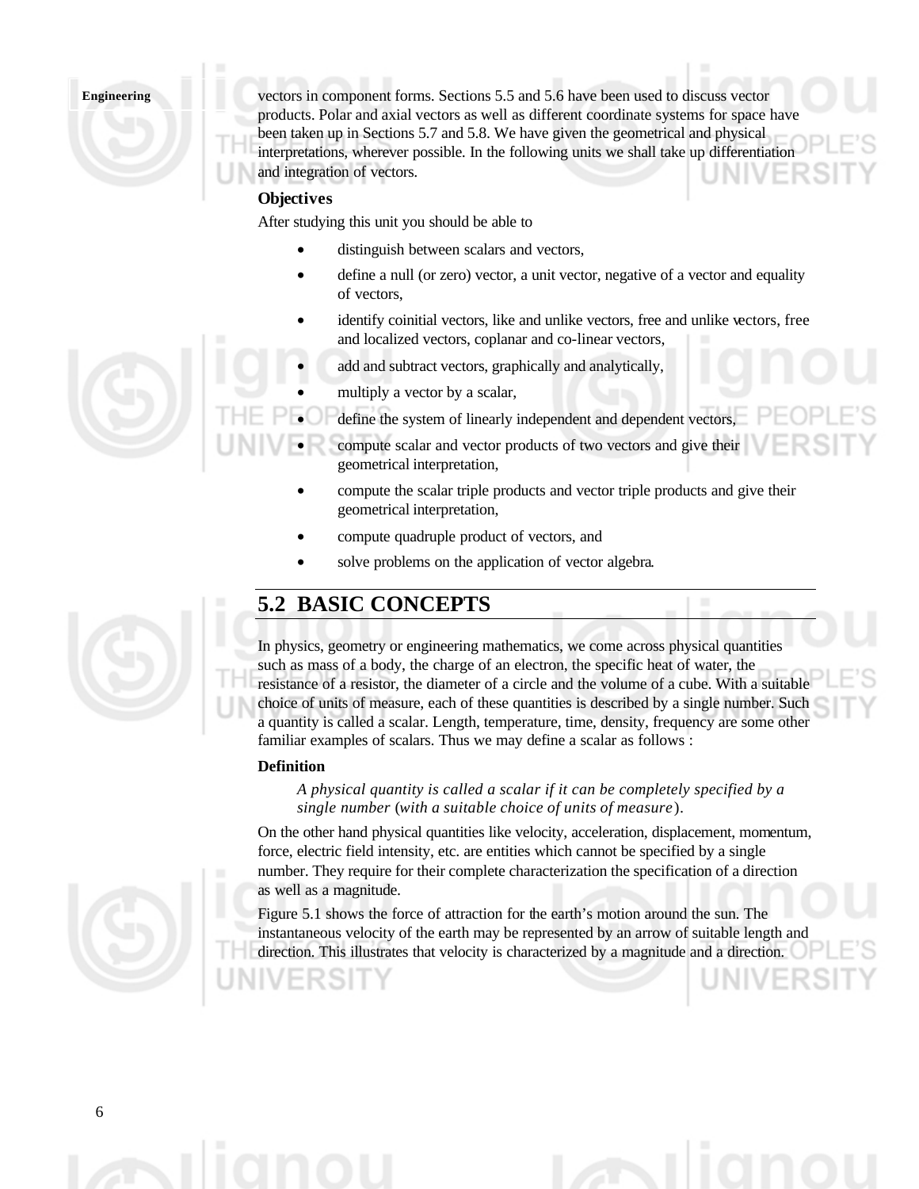vectors in component forms. Sections 5.5 and 5.6 have been used to discuss vector products. Polar and axial vectors as well as different coordinate systems for space have been taken up in Sections 5.7 and 5.8. We have given the geometrical and physical interpretations, wherever possible. In the following units we shall take up differentiation and integration of vectors.

### Objectives

After studying this unit you should be able to

- distinguish between scalars and vectors,
- define a null (or zero) vector, a unit vector, negative of a vector and equality of vectors,
- identify coinitial vectors, like and unlike vectors, free and unlike vectors, free and localized vectors, coplanar and co-linear vectors,
- add and subtract vectors, graphically and analytically,
- multiply a vector by a scalar,
- define the system of linearly independent and dependent vectors,
- compute scalar and vector products of two vectors and give their geometrical interpretation,
- compute the scalar triple products and vector triple products and give their geometrical interpretation,
- compute quadruple product of vectors, and
- solve problems on the application of vector algebra.

## 5.2 BASIC CONCEPTS

In physics, geometry or engineering mathematics, we come across physical quantities such as mass of a body, the charge of an electron, the specific heat of water, the resistance of a resistor, the diameter of a circle and the volume of a cube. With a suitable choice of units of measure, each of these quantities is described by a single number. Such a quantity is called a scalar. Length, temperature, time, density, frequency are some other familiar examples of scalars. Thus we may define a scalar as follows :

**Definition**

> *A physical quantity is called a scalar if it can be completely specified by a single number* (*with a suitable choice of units of measure*).

On the other hand physical quantities like velocity, acceleration, displacement, momentum, force, electric field intensity, etc. are entities which cannot be specified by a single number. They require for their complete characterization the specification of a direction as well as a magnitude.

Figure 5.1 shows the force of attraction for the earth's motion around the sun. The instantaneous velocity of the earth may be represented by an arrow of suitable length and direction. This illustrates that velocity is characterized by a magnitude and a direction.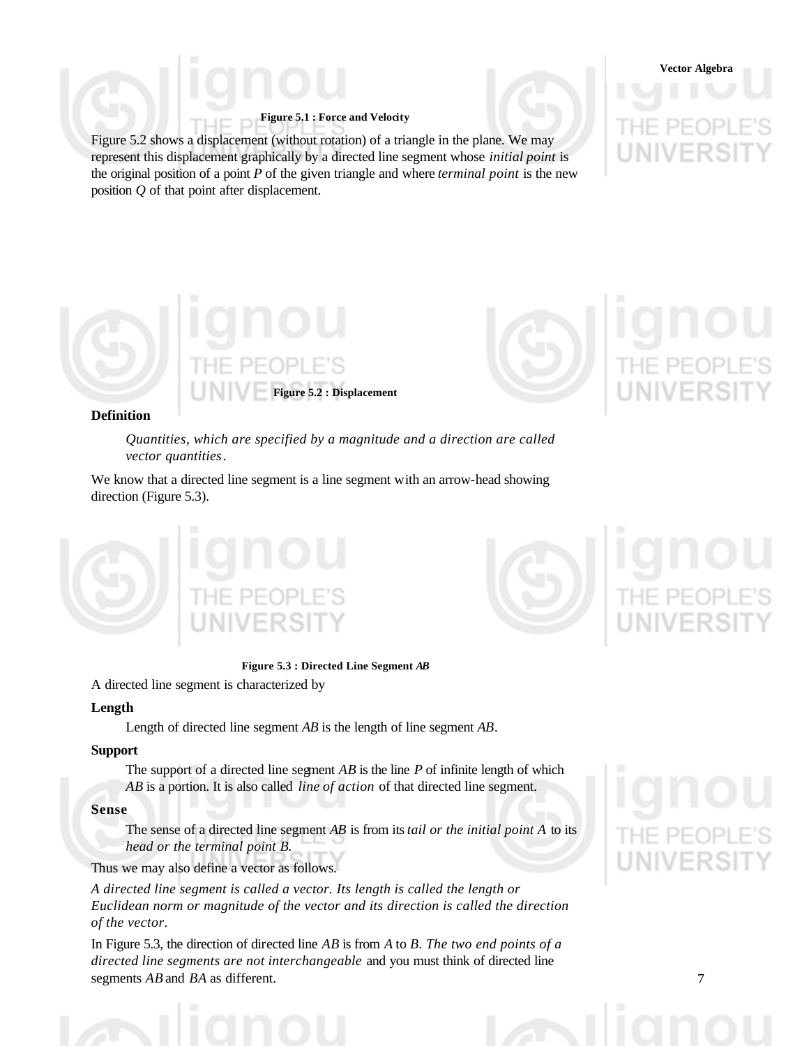**Figure 5.1 : Force and Velocity**

Figure 5.2 shows a displacement (without rotation) of a triangle in the plane. We may represent this displacement graphically by a directed line segment whose *initial point* is the original position of a point *P* of the given triangle and where *terminal point* is the new position *Q* of that point after displacement.

**Figure 5.2 : Displacement**

**Definition**

*Quantities, which are specified by a magnitude and a direction are called vector quantities.*

We know that a directed line segment is a line segment with an arrow-head showing direction (Figure 5.3).

**Figure 5.3 : Directed Line Segment *AB***

A directed line segment is characterized by

**Length**

Length of directed line segment *AB* is the length of line segment *AB*.

**Support**

The support of a directed line segment *AB* is the line *P* of infinite length of which *AB* is a portion. It is also called *line of action* of that directed line segment.

**Sense**

The sense of a directed line segment *AB* is from its *tail or the initial point A* to its *head or the terminal point B.*

Thus we may also define a vector as follows.

*A directed line segment is called a vector. Its length is called the length or Euclidean norm or magnitude of the vector and its direction is called the direction of the vector.*

In Figure 5.3, the direction of directed line *AB* is from *A* to *B*. *The two end points of a directed line segments are not interchangeable* and you must think of directed line segments *AB* and *BA* as different.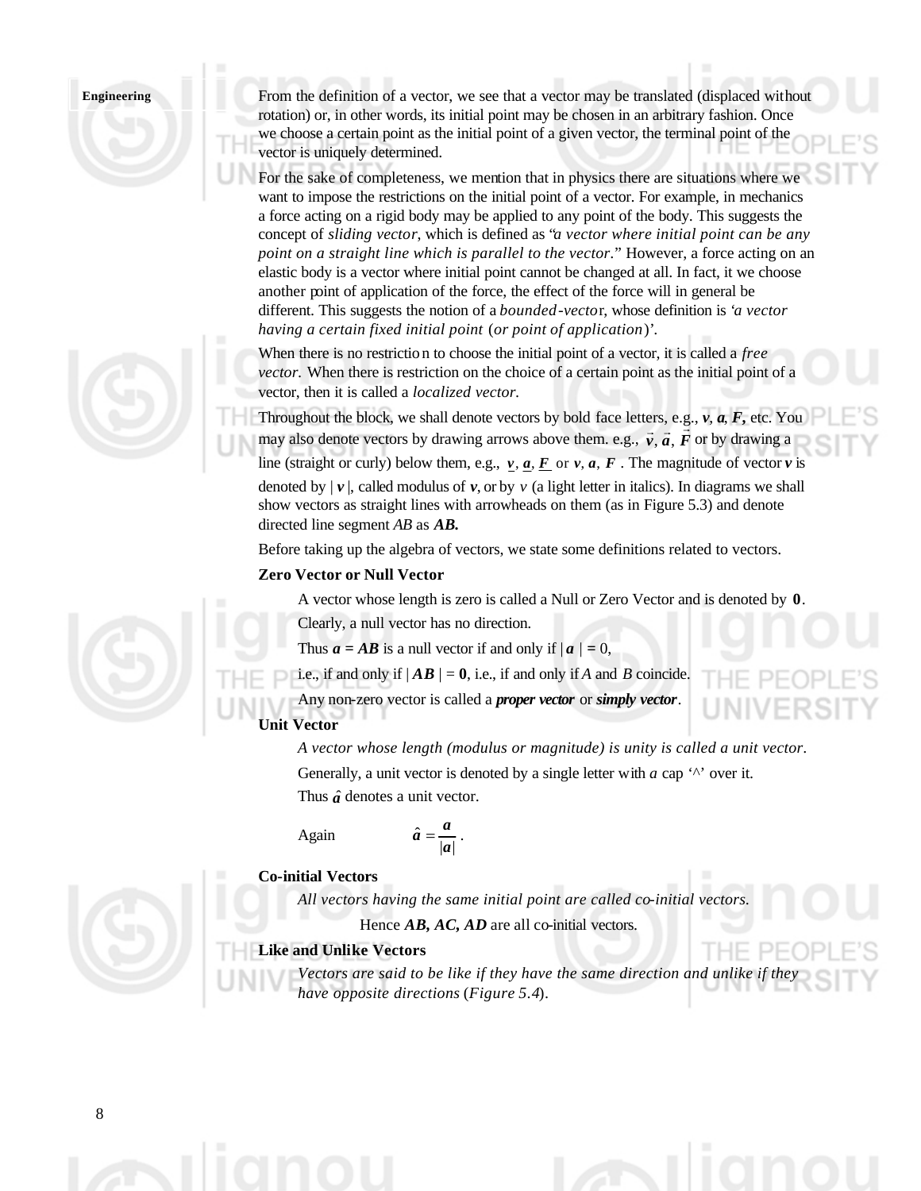From the definition of a vector, we see that a vector may be translated (displaced without rotation) or, in other words, its initial point may be chosen in an arbitrary fashion. Once we choose a certain point as the initial point of a given vector, the terminal point of the vector is uniquely determined.

For the sake of completeness, we mention that in physics there are situations where we want to impose the restrictions on the initial point of a vector. For example, in mechanics a force acting on a rigid body may be applied to any point of the body. This suggests the concept of *sliding vector*, which is defined as "*a vector where initial point can be any point on a straight line which is parallel to the vector*." However, a force acting on an elastic body is a vector where initial point cannot be changed at all. In fact, it we choose another point of application of the force, the effect of the force will in general be different. This suggests the notion of a *bounded-vector*, whose definition is '*a vector having a certain fixed initial point* (*or point of application*)'.

When there is no restriction to choose the initial point of a vector, it is called a *free vector*. When there is restriction on the choice of a certain point as the initial point of a vector, then it is called a *localized vector*.

Throughout the block, we shall denote vectors by bold face letters, e.g., $\boldsymbol{v}$, $\boldsymbol{a}$, $\boldsymbol{F}$, etc. You may also denote vectors by drawing arrows above them. e.g., $\vec{v}, \vec{a}, \vec{F}$ or by drawing a line (straight or curly) below them, e.g., $\underline{v}, \underline{a}, \underline{F}$ or $\boldsymbol{v}, \boldsymbol{a}, \boldsymbol{F}$. The magnitude of vector $\boldsymbol{v}$ is denoted by $|\boldsymbol{v}|$, called modulus of $\boldsymbol{v}$, or by $v$ (a light letter in italics). In diagrams we shall show vectors as straight lines with arrowheads on them (as in Figure 5.3) and denote directed line segment $AB$ as $\boldsymbol{AB}$.

Before taking up the algebra of vectors, we state some definitions related to vectors.

**Zero Vector or Null Vector**

A vector whose length is zero is called a Null or Zero Vector and is denoted by $\mathbf{0}$.

Clearly, a null vector has no direction.

Thus $\boldsymbol{a} = \boldsymbol{AB}$ is a null vector if and only if $|\boldsymbol{a}| = 0$,

i.e., if and only if $|\boldsymbol{AB}| = \mathbf{0}$, i.e., if and only if $A$ and $B$ coincide.

Any non-zero vector is called a ***proper vector*** or ***simply vector***.

**Unit Vector**

*A vector whose length (modulus or magnitude) is unity is called a unit vector.*

Generally, a unit vector is denoted by a single letter with *a* cap '^' over it.

Thus $\hat{\boldsymbol{a}}$ denotes a unit vector.

Again $$\hat{\boldsymbol{a}} = \frac{\boldsymbol{a}}{|\boldsymbol{a}|}.$$

**Co-initial Vectors**

*All vectors having the same initial point are called co-initial vectors.*

Hence $\boldsymbol{AB}$, $\boldsymbol{AC}$, $\boldsymbol{AD}$ are all co-initial vectors.

**Like and Unlike Vectors**

*Vectors are said to be like if they have the same direction and unlike if they have opposite directions* (*Figure 5.4*).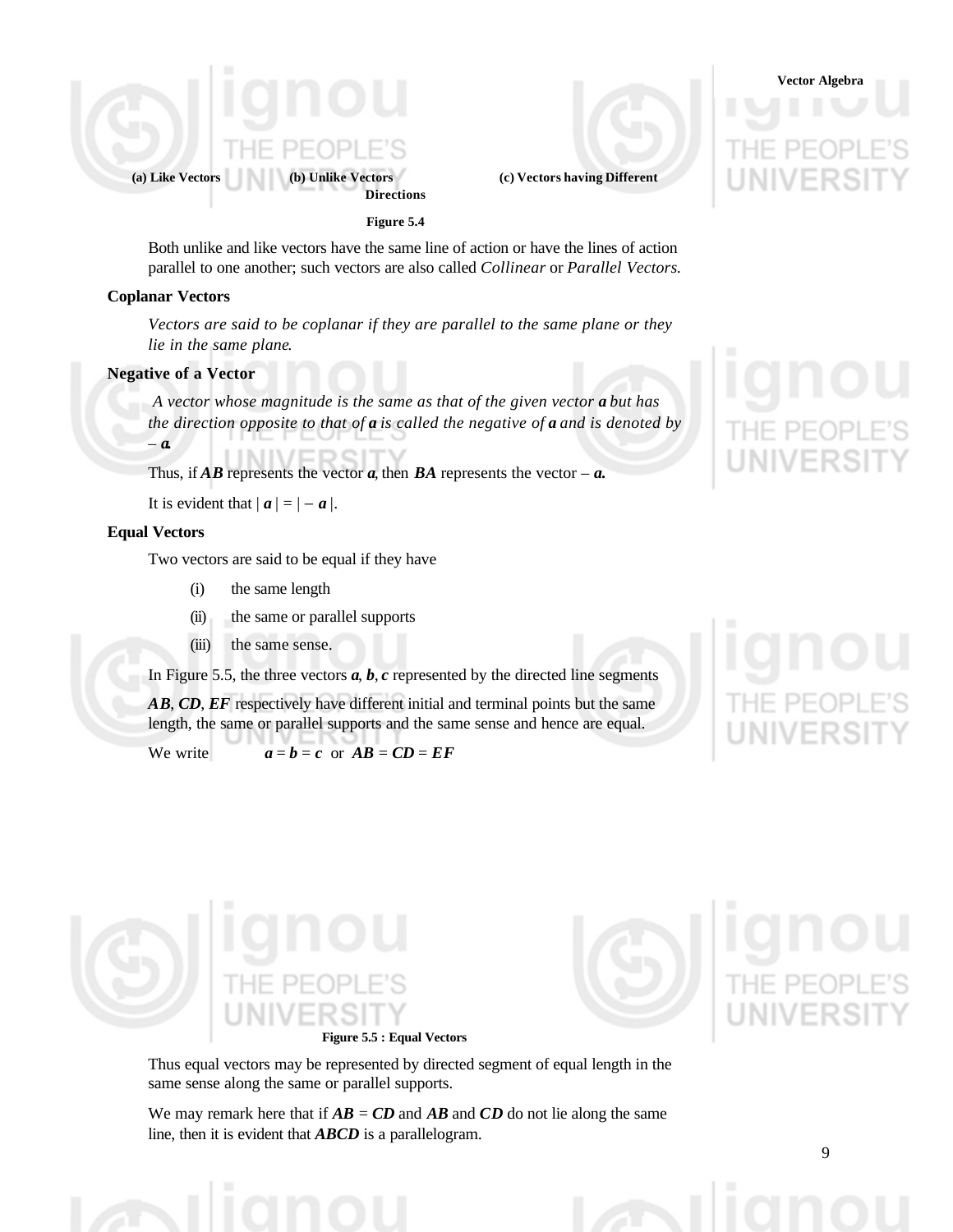**(a) Like Vectors** **(b) Unlike Vectors** **(c) Vectors having Different Directions**

**Figure 5.4**

Both unlike and like vectors have the same line of action or have the lines of action parallel to one another; such vectors are also called *Collinear* or *Parallel Vectors.*

### Coplanar Vectors

*Vectors are said to be coplanar if they are parallel to the same plane or they lie in the same plane.*

### Negative of a Vector

*A vector whose magnitude is the same as that of the given vector* ***a*** *but has the direction opposite to that of* ***a*** *is called the negative of* ***a*** *and is denoted by* – ***a***.

Thus, if ***AB*** represents the vector ***a***, then ***BA*** represents the vector – ***a***.

It is evident that | ***a*** | = | – ***a*** |.

### Equal Vectors

Two vectors are said to be equal if they have

(i) the same length

(ii) the same or parallel supports

(iii) the same sense.

In Figure 5.5, the three vectors ***a***, ***b***, ***c*** represented by the directed line segments ***AB***, ***CD***, ***EF*** respectively have different initial and terminal points but the same length, the same or parallel supports and the same sense and hence are equal.

We write ***a*** = ***b*** = ***c*** or ***AB*** = ***CD*** = ***EF***

**Figure 5.5 : Equal Vectors**

Thus equal vectors may be represented by directed segment of equal length in the same sense along the same or parallel supports.

We may remark here that if ***AB*** = ***CD*** and ***AB*** and ***CD*** do not lie along the same line, then it is evident that ***ABCD*** is a parallelogram.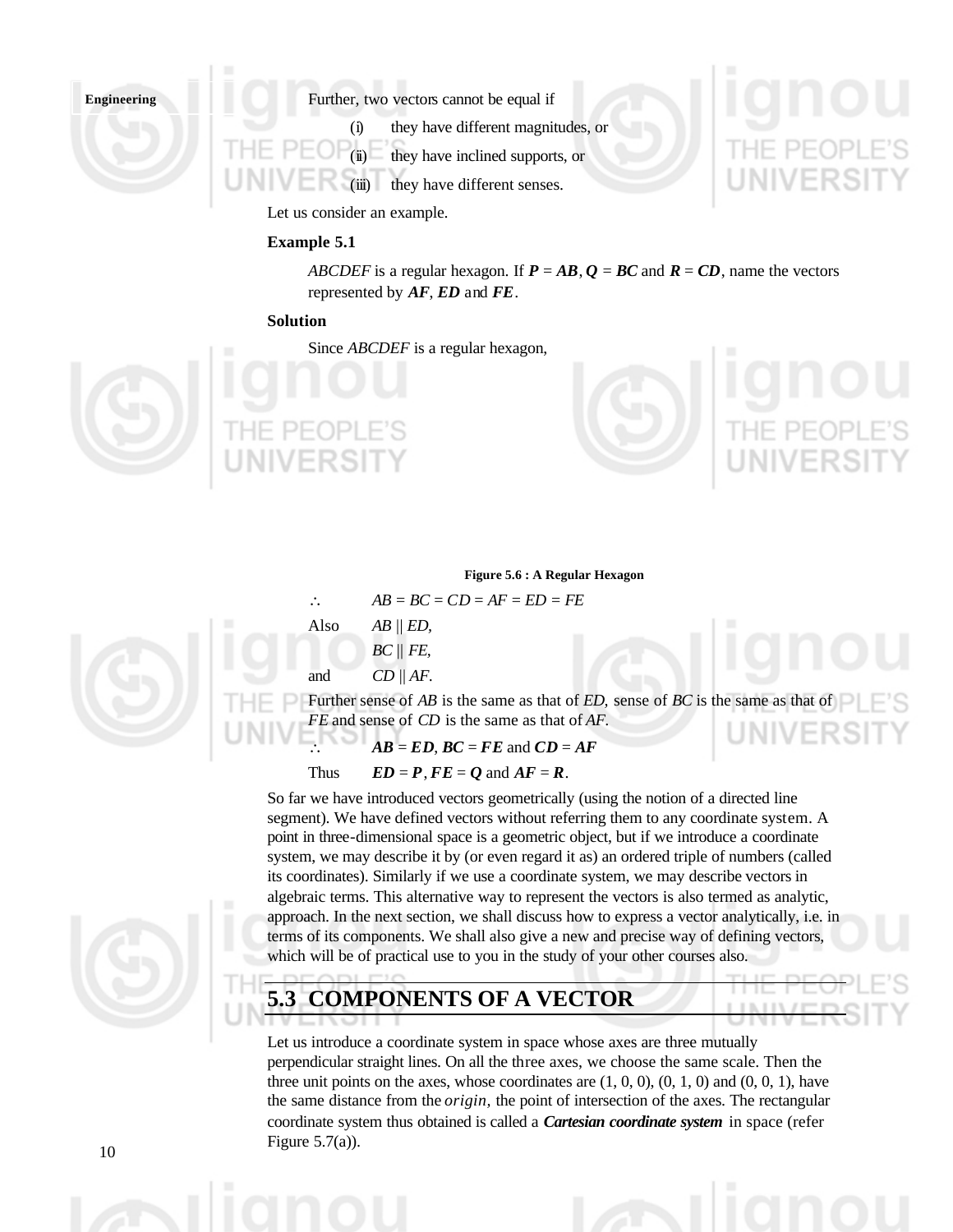Further, two vectors cannot be equal if

(i) they have different magnitudes, or

(ii) they have inclined supports, or

(iii) they have different senses.

Let us consider an example.

**Example 5.1**

*ABCDEF* is a regular hexagon. If $\boldsymbol{P} = \boldsymbol{AB}$, $\boldsymbol{Q} = \boldsymbol{BC}$ and $\boldsymbol{R} = \boldsymbol{CD}$, name the vectors represented by $\boldsymbol{AF}$, $\boldsymbol{ED}$ and $\boldsymbol{FE}$.

**Solution**

Since *ABCDEF* is a regular hexagon,

**Figure 5.6 : A Regular Hexagon**

$\therefore \quad AB = BC = CD = AF = ED = FE$

Also $\quad AB \parallel ED$,

$\quad BC \parallel FE$,

and $\quad CD \parallel AF$.

Further sense of *AB* is the same as that of *ED*, sense of *BC* is the same as that of *FE* and sense of *CD* is the same as that of *AF*.

$\therefore \quad \boldsymbol{AB} = \boldsymbol{ED}$, $\boldsymbol{BC} = \boldsymbol{FE}$ and $\boldsymbol{CD} = \boldsymbol{AF}$

Thus $\quad \boldsymbol{ED} = \boldsymbol{P}$, $\boldsymbol{FE} = \boldsymbol{Q}$ and $\boldsymbol{AF} = \boldsymbol{R}$.

So far we have introduced vectors geometrically (using the notion of a directed line segment). We have defined vectors without referring them to any coordinate system. A point in three-dimensional space is a geometric object, but if we introduce a coordinate system, we may describe it by (or even regard it as) an ordered triple of numbers (called its coordinates). Similarly if we use a coordinate system, we may describe vectors in algebraic terms. This alternative way to represent the vectors is also termed as analytic, approach. In the next section, we shall discuss how to express a vector analytically, i.e. in terms of its components. We shall also give a new and precise way of defining vectors, which will be of practical use to you in the study of your other courses also.

## 5.3 COMPONENTS OF A VECTOR

Let us introduce a coordinate system in space whose axes are three mutually perpendicular straight lines. On all the three axes, we choose the same scale. Then the three unit points on the axes, whose coordinates are (1, 0, 0), (0, 1, 0) and (0, 0, 1), have the same distance from the *origin*, the point of intersection of the axes. The rectangular coordinate system thus obtained is called a ***Cartesian coordinate system*** in space (refer Figure 5.7(a)).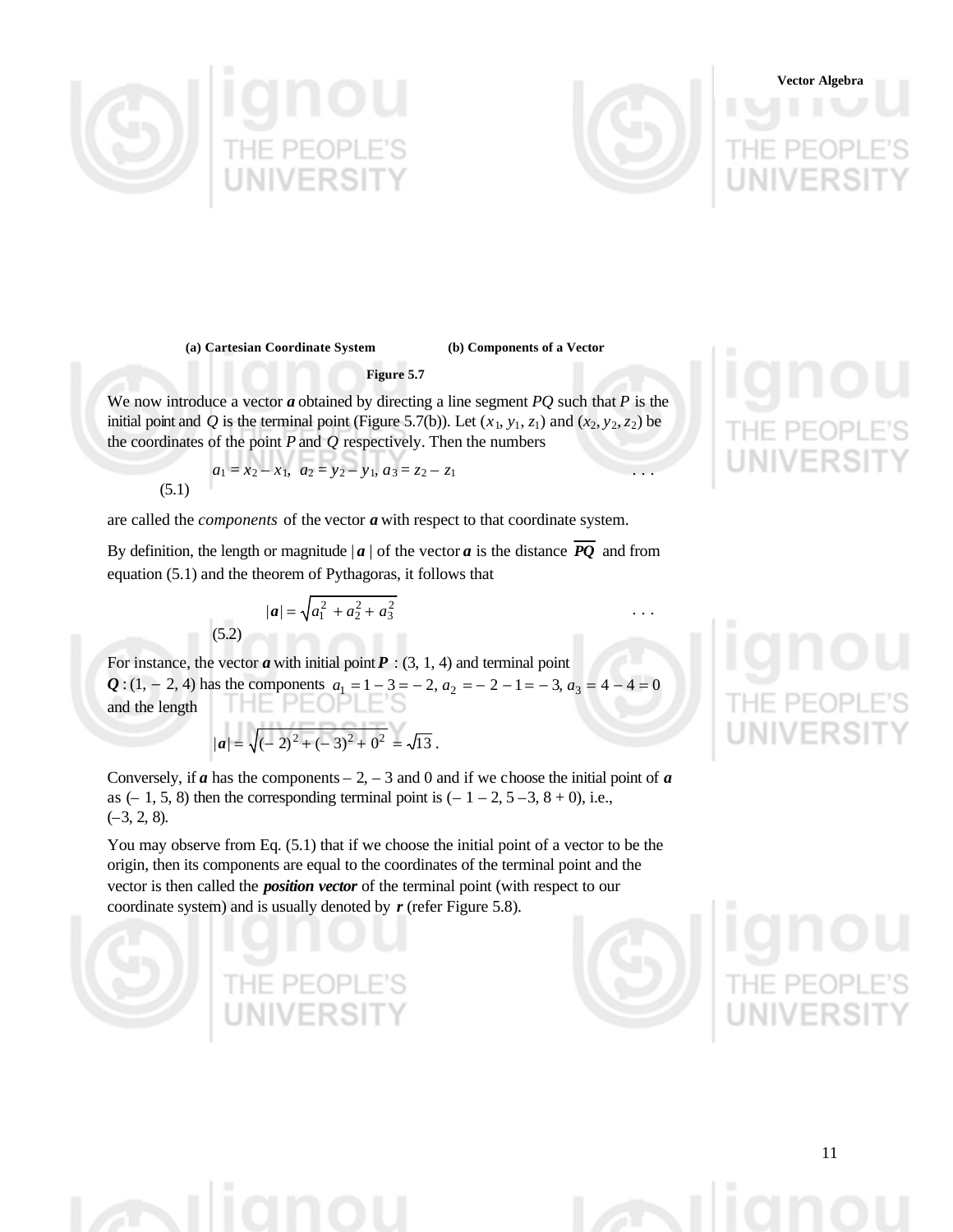**(a) Cartesian Coordinate System** **(b) Components of a Vector**

**Figure 5.7**

We now introduce a vector $\boldsymbol{a}$ obtained by directing a line segment $PQ$ such that $P$ is the initial point and $Q$ is the terminal point (Figure 5.7(b)). Let $(x_1, y_1, z_1)$ and $(x_2, y_2, z_2)$ be the coordinates of the point $P$ and $Q$ respectively. Then the numbers

$$a_1 = x_2 - x_1, \quad a_2 = y_2 - y_1, \quad a_3 = z_2 - z_1 \qquad \ldots (5.1)$$

are called the *components* of the vector $\boldsymbol{a}$ with respect to that coordinate system.

By definition, the length or magnitude $|\boldsymbol{a}|$ of the vector $\boldsymbol{a}$ is the distance $\overline{PQ}$ and from equation (5.1) and the theorem of Pythagoras, it follows that

$$|\boldsymbol{a}| = \sqrt{a_1^2 + a_2^2 + a_3^2} \qquad \ldots (5.2)$$

For instance, the vector $\boldsymbol{a}$ with initial point $\boldsymbol{P}$ : (3, 1, 4) and terminal point $\boldsymbol{Q}$ : (1, − 2, 4) has the components $a_1 = 1 - 3 = -2$, $a_2 = -2 - 1 = -3$, $a_3 = 4 - 4 = 0$ and the length

$$|\boldsymbol{a}| = \sqrt{(-2)^2 + (-3)^2 + 0^2} = \sqrt{13}\,.$$

Conversely, if $\boldsymbol{a}$ has the components – 2, – 3 and 0 and if we choose the initial point of $\boldsymbol{a}$ as (– 1, 5, 8) then the corresponding terminal point is (– 1 – 2, 5 –3, 8 + 0), i.e., (–3, 2, 8).

You may observe from Eq. (5.1) that if we choose the initial point of a vector to be the origin, then its components are equal to the coordinates of the terminal point and the vector is then called the ***position vector*** of the terminal point (with respect to our coordinate system) and is usually denoted by $\boldsymbol{r}$ (refer Figure 5.8).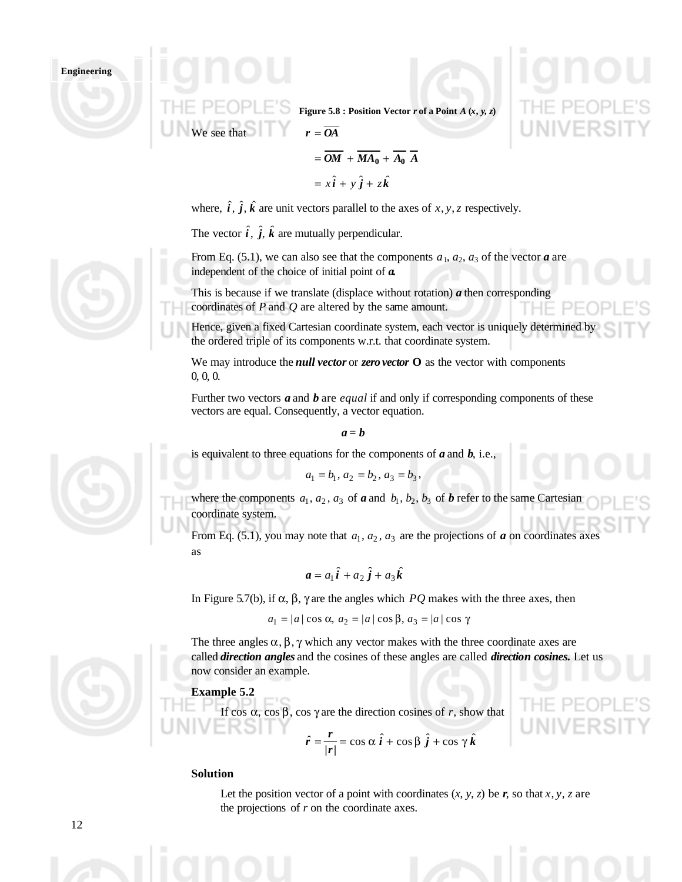**Figure 5.8 : Position Vector *r* of a Point *A* (*x*, *y*, *z*)**

We see that
$$\boldsymbol{r} = \overline{\boldsymbol{OA}}$$
$$= \overline{\boldsymbol{OM}} + \overline{\boldsymbol{MA_0}} + \overline{\boldsymbol{A_0}}\ \overline{\boldsymbol{A}}$$
$$= x\,\hat{\boldsymbol{i}} + y\,\hat{\boldsymbol{j}} + z\,\hat{\boldsymbol{k}}$$

where, $\hat{\boldsymbol{i}}, \hat{\boldsymbol{j}}, \hat{\boldsymbol{k}}$ are unit vectors parallel to the axes of $x, y, z$ respectively.

The vector $\hat{\boldsymbol{i}}, \hat{\boldsymbol{j}}, \hat{\boldsymbol{k}}$ are mutually perpendicular.

From Eq. (5.1), we can also see that the components $a_1, a_2, a_3$ of the vector $\boldsymbol{a}$ are independent of the choice of initial point of $\boldsymbol{a}$.

This is because if we translate (displace without rotation) $\boldsymbol{a}$ then corresponding coordinates of *P* and *Q* are altered by the same amount.

Hence, given a fixed Cartesian coordinate system, each vector is uniquely determined by the ordered triple of its components w.r.t. that coordinate system.

We may introduce the ***null vector*** or ***zero vector*** **O** as the vector with components 0, 0, 0.

Further two vectors $\boldsymbol{a}$ and $\boldsymbol{b}$ are *equal* if and only if corresponding components of these vectors are equal. Consequently, a vector equation.

$$\boldsymbol{a} = \boldsymbol{b}$$

is equivalent to three equations for the components of $\boldsymbol{a}$ and $\boldsymbol{b}$, i.e.,

$$a_1 = b_1,\ a_2 = b_2,\ a_3 = b_3,$$

where the components $a_1, a_2, a_3$ of $\boldsymbol{a}$ and $b_1, b_2, b_3$ of $\boldsymbol{b}$ refer to the same Cartesian coordinate system.

From Eq. (5.1), you may note that $a_1, a_2, a_3$ are the projections of $\boldsymbol{a}$ on coordinates axes as

$$\boldsymbol{a} = a_1\,\hat{\boldsymbol{i}} + a_2\,\hat{\boldsymbol{j}} + a_3\,\hat{\boldsymbol{k}}$$

In Figure 5.7(b), if $\alpha, \beta, \gamma$ are the angles which $PQ$ makes with the three axes, then

$$a_1 = |a| \cos \alpha,\ a_2 = |a| \cos \beta,\ a_3 = |a| \cos \gamma$$

The three angles $\alpha, \beta, \gamma$ which any vector makes with the three coordinate axes are called ***direction angles*** and the cosines of these angles are called ***direction cosines.*** Let us now consider an example.

**Example 5.2**

If $\cos \alpha, \cos \beta, \cos \gamma$ are the direction cosines of $r$, show that

$$\hat{\boldsymbol{r}} = \frac{\boldsymbol{r}}{|\boldsymbol{r}|} = \cos \alpha\ \hat{\boldsymbol{i}} + \cos \beta\ \hat{\boldsymbol{j}} + \cos \gamma\ \hat{\boldsymbol{k}}$$

**Solution**

Let the position vector of a point with coordinates $(x, y, z)$ be $\boldsymbol{r}$, so that $x, y, z$ are the projections of $r$ on the coordinate axes.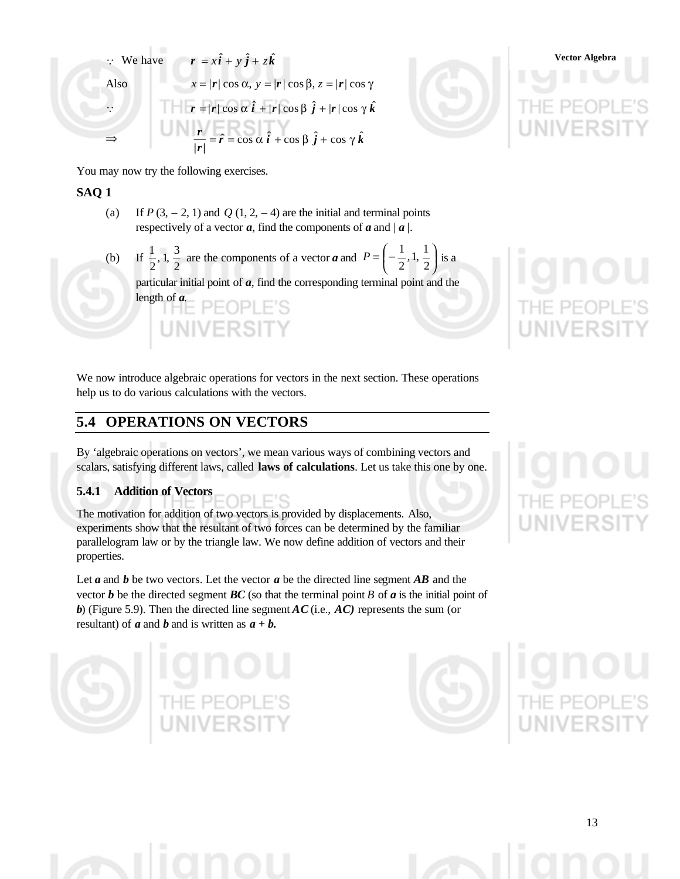$\because$ We have $\quad \boldsymbol{r} = x\hat{\boldsymbol{i}} + y\hat{\boldsymbol{j}} + z\hat{\boldsymbol{k}}$

Also $\quad x = |\boldsymbol{r}| \cos \alpha, \; y = |\boldsymbol{r}| \cos \beta, \; z = |\boldsymbol{r}| \cos \gamma$

$\because \quad \boldsymbol{r} = |\boldsymbol{r}| \cos \alpha \; \hat{\boldsymbol{i}} + |\boldsymbol{r}| \cos \beta \; \hat{\boldsymbol{j}} + |\boldsymbol{r}| \cos \gamma \; \hat{\boldsymbol{k}}$

$\Rightarrow \quad \dfrac{\boldsymbol{r}}{|\boldsymbol{r}|} = \hat{\boldsymbol{r}} = \cos \alpha \; \hat{\boldsymbol{i}} + \cos \beta \; \hat{\boldsymbol{j}} + \cos \gamma \; \hat{\boldsymbol{k}}$

You may now try the following exercises.

**SAQ 1**

(a) If $P\,(3, -2, 1)$ and $Q\,(1, 2, -4)$ are the initial and terminal points respectively of a vector $\boldsymbol{a}$, find the components of $\boldsymbol{a}$ and $|\,\boldsymbol{a}\,|$.

(b) If $\dfrac{1}{2}, 1, \dfrac{3}{2}$ are the components of a vector $\boldsymbol{a}$ and $P = \left(-\dfrac{1}{2}, 1, \dfrac{1}{2}\right)$ is a particular initial point of $\boldsymbol{a}$, find the corresponding terminal point and the length of $\boldsymbol{a}$.

We now introduce algebraic operations for vectors in the next section. These operations help us to do various calculations with the vectors.

## 5.4 OPERATIONS ON VECTORS

By 'algebraic operations on vectors', we mean various ways of combining vectors and scalars, satisfying different laws, called **laws of calculations**. Let us take this one by one.

### 5.4.1 Addition of Vectors

The motivation for addition of two vectors is provided by displacements. Also, experiments show that the resultant of two forces can be determined by the familiar parallelogram law or by the triangle law. We now define addition of vectors and their properties.

Let $\boldsymbol{a}$ and $\boldsymbol{b}$ be two vectors. Let the vector $\boldsymbol{a}$ be the directed line segment $\boldsymbol{AB}$ and the vector $\boldsymbol{b}$ be the directed segment $\boldsymbol{BC}$ (so that the terminal point $B$ of $\boldsymbol{a}$ is the initial point of $\boldsymbol{b}$) (Figure 5.9). Then the directed line segment $\boldsymbol{AC}$ (i.e., $\boldsymbol{AC}$) represents the sum (or resultant) of $\boldsymbol{a}$ and $\boldsymbol{b}$ and is written as $\boldsymbol{a} + \boldsymbol{b}$.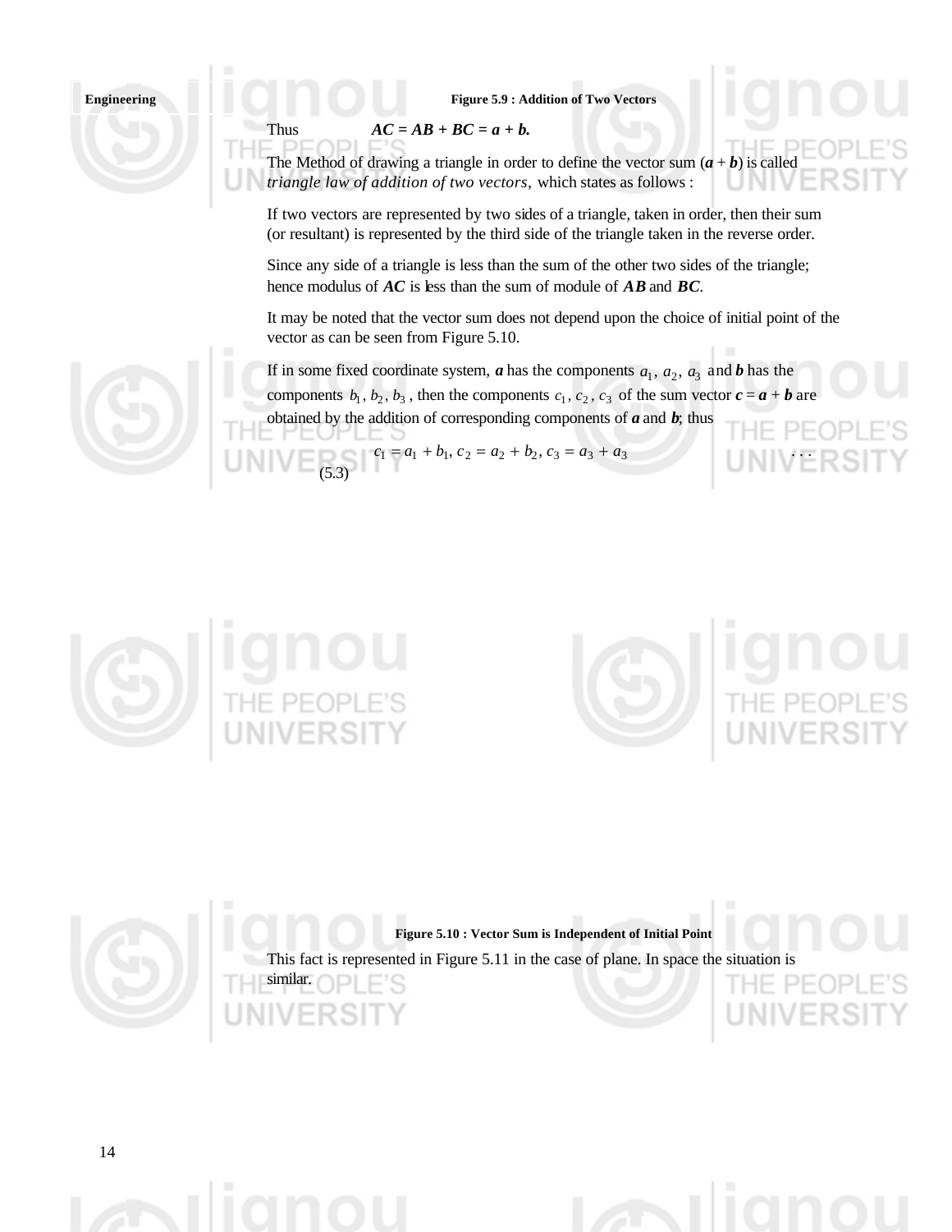Figure 5.9 : Addition of Two Vectors

Thus $\quad$ ***AC*** **=** ***AB*** **+** ***BC*** **=** ***a*** **+** ***b*****.**

The Method of drawing a triangle in order to define the vector sum (***a*** + ***b***) is called *triangle law of addition of two vectors,* which states as follows :

If two vectors are represented by two sides of a triangle, taken in order, then their sum (or resultant) is represented by the third side of the triangle taken in the reverse order.

Since any side of a triangle is less than the sum of the other two sides of the triangle; hence modulus of ***AC*** is less than the sum of module of ***AB*** and ***BC***.

It may be noted that the vector sum does not depend upon the choice of initial point of the vector as can be seen from Figure 5.10.

If in some fixed coordinate system, ***a*** has the components $a_1, a_2, a_3$ and ***b*** has the components $b_1, b_2, b_3$, then the components $c_1, c_2, c_3$ of the sum vector ***c*** = ***a*** + ***b*** are obtained by the addition of corresponding components of ***a*** and ***b***; thus

$$c_1 = a_1 + b_1, c_2 = a_2 + b_2, c_3 = a_3 + a_3 \qquad \ldots (5.3)$$

Figure 5.10 : Vector Sum is Independent of Initial Point

This fact is represented in Figure 5.11 in the case of plane. In space the situation is similar.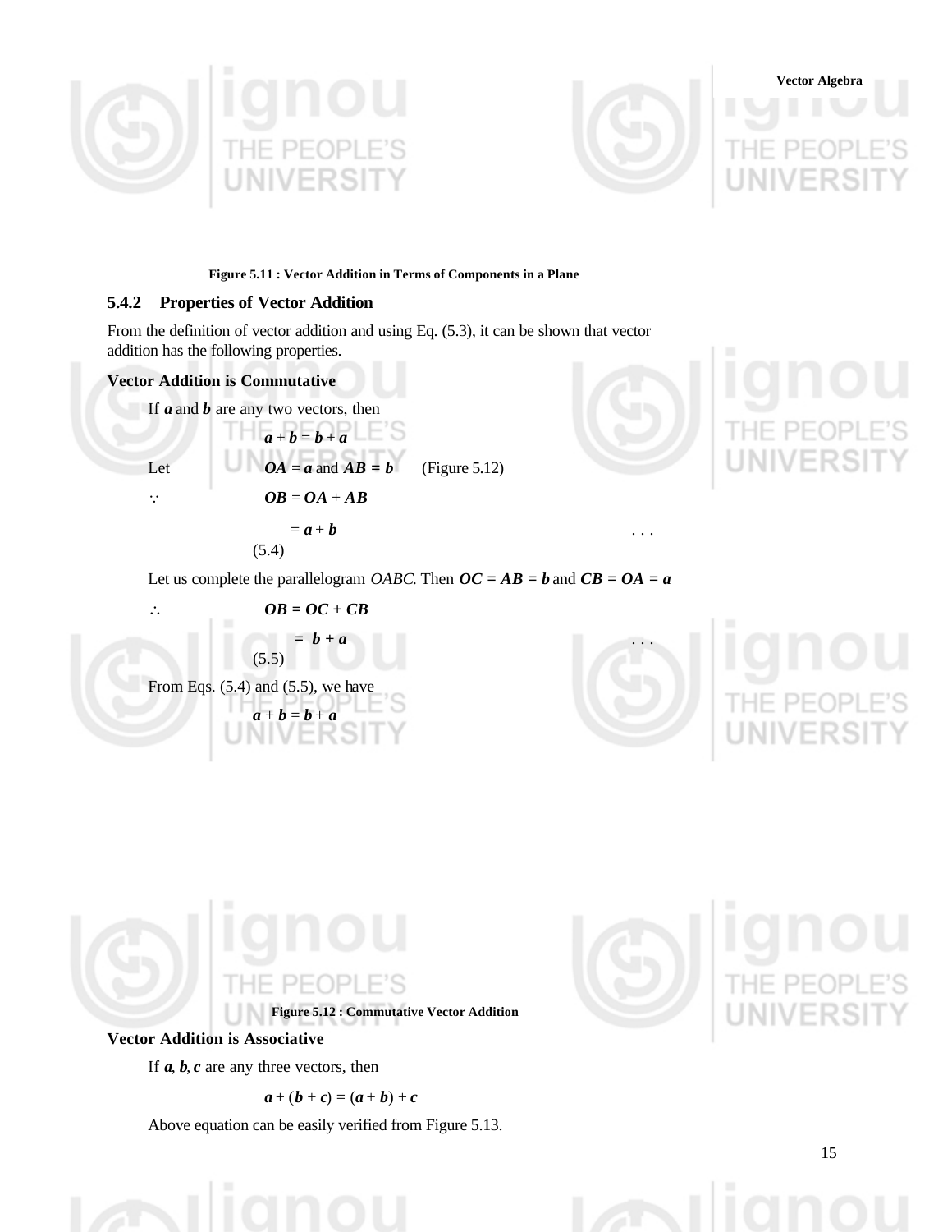Figure 5.11 : Vector Addition in Terms of Components in a Plane

### 5.4.2 Properties of Vector Addition

From the definition of vector addition and using Eq. (5.3), it can be shown that vector addition has the following properties.

**Vector Addition is Commutative**

If $\boldsymbol{a}$ and $\boldsymbol{b}$ are any two vectors, then

$$\boldsymbol{a} + \boldsymbol{b} = \boldsymbol{b} + \boldsymbol{a}$$

Let $\boldsymbol{OA} = \boldsymbol{a}$ and $\boldsymbol{AB} = \boldsymbol{b}$ (Figure 5.12)

$\because$ $\boldsymbol{OB} = \boldsymbol{OA} + \boldsymbol{AB}$

$$= \boldsymbol{a} + \boldsymbol{b} \qquad \ldots (5.4)$$

Let us complete the parallelogram *OABC*. Then $\boldsymbol{OC} = \boldsymbol{AB} = \boldsymbol{b}$ and $\boldsymbol{CB} = \boldsymbol{OA} = \boldsymbol{a}$

$\therefore$ $\boldsymbol{OB} = \boldsymbol{OC} + \boldsymbol{CB}$

$$= \boldsymbol{b} + \boldsymbol{a} \qquad \ldots (5.5)$$

From Eqs. (5.4) and (5.5), we have

$$\boldsymbol{a} + \boldsymbol{b} = \boldsymbol{b} + \boldsymbol{a}$$

Figure 5.12 : Commutative Vector Addition

**Vector Addition is Associative**

If $\boldsymbol{a}$, $\boldsymbol{b}$, $\boldsymbol{c}$ are any three vectors, then

$$\boldsymbol{a} + (\boldsymbol{b} + \boldsymbol{c}) = (\boldsymbol{a} + \boldsymbol{b}) + \boldsymbol{c}$$

Above equation can be easily verified from Figure 5.13.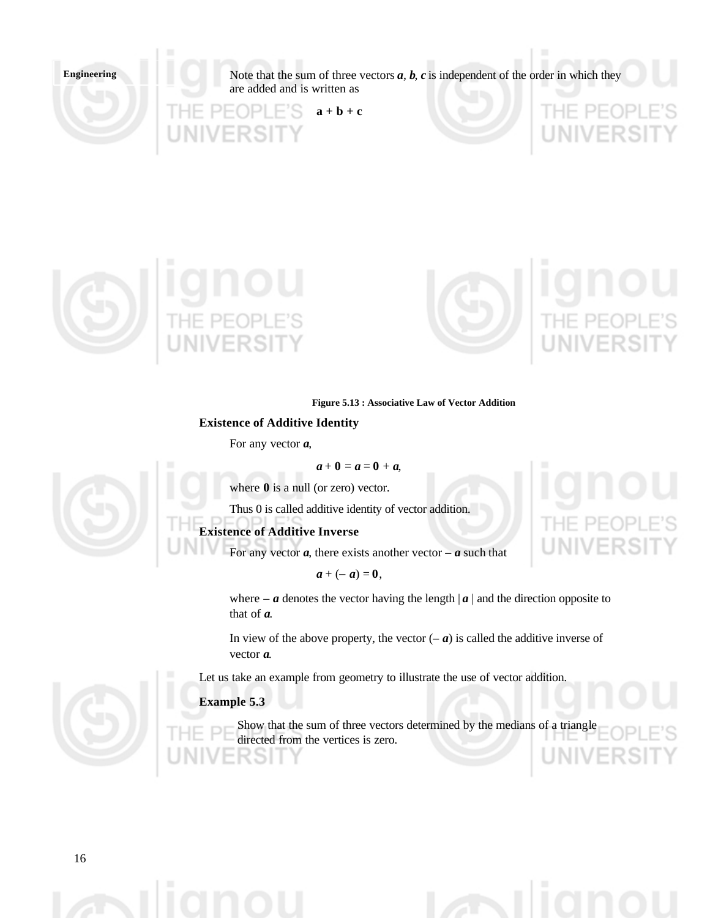Note that the sum of three vectors $\boldsymbol{a}$, $\boldsymbol{b}$, $\boldsymbol{c}$ is independent of the order in which they are added and is written as

$$\mathbf{a} + \mathbf{b} + \mathbf{c}$$

**Figure 5.13 : Associative Law of Vector Addition**

**Existence of Additive Identity**

For any vector $\boldsymbol{a}$,

$$\boldsymbol{a} + \mathbf{0} = \boldsymbol{a} = \mathbf{0} + \boldsymbol{a},$$

where $\mathbf{0}$ is a null (or zero) vector.

Thus 0 is called additive identity of vector addition.

**Existence of Additive Inverse**

For any vector $\boldsymbol{a}$, there exists another vector $-\boldsymbol{a}$ such that

$$\boldsymbol{a} + (-\boldsymbol{a}) = \mathbf{0},$$

where $-\boldsymbol{a}$ denotes the vector having the length $|\boldsymbol{a}|$ and the direction opposite to that of $\boldsymbol{a}$.

In view of the above property, the vector $(-\boldsymbol{a})$ is called the additive inverse of vector $\boldsymbol{a}$.

Let us take an example from geometry to illustrate the use of vector addition.

**Example 5.3**

Show that the sum of three vectors determined by the medians of a triangle directed from the vertices is zero.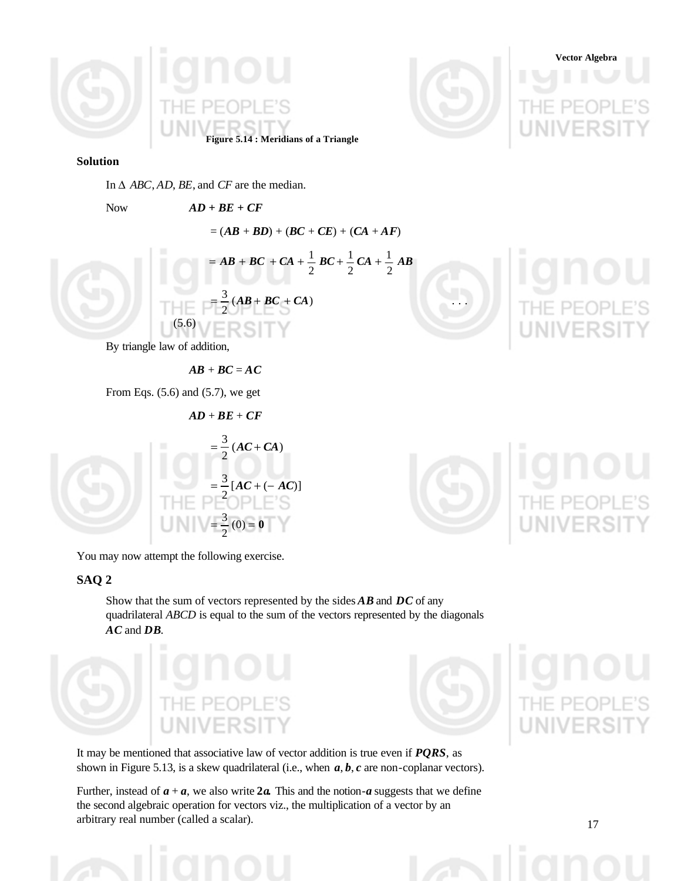Figure 5.14 : Meridians of a Triangle

**Solution**

In $\Delta$ *ABC*, *AD*, *BE*, and *CF* are the median.

Now $\quad \boldsymbol{AD} + \boldsymbol{BE} + \boldsymbol{CF}$

$$= (\boldsymbol{AB} + \boldsymbol{BD}) + (\boldsymbol{BC} + \boldsymbol{CE}) + (\boldsymbol{CA} + \boldsymbol{AF})$$

$$= \boldsymbol{AB} + \boldsymbol{BC} + \boldsymbol{CA} + \frac{1}{2}\,\boldsymbol{BC} + \frac{1}{2}\,\boldsymbol{CA} + \frac{1}{2}\,\boldsymbol{AB}$$

$$= \frac{3}{2}\,(\boldsymbol{AB} + \boldsymbol{BC} + \boldsymbol{CA}) \quad \ldots (5.6)$$

By triangle law of addition,

$$\boldsymbol{AB} + \boldsymbol{BC} = \boldsymbol{AC}$$

From Eqs. (5.6) and (5.7), we get

$$\boldsymbol{AD} + \boldsymbol{BE} + \boldsymbol{CF}$$

$$= \frac{3}{2}\,(\boldsymbol{AC} + \boldsymbol{CA})$$

$$= \frac{3}{2}\,[\boldsymbol{AC} + (-\,\boldsymbol{AC})]$$

$$= \frac{3}{2}\,(0) = \boldsymbol{0}$$

You may now attempt the following exercise.

### SAQ 2

Show that the sum of vectors represented by the sides $\boldsymbol{AB}$ and $\boldsymbol{DC}$ of any quadrilateral *ABCD* is equal to the sum of the vectors represented by the diagonals $\boldsymbol{AC}$ and $\boldsymbol{DB}$.

It may be mentioned that associative law of vector addition is true even if ***PQRS***, as shown in Figure 5.13, is a skew quadrilateral (i.e., when $\boldsymbol{a}, \boldsymbol{b}, \boldsymbol{c}$ are non-coplanar vectors).

Further, instead of $\boldsymbol{a} + \boldsymbol{a}$, we also write $\boldsymbol{2a}$. This and the notion $-\boldsymbol{a}$ suggests that we define the second algebraic operation for vectors viz., the multiplication of a vector by an arbitrary real number (called a scalar).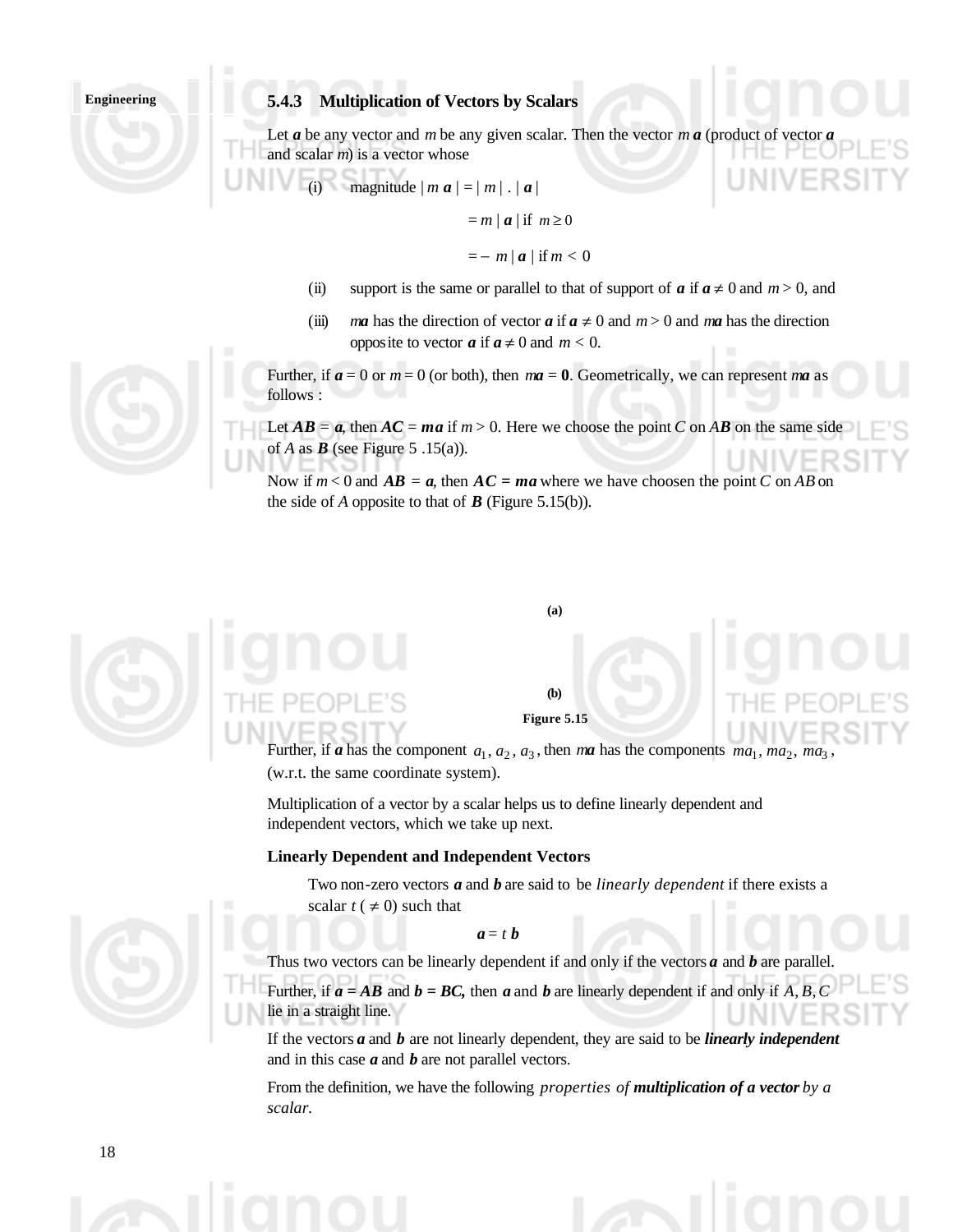### 5.4.3 Multiplication of Vectors by Scalars

Let $\boldsymbol{a}$ be any vector and $m$ be any given scalar. Then the vector $m\,\boldsymbol{a}$ (product of vector $\boldsymbol{a}$ and scalar $m$) is a vector whose

(i) magnitude $| m\,\boldsymbol{a} | = | m | \, . \, | \boldsymbol{a} |$

$$= m\,| \boldsymbol{a} | \text{ if } m \geq 0$$

$$= -\,m\,| \boldsymbol{a} | \text{ if } m < 0$$

(ii) support is the same or parallel to that of support of $\boldsymbol{a}$ if $\boldsymbol{a} \neq 0$ and $m > 0$, and

(iii) $m\boldsymbol{a}$ has the direction of vector $\boldsymbol{a}$ if $\boldsymbol{a} \neq 0$ and $m > 0$ and $m\boldsymbol{a}$ has the direction opposite to vector $\boldsymbol{a}$ if $\boldsymbol{a} \neq 0$ and $m < 0$.

Further, if $\boldsymbol{a} = 0$ or $m = 0$ (or both), then $m\boldsymbol{a} = \boldsymbol{0}$. Geometrically, we can represent $m\boldsymbol{a}$ as follows :

Let $\boldsymbol{AB} = \boldsymbol{a}$, then $\boldsymbol{AC} = m\boldsymbol{a}$ if $m > 0$. Here we choose the point $C$ on $\boldsymbol{AB}$ on the same side of $A$ as $\boldsymbol{B}$ (see Figure 5 .15(a)).

Now if $m < 0$ and $\boldsymbol{AB} = \boldsymbol{a}$, then $\boldsymbol{AC} = m\boldsymbol{a}$ where we have choosen the point $C$ on $AB$ on the side of $A$ opposite to that of $\boldsymbol{B}$ (Figure 5.15(b)).

(a)

(b)

Figure 5.15

Further, if $\boldsymbol{a}$ has the component $a_1, a_2, a_3$, then $m\boldsymbol{a}$ has the components $ma_1, ma_2, ma_3$, (w.r.t. the same coordinate system).

Multiplication of a vector by a scalar helps us to define linearly dependent and independent vectors, which we take up next.

**Linearly Dependent and Independent Vectors**

Two non-zero vectors $\boldsymbol{a}$ and $\boldsymbol{b}$ are said to be *linearly dependent* if there exists a scalar $t$ ( $\neq 0$) such that

$$\boldsymbol{a} = t\,\boldsymbol{b}$$

Thus two vectors can be linearly dependent if and only if the vectors $\boldsymbol{a}$ and $\boldsymbol{b}$ are parallel.

Further, if $\boldsymbol{a} = \boldsymbol{AB}$ and $\boldsymbol{b} = \boldsymbol{BC}$, then $\boldsymbol{a}$ and $\boldsymbol{b}$ are linearly dependent if and only if $A, B, C$ lie in a straight line.

If the vectors $\boldsymbol{a}$ and $\boldsymbol{b}$ are not linearly dependent, they are said to be ***linearly independent*** and in this case $\boldsymbol{a}$ and $\boldsymbol{b}$ are not parallel vectors.

From the definition, we have the following *properties of* **multiplication of a vector** *by a scalar.*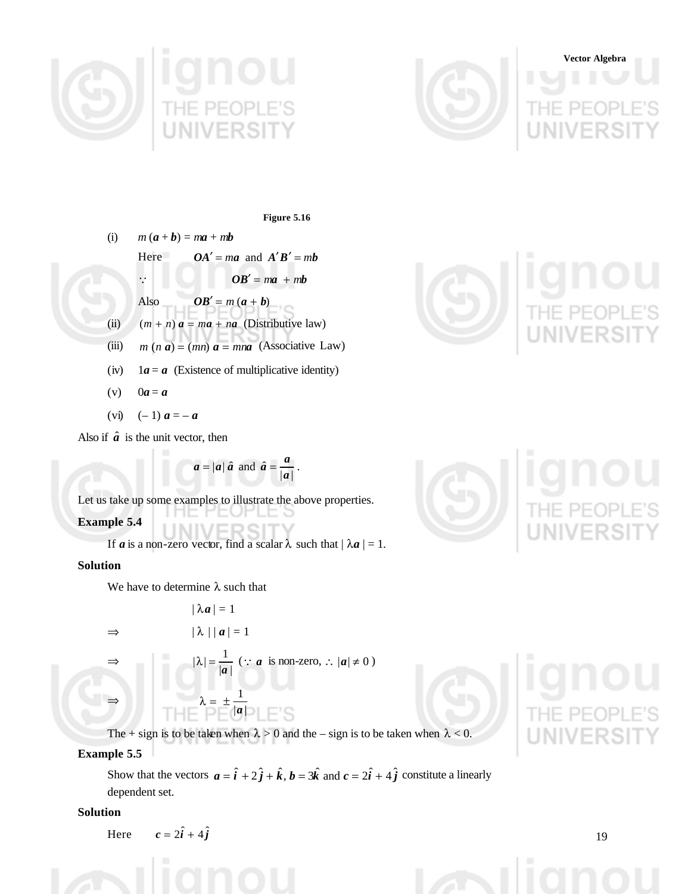Figure 5.16

(i) $m(\boldsymbol{a} + \boldsymbol{b}) = m\boldsymbol{a} + m\boldsymbol{b}$

Here $\boldsymbol{OA'} = m\boldsymbol{a}$ and $\boldsymbol{A'B'} = m\boldsymbol{b}$

$\because$ $\boldsymbol{OB'} = m\boldsymbol{a} + m\boldsymbol{b}$

Also $\boldsymbol{OB'} = m(\boldsymbol{a} + \boldsymbol{b})$

(ii) $(m + n)\,\boldsymbol{a} = m\boldsymbol{a} + n\boldsymbol{a}$ (Distributive law)

(iii) $m\,(n\,\boldsymbol{a}) = (mn)\,\boldsymbol{a} = mn\boldsymbol{a}$ (Associative Law)

(iv) $1\boldsymbol{a} = \boldsymbol{a}$ (Existence of multiplicative identity)

(v) $0\boldsymbol{a} = \boldsymbol{a}$

(vi) $(-1)\,\boldsymbol{a} = -\boldsymbol{a}$

Also if $\hat{\boldsymbol{a}}$ is the unit vector, then

$$\boldsymbol{a} = |\boldsymbol{a}|\,\hat{\boldsymbol{a}} \text{ and } \hat{\boldsymbol{a}} = \frac{\boldsymbol{a}}{|\boldsymbol{a}|}.$$

Let us take up some examples to illustrate the above properties.

**Example 5.4**

If $\boldsymbol{a}$ is a non-zero vector, find a scalar $\lambda$ such that $|\lambda\boldsymbol{a}| = 1$.

**Solution**

We have to determine $\lambda$ such that

$$|\lambda\boldsymbol{a}| = 1$$

$$\Rightarrow \quad |\lambda|\,|\boldsymbol{a}| = 1$$

$$\Rightarrow \quad |\lambda| = \frac{1}{|\boldsymbol{a}|} \quad (\because \boldsymbol{a} \text{ is non-zero, } \therefore |\boldsymbol{a}| \neq 0)$$

$$\Rightarrow \quad \lambda = \pm\frac{1}{|\boldsymbol{a}|}$$

The + sign is to be taken when $\lambda > 0$ and the – sign is to be taken when $\lambda < 0$.

**Example 5.5**

Show that the vectors $\boldsymbol{a} = \hat{\boldsymbol{i}} + 2\hat{\boldsymbol{j}} + \hat{\boldsymbol{k}}$, $\boldsymbol{b} = 3\hat{\boldsymbol{k}}$ and $\boldsymbol{c} = 2\hat{\boldsymbol{i}} + 4\hat{\boldsymbol{j}}$ constitute a linearly dependent set.

**Solution**

Here $\boldsymbol{c} = 2\hat{\boldsymbol{i}} + 4\hat{\boldsymbol{j}}$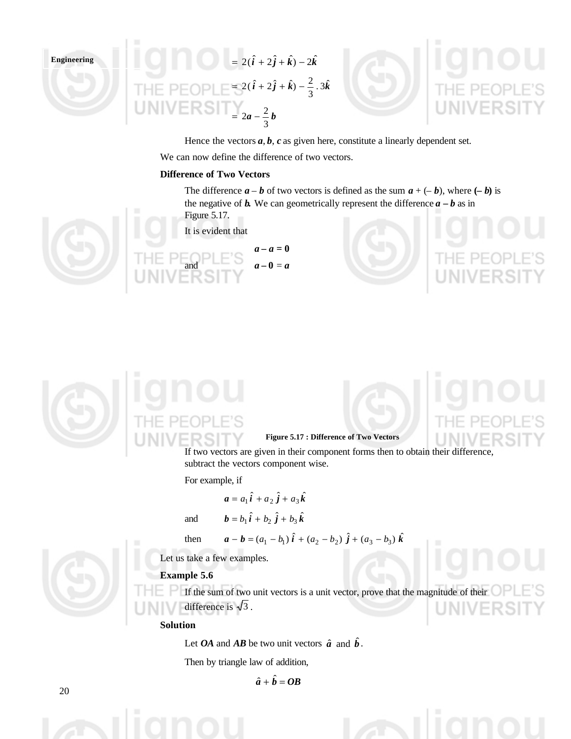$$= 2(\hat{i} + 2\hat{j} + \hat{k}) - 2\hat{k}$$

$$= 2(\hat{i} + 2\hat{j} + \hat{k}) - \frac{2}{3} . 3\hat{k}$$

$$= 2\boldsymbol{a} - \frac{2}{3}\boldsymbol{b}$$

Hence the vectors ***a***, ***b***, ***c*** as given here, constitute a linearly dependent set.

We can now define the difference of two vectors.

**Difference of Two Vectors**

The difference $\boldsymbol{a} - \boldsymbol{b}$ of two vectors is defined as the sum $\boldsymbol{a} + (-\boldsymbol{b})$, where $(-\boldsymbol{b})$ is the negative of ***b***. We can geometrically represent the difference $\boldsymbol{a} - \boldsymbol{b}$ as in Figure 5.17.

It is evident that

$$\boldsymbol{a} - \boldsymbol{a} = \boldsymbol{0}$$

and

$$\boldsymbol{a} - \boldsymbol{0} = \boldsymbol{a}$$

**Figure 5.17 : Difference of Two Vectors**

If two vectors are given in their component forms then to obtain their difference, subtract the vectors component wise.

For example, if

$$\boldsymbol{a} = a_1\hat{i} + a_2\hat{j} + a_3\hat{k}$$

and

$$\boldsymbol{b} = b_1\hat{i} + b_2\hat{j} + b_3\hat{k}$$

then

$$\boldsymbol{a} - \boldsymbol{b} = (a_1 - b_1)\hat{i} + (a_2 - b_2)\hat{j} + (a_3 - b_3)\hat{k}$$

Let us take a few examples.

**Example 5.6**

If the sum of two unit vectors is a unit vector, prove that the magnitude of their difference is $\sqrt{3}$.

**Solution**

Let ***OA*** and ***AB*** be two unit vectors $\hat{a}$ and $\hat{b}$.

Then by triangle law of addition,

$$\hat{a} + \hat{b} = \boldsymbol{OB}$$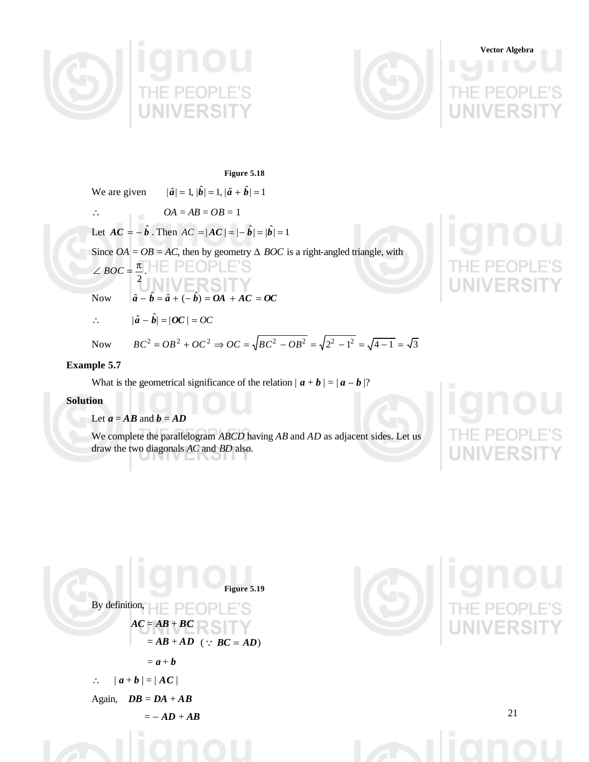Figure 5.18

We are given $|\hat{\boldsymbol{a}}| = 1, |\hat{\boldsymbol{b}}| = 1, |\hat{\boldsymbol{a}} + \hat{\boldsymbol{b}}| = 1$

$\therefore \quad OA = AB = OB = 1$

Let $\boldsymbol{AC} = -\hat{\boldsymbol{b}}$. Then $AC = |\boldsymbol{AC}| = |-\hat{\boldsymbol{b}}| = |\hat{\boldsymbol{b}}| = 1$

Since $OA = OB = AC$, then by geometry $\Delta$ $BOC$ is a right-angled triangle, with $\angle BOC = \dfrac{\pi}{2}$.

Now $\quad \hat{\boldsymbol{a}} - \hat{\boldsymbol{b}} = \hat{\boldsymbol{a}} + (-\hat{\boldsymbol{b}}) = \boldsymbol{OA} + \boldsymbol{AC} = \boldsymbol{OC}$

$\therefore \quad |\hat{\boldsymbol{a}} - \hat{\boldsymbol{b}}| = |\boldsymbol{OC}| = OC$

Now $\quad BC^2 = OB^2 + OC^2 \Rightarrow OC = \sqrt{BC^2 - OB^2} = \sqrt{2^2 - 1^2} = \sqrt{4-1} = \sqrt{3}$

**Example 5.7**

What is the geometrical significance of the relation $|\boldsymbol{a} + \boldsymbol{b}| = |\boldsymbol{a} - \boldsymbol{b}|$?

**Solution**

Let $\boldsymbol{a} = \boldsymbol{AB}$ and $\boldsymbol{b} = \boldsymbol{AD}$

We complete the parallelogram *ABCD* having *AB* and *AD* as adjacent sides. Let us draw the two diagonals *AC* and *BD* also.

Figure 5.19

By definition,

$$\boldsymbol{AC} = \boldsymbol{AB} + \boldsymbol{BC}$$

$$= \boldsymbol{AB} + \boldsymbol{AD} \quad (\because \ \boldsymbol{BC} = \boldsymbol{AD})$$

$$= \boldsymbol{a} + \boldsymbol{b}$$

$\therefore \quad |\boldsymbol{a} + \boldsymbol{b}| = |\boldsymbol{AC}|$

Again, $\quad \boldsymbol{DB} = \boldsymbol{DA} + \boldsymbol{AB}$

$$= -\boldsymbol{AD} + \boldsymbol{AB}$$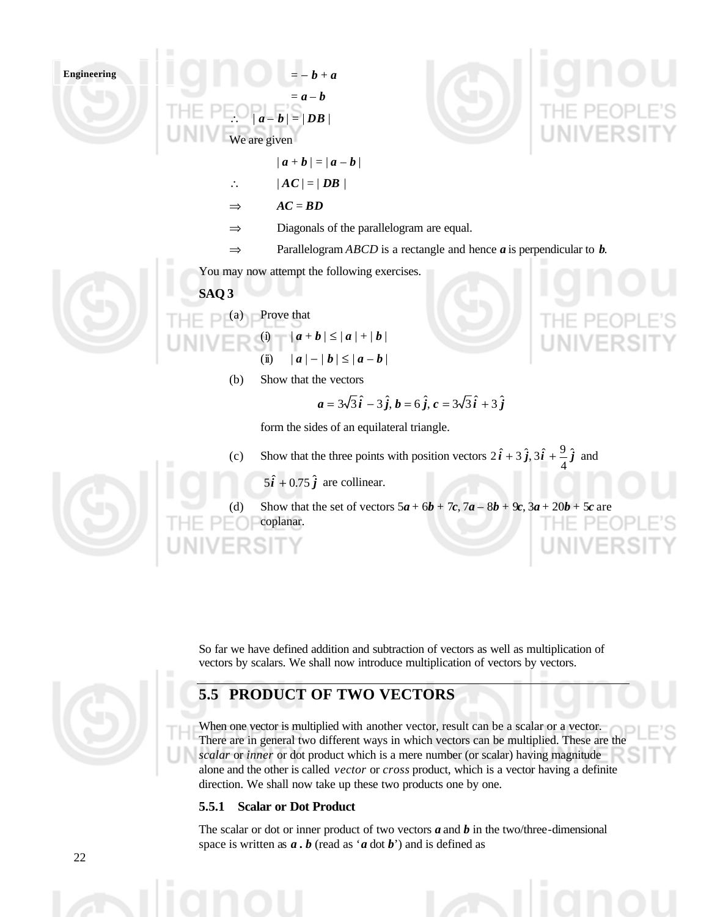$= - \boldsymbol{b} + \boldsymbol{a}$

$= \boldsymbol{a} - \boldsymbol{b}$

$\therefore \quad | \boldsymbol{a} - \boldsymbol{b} | = | \boldsymbol{DB} |$

We are given

$| \boldsymbol{a} + \boldsymbol{b} | = | \boldsymbol{a} - \boldsymbol{b} |$

$\therefore \quad | \boldsymbol{AC} | = | \boldsymbol{DB} |$

$\Rightarrow \quad \boldsymbol{AC} = \boldsymbol{BD}$

$\Rightarrow$ Diagonals of the parallelogram are equal.

$\Rightarrow$ Parallelogram *ABCD* is a rectangle and hence $\boldsymbol{a}$ is perpendicular to $\boldsymbol{b}$.

You may now attempt the following exercises.

**SAQ 3**

(a) Prove that

(i) $| \boldsymbol{a} + \boldsymbol{b} | \leq | \boldsymbol{a} | + | \boldsymbol{b} |$

(ii) $| \boldsymbol{a} | - | \boldsymbol{b} | \leq | \boldsymbol{a} - \boldsymbol{b} |$

(b) Show that the vectors

$$\boldsymbol{a} = 3\sqrt{3}\,\hat{\boldsymbol{i}} - 3\,\hat{\boldsymbol{j}},\ \boldsymbol{b} = 6\,\hat{\boldsymbol{j}},\ \boldsymbol{c} = 3\sqrt{3}\,\hat{\boldsymbol{i}} + 3\,\hat{\boldsymbol{j}}$$

form the sides of an equilateral triangle.

(c) Show that the three points with position vectors $2\,\hat{\boldsymbol{i}} + 3\,\hat{\boldsymbol{j}},\ 3\hat{\boldsymbol{i}} + \frac{9}{4}\,\hat{\boldsymbol{j}}$ and $5\hat{\boldsymbol{i}} + 0.75\,\hat{\boldsymbol{j}}$ are collinear.

(d) Show that the set of vectors $5\boldsymbol{a} + 6\boldsymbol{b} + 7\boldsymbol{c}$, $7\boldsymbol{a} - 8\boldsymbol{b} + 9\boldsymbol{c}$, $3\boldsymbol{a} + 20\boldsymbol{b} + 5\boldsymbol{c}$ are coplanar.

So far we have defined addition and subtraction of vectors as well as multiplication of vectors by scalars. We shall now introduce multiplication of vectors by vectors.

## 5.5 PRODUCT OF TWO VECTORS

When one vector is multiplied with another vector, result can be a scalar or a vector. There are in general two different ways in which vectors can be multiplied. These are the *scalar* or *inner* or dot product which is a mere number (or scalar) having magnitude alone and the other is called *vector* or *cross* product, which is a vector having a definite direction. We shall now take up these two products one by one.

### 5.5.1 Scalar or Dot Product

The scalar or dot or inner product of two vectors $\boldsymbol{a}$ and $\boldsymbol{b}$ in the two/three-dimensional space is written as $\boldsymbol{a} \cdot \boldsymbol{b}$ (read as '$\boldsymbol{a}$ dot $\boldsymbol{b}$') and is defined as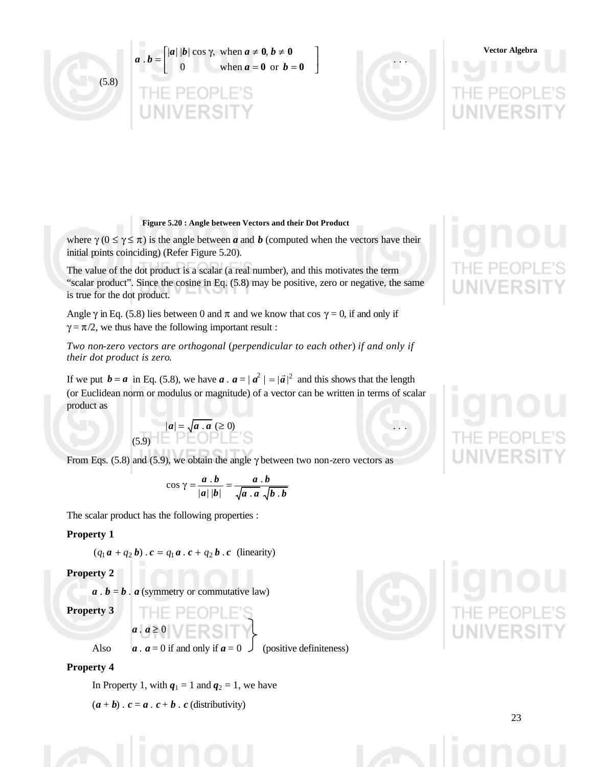$$\boldsymbol{a} \cdot \boldsymbol{b} = \begin{bmatrix} |\boldsymbol{a}|\,|\boldsymbol{b}| \cos \gamma, & \text{when } \boldsymbol{a} \neq \boldsymbol{0}, \boldsymbol{b} \neq \boldsymbol{0} \\ 0 & \text{when } \boldsymbol{a} = \boldsymbol{0} \text{ or } \boldsymbol{b} = \boldsymbol{0} \end{bmatrix} \quad \ldots (5.8)$$

**Figure 5.20 : Angle between Vectors and their Dot Product**

where $\gamma$ $(0 \leq \gamma \leq \pi)$ is the angle between $\boldsymbol{a}$ and $\boldsymbol{b}$ (computed when the vectors have their initial points coinciding) (Refer Figure 5.20).

The value of the dot product is a scalar (a real number), and this motivates the term "scalar product". Since the cosine in Eq. (5.8) may be positive, zero or negative, the same is true for the dot product.

Angle $\gamma$ in Eq. (5.8) lies between 0 and $\pi$ and we know that $\cos \gamma = 0$, if and only if $\gamma = \pi/2$, we thus have the following important result :

*Two non-zero vectors are orthogonal (perpendicular to each other) if and only if their dot product is zero.*

If we put $\boldsymbol{b} = \boldsymbol{a}$ in Eq. (5.8), we have $\boldsymbol{a} \cdot \boldsymbol{a} = |\boldsymbol{a}^2| = |\vec{a}|^2$ and this shows that the length (or Euclidean norm or modulus or magnitude) of a vector can be written in terms of scalar product as

$$|\boldsymbol{a}| = \sqrt{\boldsymbol{a} \cdot \boldsymbol{a}} \ (\geq 0) \quad \ldots (5.9)$$

From Eqs. (5.8) and (5.9), we obtain the angle $\gamma$ between two non-zero vectors as

$$\cos \gamma = \frac{\boldsymbol{a} \cdot \boldsymbol{b}}{|\boldsymbol{a}|\,|\boldsymbol{b}|} = \frac{\boldsymbol{a} \cdot \boldsymbol{b}}{\sqrt{\boldsymbol{a} \cdot \boldsymbol{a}}\,\sqrt{\boldsymbol{b} \cdot \boldsymbol{b}}}$$

The scalar product has the following properties :

**Property 1**

$(q_1 \boldsymbol{a} + q_2 \boldsymbol{b}) \cdot \boldsymbol{c} = q_1 \boldsymbol{a} \cdot \boldsymbol{c} + q_2 \boldsymbol{b} \cdot \boldsymbol{c}$ (linearity)

**Property 2**

$\boldsymbol{a} \cdot \boldsymbol{b} = \boldsymbol{b} \cdot \boldsymbol{a}$ (symmetry or commutative law)

**Property 3**

$$\left.\begin{array}{l} \boldsymbol{a} \cdot \boldsymbol{a} \geq 0 \\ \text{Also} \quad \boldsymbol{a} \cdot \boldsymbol{a} = 0 \text{ if and only if } \boldsymbol{a} = 0 \end{array}\right\} \text{(positive definiteness)}$$

**Property 4**

In Property 1, with $q_1 = 1$ and $q_2 = 1$, we have

$(\boldsymbol{a} + \boldsymbol{b}) \cdot \boldsymbol{c} = \boldsymbol{a} \cdot \boldsymbol{c} + \boldsymbol{b} \cdot \boldsymbol{c}$ (distributivity)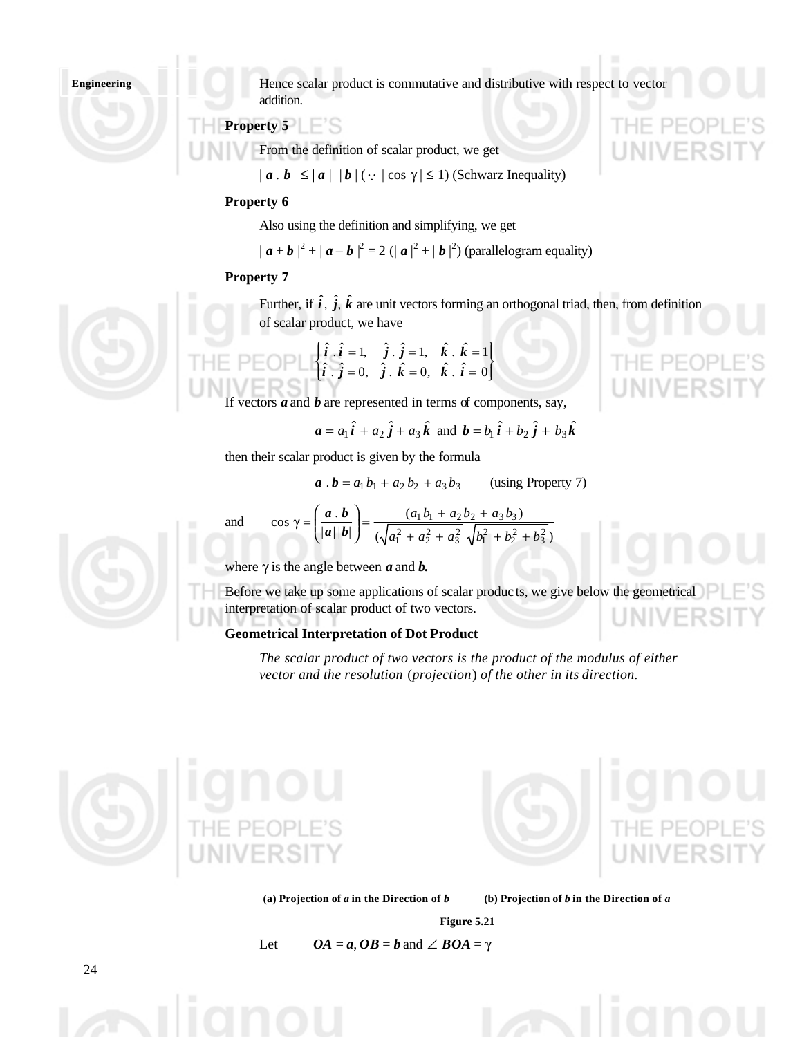Hence scalar product is commutative and distributive with respect to vector addition.

**Property 5**

From the definition of scalar product, we get

$|\boldsymbol{a} \cdot \boldsymbol{b}| \leq |\boldsymbol{a}|\ |\boldsymbol{b}|$ ($\because$ $|\cos \gamma| \leq 1$) (Schwarz Inequality)

**Property 6**

Also using the definition and simplifying, we get

$|\boldsymbol{a} + \boldsymbol{b}|^2 + |\boldsymbol{a} - \boldsymbol{b}|^2 = 2\,(|\boldsymbol{a}|^2 + |\boldsymbol{b}|^2)$ (parallelogram equality)

**Property 7**

Further, if $\hat{\boldsymbol{i}}, \hat{\boldsymbol{j}}, \hat{\boldsymbol{k}}$ are unit vectors forming an orthogonal triad, then, from definition of scalar product, we have

$$\left\{ \begin{matrix} \hat{\boldsymbol{i}} \cdot \hat{\boldsymbol{i}} = 1, & \hat{\boldsymbol{j}} \cdot \hat{\boldsymbol{j}} = 1, & \hat{\boldsymbol{k}} \cdot \hat{\boldsymbol{k}} = 1 \\ \hat{\boldsymbol{i}} \cdot \hat{\boldsymbol{j}} = 0, & \hat{\boldsymbol{j}} \cdot \hat{\boldsymbol{k}} = 0, & \hat{\boldsymbol{k}} \cdot \hat{\boldsymbol{i}} = 0 \end{matrix} \right\}$$

If vectors $\boldsymbol{a}$ and $\boldsymbol{b}$ are represented in terms of components, say,

$$\boldsymbol{a} = a_1 \hat{\boldsymbol{i}} + a_2 \hat{\boldsymbol{j}} + a_3 \hat{\boldsymbol{k}} \text{ and } \boldsymbol{b} = b_1 \hat{\boldsymbol{i}} + b_2 \hat{\boldsymbol{j}} + b_3 \hat{\boldsymbol{k}}$$

then their scalar product is given by the formula

$$\boldsymbol{a} \cdot \boldsymbol{b} = a_1 b_1 + a_2 b_2 + a_3 b_3 \qquad \text{(using Property 7)}$$

and
$$\cos \gamma = \left( \frac{\boldsymbol{a} \cdot \boldsymbol{b}}{|\boldsymbol{a}|\,|\boldsymbol{b}|} \right) = \frac{(a_1 b_1 + a_2 b_2 + a_3 b_3)}{(\sqrt{a_1^2 + a_2^2 + a_3^2}\ \sqrt{b_1^2 + b_2^2 + b_3^2})}$$

where $\gamma$ is the angle between $\boldsymbol{a}$ and $\boldsymbol{b}$.

Before we take up some applications of scalar products, we give below the geometrical interpretation of scalar product of two vectors.

**Geometrical Interpretation of Dot Product**

*The scalar product of two vectors is the product of the modulus of either vector and the resolution (projection) of the other in its direction.*

**(a) Projection of *a* in the Direction of *b*** &nbsp;&nbsp;&nbsp;&nbsp; **(b) Projection of *b* in the Direction of *a***

**Figure 5.21**

Let $\quad \boldsymbol{OA} = \boldsymbol{a}, \boldsymbol{OB} = \boldsymbol{b}$ and $\angle\, \boldsymbol{BOA} = \gamma$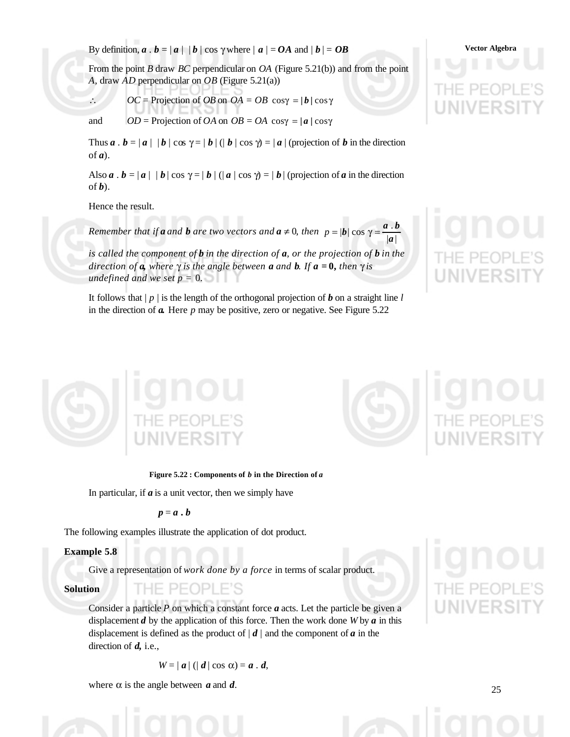By definition, $\boldsymbol{a} \cdot \boldsymbol{b} = |\boldsymbol{a}|\ |\boldsymbol{b}| \cos \gamma$ where $|\boldsymbol{a}| = \boldsymbol{OA}$ and $|\boldsymbol{b}| = \boldsymbol{OB}$

From the point $B$ draw $BC$ perpendicular on $OA$ (Figure 5.21(b)) and from the point $A$, draw $AD$ perpendicular on $OB$ (Figure 5.21(a))

$\therefore$ $\quad OC$ = Projection of $OB$ on $OA = OB \cos\gamma = |\boldsymbol{b}| \cos\gamma$

and $\quad OD$ = Projection of $OA$ on $OB = OA \cos\gamma = |\boldsymbol{a}| \cos\gamma$

Thus $\boldsymbol{a} \cdot \boldsymbol{b} = |\boldsymbol{a}|\ |\boldsymbol{b}| \cos \gamma = |\boldsymbol{b}|\,(|\boldsymbol{b}| \cos \gamma) = |\boldsymbol{a}|$ (projection of $\boldsymbol{b}$ in the direction of $\boldsymbol{a}$).

Also $\boldsymbol{a} \cdot \boldsymbol{b} = |\boldsymbol{a}|\ |\boldsymbol{b}| \cos \gamma = |\boldsymbol{b}|\,(|\boldsymbol{a}| \cos \gamma) = |\boldsymbol{b}|$ (projection of $\boldsymbol{a}$ in the direction of $\boldsymbol{b}$).

Hence the result.

*Remember that if* $\boldsymbol{a}$ *and* $\boldsymbol{b}$ *are two vectors and* $\boldsymbol{a} \neq 0$, *then* $p = |\boldsymbol{b}| \cos \gamma = \dfrac{\boldsymbol{a} \cdot \boldsymbol{b}}{|\boldsymbol{a}|}$

*is called the component of* $\boldsymbol{b}$ *in the direction of* $\boldsymbol{a}$, *or the projection of* $\boldsymbol{b}$ *in the direction of* $\boldsymbol{a}$, *where* $\gamma$ *is the angle between* $\boldsymbol{a}$ *and* $\boldsymbol{b}$. *If* $\boldsymbol{a} = \boldsymbol{0}$, *then* $\gamma$ *is undefined and we set* $p = 0$.

It follows that $|p|$ is the length of the orthogonal projection of $\boldsymbol{b}$ on a straight line $l$ in the direction of $\boldsymbol{a}$. Here $p$ may be positive, zero or negative. See Figure 5.22

**Figure 5.22 : Components of $b$ in the Direction of $a$**

In particular, if $\boldsymbol{a}$ is a unit vector, then we simply have

$$p = \boldsymbol{a} \cdot \boldsymbol{b}$$

The following examples illustrate the application of dot product.

**Example 5.8**

Give a representation of *work done by a force* in terms of scalar product.

**Solution**

Consider a particle $P$ on which a constant force $\boldsymbol{a}$ acts. Let the particle be given a displacement $\boldsymbol{d}$ by the application of this force. Then the work done $W$ by $\boldsymbol{a}$ in this displacement is defined as the product of $|\boldsymbol{d}|$ and the component of $\boldsymbol{a}$ in the direction of $\boldsymbol{d}$, i.e.,

$$W = |\boldsymbol{a}|\,(|\boldsymbol{d}| \cos \alpha) = \boldsymbol{a} \cdot \boldsymbol{d},$$

where $\alpha$ is the angle between $\boldsymbol{a}$ and $\boldsymbol{d}$.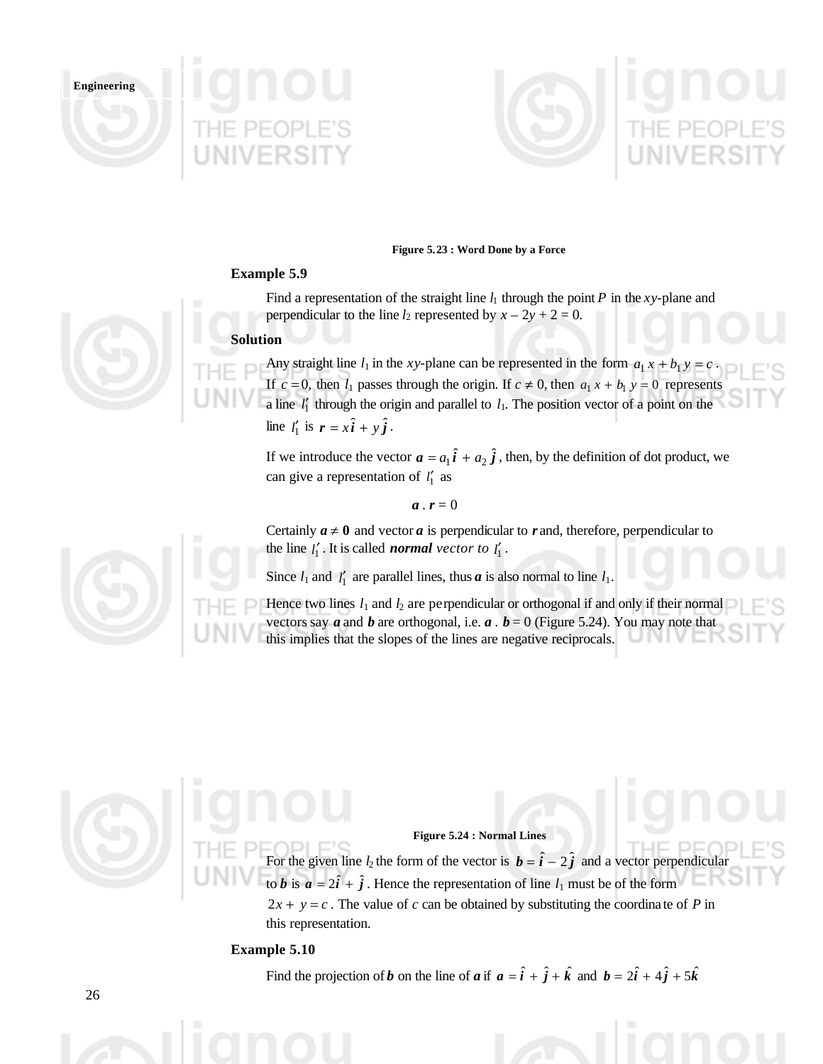Figure 5.23 : Word Done by a Force

**Example 5.9**

Find a representation of the straight line $l_1$ through the point $P$ in the $xy$-plane and perpendicular to the line $l_2$ represented by $x - 2y + 2 = 0$.

**Solution**

Any straight line $l_1$ in the $xy$-plane can be represented in the form $a_1\, x + b_1\, y = c$. If $c = 0$, then $l_1$ passes through the origin. If $c \neq 0$, then $a_1\, x + b_1\, y = 0$ represents a line $l_1'$ through the origin and parallel to $l_1$. The position vector of a point on the line $l_1'$ is $\boldsymbol{r} = x\hat{\boldsymbol{i}} + y\hat{\boldsymbol{j}}$.

If we introduce the vector $\boldsymbol{a} = a_1 \hat{\boldsymbol{i}} + a_2 \hat{\boldsymbol{j}}$, then, by the definition of dot product, we can give a representation of $l_1'$ as

$$\boldsymbol{a} \, . \, \boldsymbol{r} = 0$$

Certainly $\boldsymbol{a} \neq \boldsymbol{0}$ and vector $\boldsymbol{a}$ is perpendicular to $\boldsymbol{r}$ and, therefore, perpendicular to the line $l_1'$. It is called ***normal*** *vector to* $l_1'$.

Since $l_1$ and $l_1'$ are parallel lines, thus $\boldsymbol{a}$ is also normal to line $l_1$.

Hence two lines $l_1$ and $l_2$ are perpendicular or orthogonal if and only if their normal vectors say $\boldsymbol{a}$ and $\boldsymbol{b}$ are orthogonal, i.e. $\boldsymbol{a} \, . \, \boldsymbol{b} = 0$ (Figure 5.24). You may note that this implies that the slopes of the lines are negative reciprocals.

Figure 5.24 : Normal Lines

For the given line $l_2$ the form of the vector is $\boldsymbol{b} = \hat{\boldsymbol{i}} - 2\hat{\boldsymbol{j}}$ and a vector perpendicular to $\boldsymbol{b}$ is $\boldsymbol{a} = 2\hat{\boldsymbol{i}} + \hat{\boldsymbol{j}}$. Hence the representation of line $l_1$ must be of the form $2x + y = c$. The value of $c$ can be obtained by substituting the coordinate of $P$ in this representation.

**Example 5.10**

Find the projection of $\boldsymbol{b}$ on the line of $\boldsymbol{a}$ if $\boldsymbol{a} = \hat{\boldsymbol{i}} + \hat{\boldsymbol{j}} + \hat{\boldsymbol{k}}$ and $\boldsymbol{b} = 2\hat{\boldsymbol{i}} + 4\hat{\boldsymbol{j}} + 5\hat{\boldsymbol{k}}$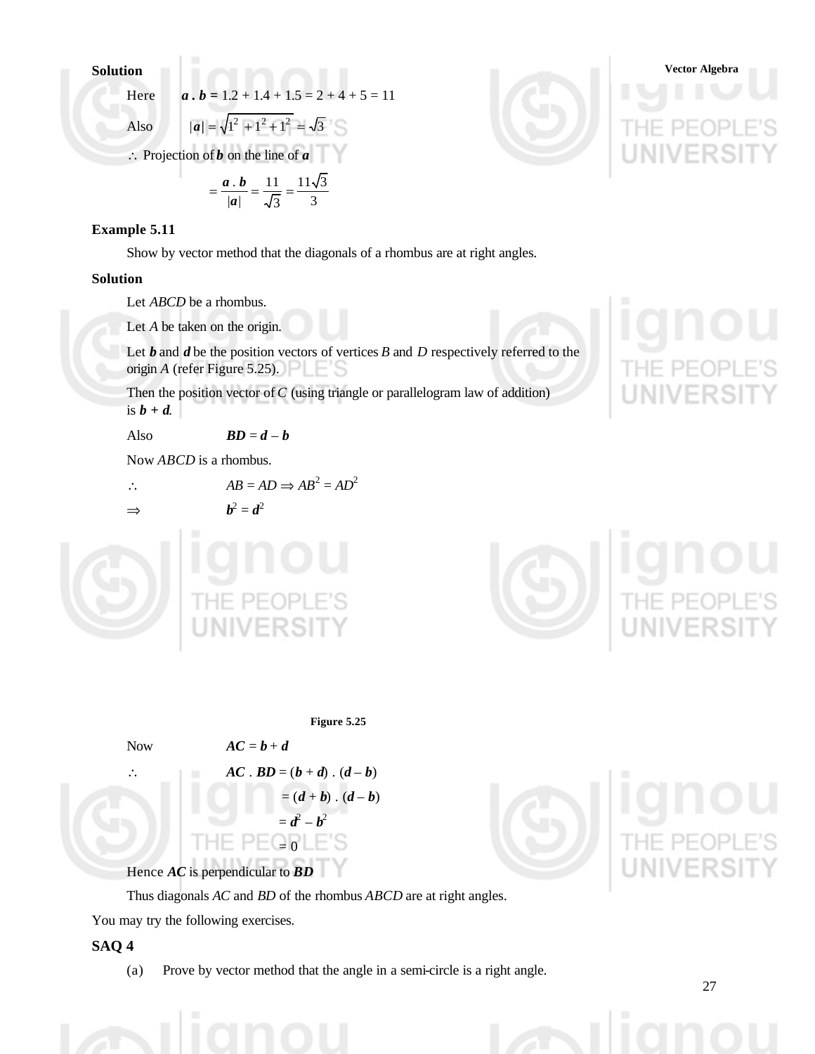**Solution**

Here $\boldsymbol{a} \cdot \boldsymbol{b} = 1.2 + 1.4 + 1.5 = 2 + 4 + 5 = 11$

Also $|\boldsymbol{a}| = \sqrt{1^2 + 1^2 + 1^2} = \sqrt{3}$

$\therefore$ Projection of $\boldsymbol{b}$ on the line of $\boldsymbol{a}$

$$= \frac{\boldsymbol{a} \cdot \boldsymbol{b}}{|\boldsymbol{a}|} = \frac{11}{\sqrt{3}} = \frac{11\sqrt{3}}{3}$$

**Example 5.11**

Show by vector method that the diagonals of a rhombus are at right angles.

**Solution**

Let *ABCD* be a rhombus.

Let *A* be taken on the origin.

Let $\boldsymbol{b}$ and $\boldsymbol{d}$ be the position vectors of vertices *B* and *D* respectively referred to the origin *A* (refer Figure 5.25).

Then the position vector of *C* (using triangle or parallelogram law of addition) is $\boldsymbol{b} + \boldsymbol{d}$.

Also $\boldsymbol{BD} = \boldsymbol{d} - \boldsymbol{b}$

Now *ABCD* is a rhombus.

$\therefore \quad AB = AD \Rightarrow AB^2 = AD^2$

$\Rightarrow \quad \boldsymbol{b}^2 = \boldsymbol{d}^2$

Figure 5.25

Now $\boldsymbol{AC} = \boldsymbol{b} + \boldsymbol{d}$

$$\therefore \quad \boldsymbol{AC} \cdot \boldsymbol{BD} = (\boldsymbol{b} + \boldsymbol{d}) \cdot (\boldsymbol{d} - \boldsymbol{b})$$
$$= (\boldsymbol{d} + \boldsymbol{b}) \cdot (\boldsymbol{d} - \boldsymbol{b})$$
$$= \boldsymbol{d}^2 - \boldsymbol{b}^2$$
$$= 0$$

Hence $\boldsymbol{AC}$ is perpendicular to $\boldsymbol{BD}$

Thus diagonals *AC* and *BD* of the rhombus *ABCD* are at right angles.

You may try the following exercises.

**SAQ 4**

(a) Prove by vector method that the angle in a semi-circle is a right angle.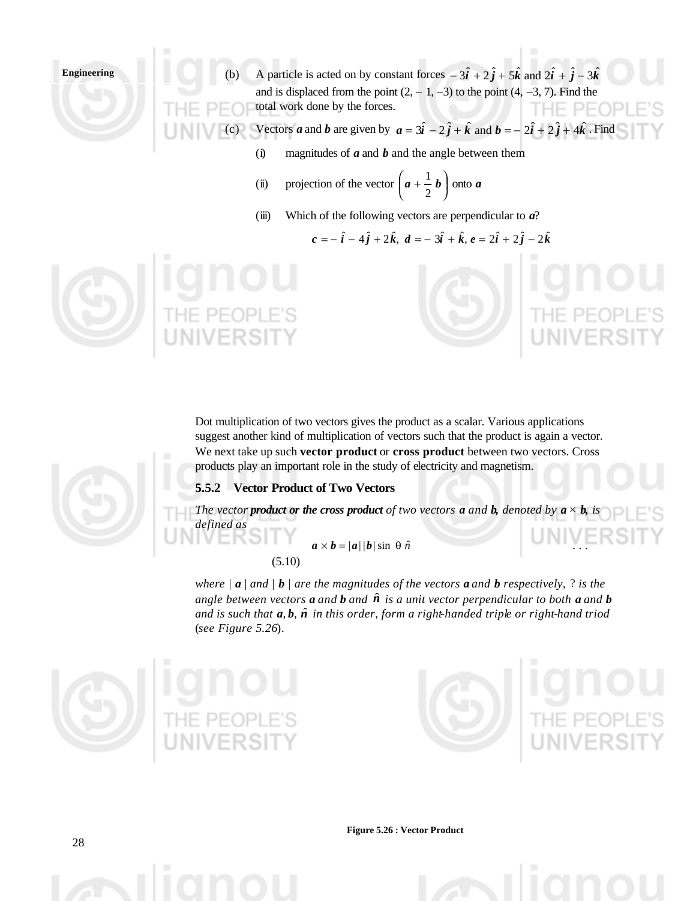(b) A particle is acted on by constant forces $-3\hat{i} + 2\hat{j} + 5\hat{k}$ and $2\hat{i} + \hat{j} - 3\hat{k}$ and is displaced from the point (2, – 1, –3) to the point (4, –3, 7). Find the total work done by the forces.

(c) Vectors $\boldsymbol{a}$ and $\boldsymbol{b}$ are given by $\boldsymbol{a} = 3\hat{i} - 2\hat{j} + \hat{k}$ and $\boldsymbol{b} = -2\hat{i} + 2\hat{j} + 4\hat{k}$. Find

(i) magnitudes of $\boldsymbol{a}$ and $\boldsymbol{b}$ and the angle between them

(ii) projection of the vector $\left(\boldsymbol{a} + \frac{1}{2}\boldsymbol{b}\right)$ onto $\boldsymbol{a}$

(iii) Which of the following vectors are perpendicular to $\boldsymbol{a}$?

$$\boldsymbol{c} = -\hat{i} - 4\hat{j} + 2\hat{k},\ \boldsymbol{d} = -3\hat{i} + \hat{k},\ \boldsymbol{e} = 2\hat{i} + 2\hat{j} - 2\hat{k}$$

Dot multiplication of two vectors gives the product as a scalar. Various applications suggest another kind of multiplication of vectors such that the product is again a vector. We next take up such **vector product** or **cross product** between two vectors. Cross products play an important role in the study of electricity and magnetism.

### 5.5.2 Vector Product of Two Vectors

*The vector* ***product or the cross product*** *of two vectors* $\boldsymbol{a}$ *and* $\boldsymbol{b}$*, denoted by* $\boldsymbol{a} \times \boldsymbol{b}$*, is defined as*

$$\boldsymbol{a} \times \boldsymbol{b} = |\boldsymbol{a}|\,|\boldsymbol{b}| \sin\theta\ \hat{n} \qquad \ldots (5.10)$$

*where* $|\boldsymbol{a}|$ *and* $|\boldsymbol{b}|$ *are the magnitudes of the vectors* $\boldsymbol{a}$ *and* $\boldsymbol{b}$ *respectively,* ? *is the angle between vectors* $\boldsymbol{a}$ *and* $\boldsymbol{b}$ *and* $\hat{\boldsymbol{n}}$ *is a unit vector perpendicular to both* $\boldsymbol{a}$ *and* $\boldsymbol{b}$ *and is such that* $\boldsymbol{a}, \boldsymbol{b}, \hat{\boldsymbol{n}}$ *in this order, form a right-handed triple or right-hand triod* (*see Figure 5.26*).

**Figure 5.26 : Vector Product**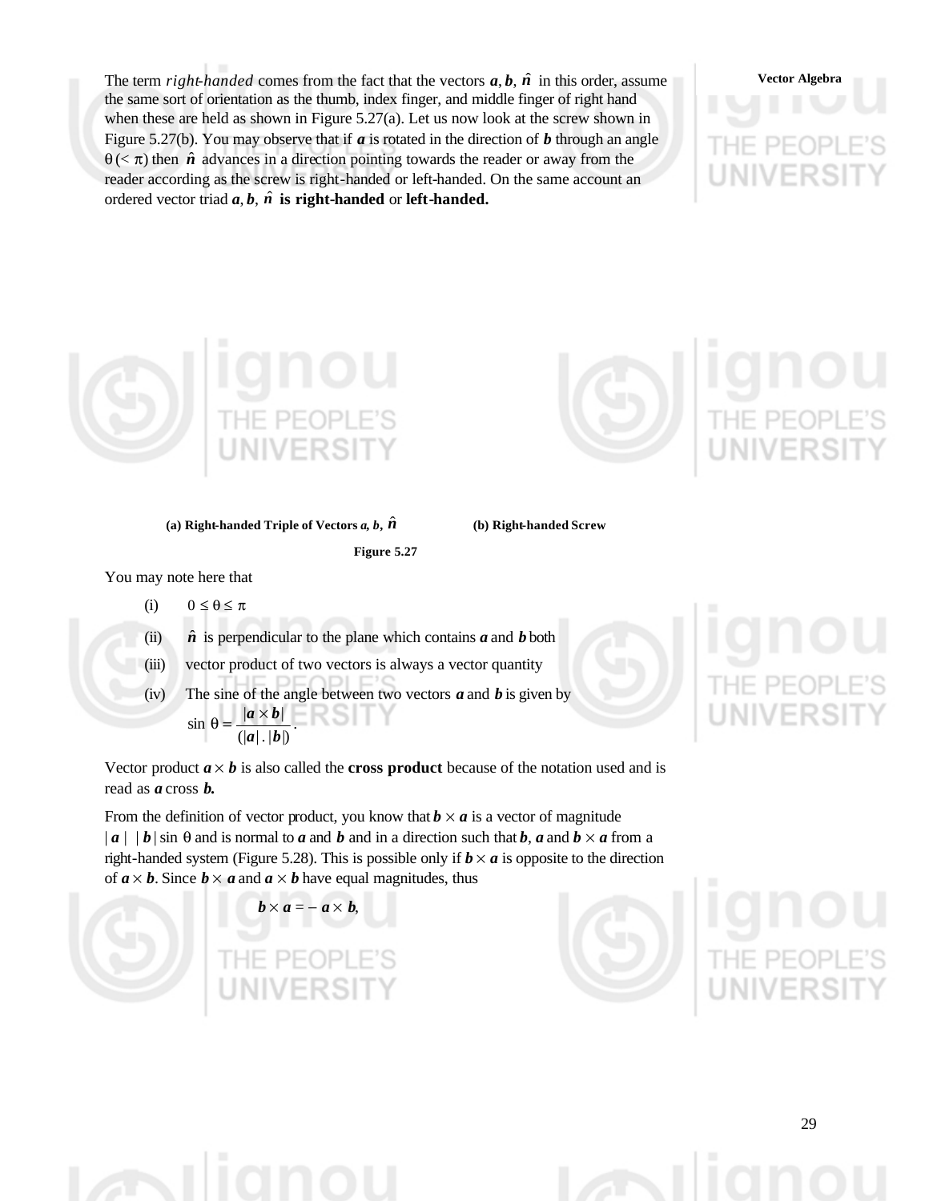The term *right-handed* comes from the fact that the vectors $\boldsymbol{a}, \boldsymbol{b}, \hat{\boldsymbol{n}}$ in this order, assume the same sort of orientation as the thumb, index finger, and middle finger of right hand when these are held as shown in Figure 5.27(a). Let us now look at the screw shown in Figure 5.27(b). You may observe that if $\boldsymbol{a}$ is rotated in the direction of $\boldsymbol{b}$ through an angle $\theta\,(< \pi)$ then $\hat{\boldsymbol{n}}$ advances in a direction pointing towards the reader or away from the reader according as the screw is right-handed or left-handed. On the same account an ordered vector triad $\boldsymbol{a}, \boldsymbol{b}, \hat{\boldsymbol{n}}$ **is right-handed** or **left-handed.**

**(a) Right-handed Triple of Vectors $\boldsymbol{a}, \boldsymbol{b}, \hat{\boldsymbol{n}}$** **(b) Right-handed Screw**

**Figure 5.27**

You may note here that

(i) $0 \leq \theta \leq \pi$

(ii) $\hat{\boldsymbol{n}}$ is perpendicular to the plane which contains $\boldsymbol{a}$ and $\boldsymbol{b}$ both

(iii) vector product of two vectors is always a vector quantity

(iv) The sine of the angle between two vectors $\boldsymbol{a}$ and $\boldsymbol{b}$ is given by $\sin\theta = \dfrac{|\boldsymbol{a} \times \boldsymbol{b}|}{(|\boldsymbol{a}|\,.\,|\boldsymbol{b}|)}$.

Vector product $\boldsymbol{a} \times \boldsymbol{b}$ is also called the **cross product** because of the notation used and is read as $\boldsymbol{a}$ cross $\boldsymbol{b}$.

From the definition of vector product, you know that $\boldsymbol{b} \times \boldsymbol{a}$ is a vector of magnitude $|\boldsymbol{a}|\ |\boldsymbol{b}| \sin\theta$ and is normal to $\boldsymbol{a}$ and $\boldsymbol{b}$ and in a direction such that $\boldsymbol{b}$, $\boldsymbol{a}$ and $\boldsymbol{b} \times \boldsymbol{a}$ from a right-handed system (Figure 5.28). This is possible only if $\boldsymbol{b} \times \boldsymbol{a}$ is opposite to the direction of $\boldsymbol{a} \times \boldsymbol{b}$. Since $\boldsymbol{b} \times \boldsymbol{a}$ and $\boldsymbol{a} \times \boldsymbol{b}$ have equal magnitudes, thus

$$\boldsymbol{b} \times \boldsymbol{a} = -\,\boldsymbol{a} \times \boldsymbol{b},$$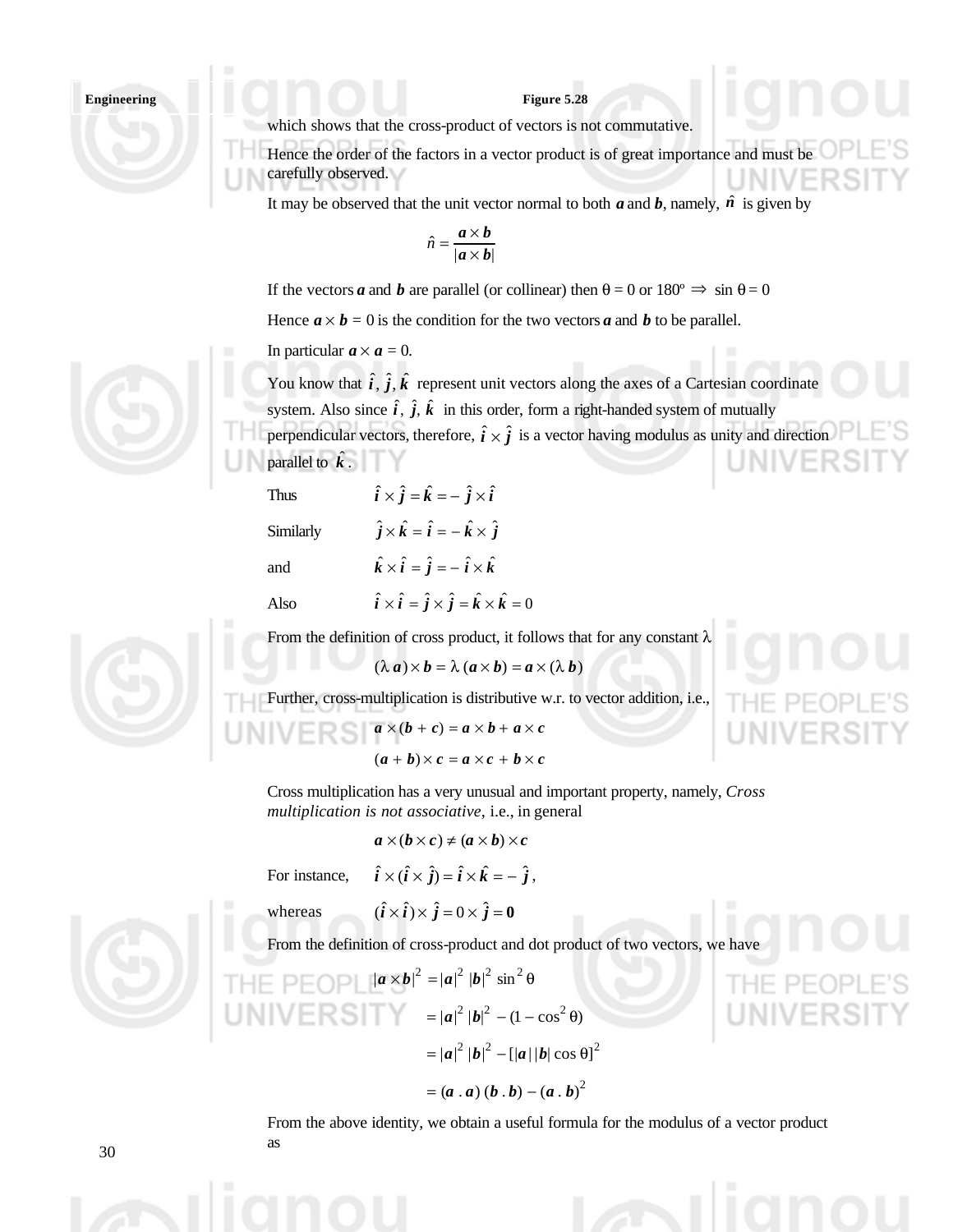Figure 5.28

which shows that the cross-product of vectors is not commutative.

Hence the order of the factors in a vector product is of great importance and must be carefully observed.

It may be observed that the unit vector normal to both $\boldsymbol{a}$ and $\boldsymbol{b}$, namely, $\hat{\boldsymbol{n}}$ is given by

$$\hat{n} = \frac{\boldsymbol{a} \times \boldsymbol{b}}{|\boldsymbol{a} \times \boldsymbol{b}|}$$

If the vectors $\boldsymbol{a}$ and $\boldsymbol{b}$ are parallel (or collinear) then $\theta = 0$ or $180^\circ \Rightarrow \sin\theta = 0$

Hence $\boldsymbol{a} \times \boldsymbol{b} = 0$ is the condition for the two vectors $\boldsymbol{a}$ and $\boldsymbol{b}$ to be parallel.

In particular $\boldsymbol{a} \times \boldsymbol{a} = 0$.

You know that $\hat{\boldsymbol{i}}, \hat{\boldsymbol{j}}, \hat{\boldsymbol{k}}$ represent unit vectors along the axes of a Cartesian coordinate system. Also since $\hat{\boldsymbol{i}}, \hat{\boldsymbol{j}}, \hat{\boldsymbol{k}}$ in this order, form a right-handed system of mutually perpendicular vectors, therefore, $\hat{\boldsymbol{i}} \times \hat{\boldsymbol{j}}$ is a vector having modulus as unity and direction parallel to $\hat{\boldsymbol{k}}$.

Thus $\quad \hat{\boldsymbol{i}} \times \hat{\boldsymbol{j}} = \hat{\boldsymbol{k}} = -\,\hat{\boldsymbol{j}} \times \hat{\boldsymbol{i}}$

Similarly $\quad \hat{\boldsymbol{j}} \times \hat{\boldsymbol{k}} = \hat{\boldsymbol{i}} = -\,\hat{\boldsymbol{k}} \times \hat{\boldsymbol{j}}$

and $\quad \hat{\boldsymbol{k}} \times \hat{\boldsymbol{i}} = \hat{\boldsymbol{j}} = -\,\hat{\boldsymbol{i}} \times \hat{\boldsymbol{k}}$

Also $\quad \hat{\boldsymbol{i}} \times \hat{\boldsymbol{i}} = \hat{\boldsymbol{j}} \times \hat{\boldsymbol{j}} = \hat{\boldsymbol{k}} \times \hat{\boldsymbol{k}} = 0$

From the definition of cross product, it follows that for any constant $\lambda$

$$(\lambda\, \boldsymbol{a}) \times \boldsymbol{b} = \lambda\, (\boldsymbol{a} \times \boldsymbol{b}) = \boldsymbol{a} \times (\lambda\, \boldsymbol{b})$$

Further, cross-multiplication is distributive w.r. to vector addition, i.e.,

$$\boldsymbol{a} \times (\boldsymbol{b} + \boldsymbol{c}) = \boldsymbol{a} \times \boldsymbol{b} + \boldsymbol{a} \times \boldsymbol{c}$$

$$(\boldsymbol{a} + \boldsymbol{b}) \times \boldsymbol{c} = \boldsymbol{a} \times \boldsymbol{c} + \boldsymbol{b} \times \boldsymbol{c}$$

Cross multiplication has a very unusual and important property, namely, *Cross multiplication is not associative*, i.e., in general

$$\boldsymbol{a} \times (\boldsymbol{b} \times \boldsymbol{c}) \neq (\boldsymbol{a} \times \boldsymbol{b}) \times \boldsymbol{c}$$

For instance, $\quad \hat{\boldsymbol{i}} \times (\hat{\boldsymbol{i}} \times \hat{\boldsymbol{j}}) = \hat{\boldsymbol{i}} \times \hat{\boldsymbol{k}} = -\,\hat{\boldsymbol{j}}$,

whereas $\quad (\hat{\boldsymbol{i}} \times \hat{\boldsymbol{i}}) \times \hat{\boldsymbol{j}} = 0 \times \hat{\boldsymbol{j}} = \boldsymbol{0}$

From the definition of cross-product and dot product of two vectors, we have

$$
\begin{aligned}
|\boldsymbol{a} \times \boldsymbol{b}|^2 &= |\boldsymbol{a}|^2\, |\boldsymbol{b}|^2\, \sin^2\theta \\
&= |\boldsymbol{a}|^2\, |\boldsymbol{b}|^2 - (1 - \cos^2\theta) \\
&= |\boldsymbol{a}|^2\, |\boldsymbol{b}|^2 - [|\boldsymbol{a}|\,|\boldsymbol{b}| \cos\theta]^2 \\
&= (\boldsymbol{a} \,.\, \boldsymbol{a})\, (\boldsymbol{b} \,.\, \boldsymbol{b}) - (\boldsymbol{a} \,.\, \boldsymbol{b})^2
\end{aligned}
$$

From the above identity, we obtain a useful formula for the modulus of a vector product as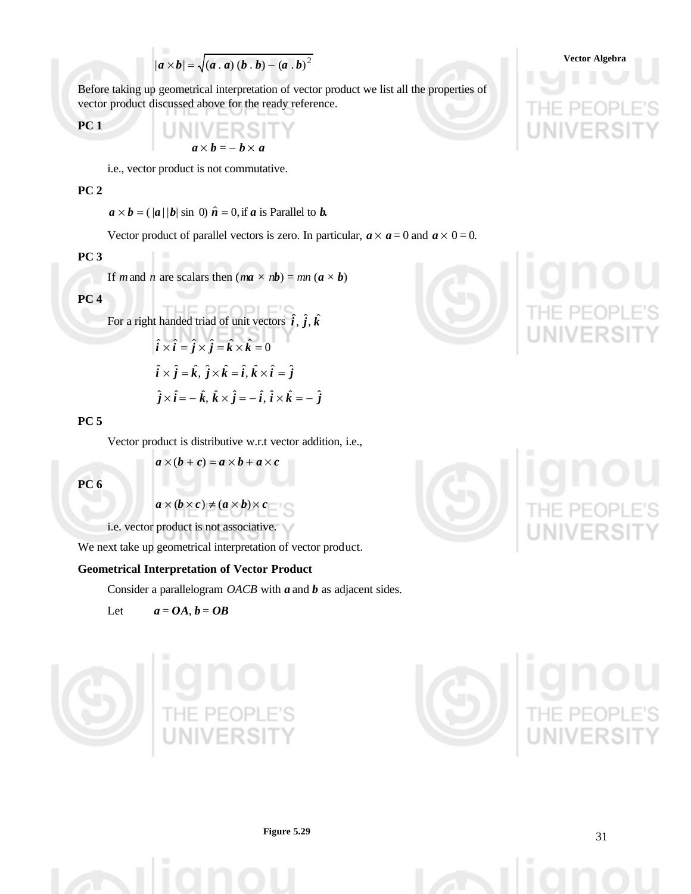$$|\boldsymbol{a} \times \boldsymbol{b}| = \sqrt{(\boldsymbol{a} \cdot \boldsymbol{a})(\boldsymbol{b} \cdot \boldsymbol{b}) - (\boldsymbol{a} \cdot \boldsymbol{b})^2}$$

Before taking up geometrical interpretation of vector product we list all the properties of vector product discussed above for the ready reference.

**PC 1**

$$\boldsymbol{a} \times \boldsymbol{b} = -\boldsymbol{b} \times \boldsymbol{a}$$

i.e., vector product is not commutative.

**PC 2**

$\boldsymbol{a} \times \boldsymbol{b} = (|\boldsymbol{a}||\boldsymbol{b}| \sin 0)\, \hat{\boldsymbol{n}} = 0$, if $\boldsymbol{a}$ is Parallel to $\boldsymbol{b}$.

Vector product of parallel vectors is zero. In particular, $\boldsymbol{a} \times \boldsymbol{a} = 0$ and $\boldsymbol{a} \times 0 = 0$.

**PC 3**

If $m$ and $n$ are scalars then $(m\boldsymbol{a} \times n\boldsymbol{b}) = mn\,(\boldsymbol{a} \times \boldsymbol{b})$

**PC 4**

For a right handed triad of unit vectors $\hat{\boldsymbol{i}}, \hat{\boldsymbol{j}}, \hat{\boldsymbol{k}}$

$$\hat{\boldsymbol{i}} \times \hat{\boldsymbol{i}} = \hat{\boldsymbol{j}} \times \hat{\boldsymbol{j}} = \hat{\boldsymbol{k}} \times \hat{\boldsymbol{k}} = 0$$

$$\hat{\boldsymbol{i}} \times \hat{\boldsymbol{j}} = \hat{\boldsymbol{k}},\ \hat{\boldsymbol{j}} \times \hat{\boldsymbol{k}} = \hat{\boldsymbol{i}},\ \hat{\boldsymbol{k}} \times \hat{\boldsymbol{i}} = \hat{\boldsymbol{j}}$$

$$\hat{\boldsymbol{j}} \times \hat{\boldsymbol{i}} = -\hat{\boldsymbol{k}},\ \hat{\boldsymbol{k}} \times \hat{\boldsymbol{j}} = -\hat{\boldsymbol{i}},\ \hat{\boldsymbol{i}} \times \hat{\boldsymbol{k}} = -\hat{\boldsymbol{j}}$$

**PC 5**

Vector product is distributive w.r.t vector addition, i.e.,

$$\boldsymbol{a} \times (\boldsymbol{b} + \boldsymbol{c}) = \boldsymbol{a} \times \boldsymbol{b} + \boldsymbol{a} \times \boldsymbol{c}$$

**PC 6**

$$\boldsymbol{a} \times (\boldsymbol{b} \times \boldsymbol{c}) \neq (\boldsymbol{a} \times \boldsymbol{b}) \times \boldsymbol{c}$$

i.e. vector product is not associative.

We next take up geometrical interpretation of vector product.

**Geometrical Interpretation of Vector Product**

Consider a parallelogram *OACB* with $\boldsymbol{a}$ and $\boldsymbol{b}$ as adjacent sides.

Let $\boldsymbol{a} = \boldsymbol{OA}$, $\boldsymbol{b} = \boldsymbol{OB}$

Figure 5.29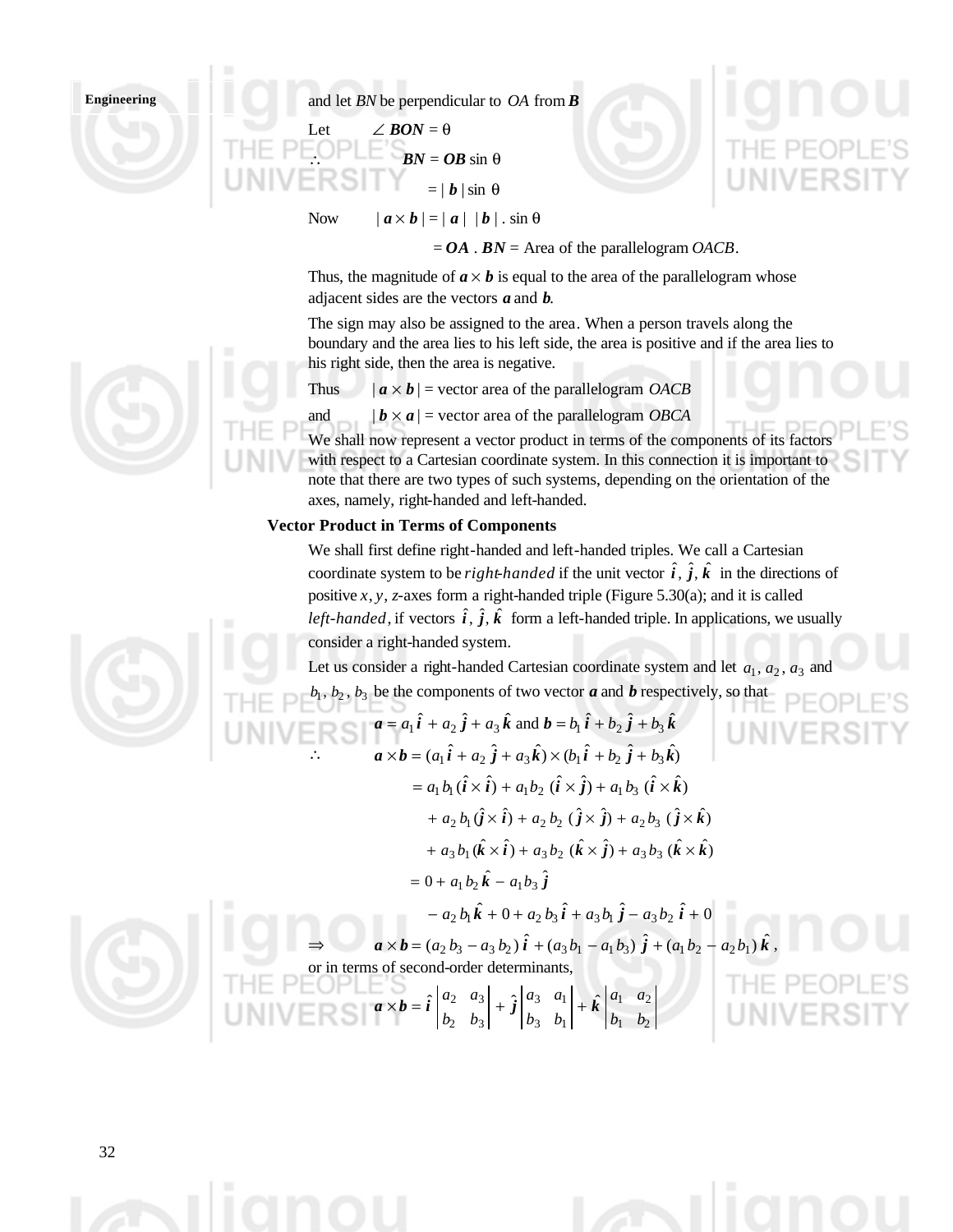and let $BN$ be perpendicular to $OA$ from $\boldsymbol{B}$

Let $\angle \boldsymbol{BON} = \theta$

$\therefore \quad \boldsymbol{BN} = \boldsymbol{OB} \sin\theta$

$= |\boldsymbol{b}| \sin\theta$

Now $\quad |\boldsymbol{a} \times \boldsymbol{b}| = |\boldsymbol{a}| \; |\boldsymbol{b}| \,.\, \sin\theta$

$= \boldsymbol{OA} \,.\, \boldsymbol{BN} =$ Area of the parallelogram $OACB$.

Thus, the magnitude of $\boldsymbol{a} \times \boldsymbol{b}$ is equal to the area of the parallelogram whose adjacent sides are the vectors $\boldsymbol{a}$ and $\boldsymbol{b}$.

The sign may also be assigned to the area. When a person travels along the boundary and the area lies to his left side, the area is positive and if the area lies to his right side, then the area is negative.

Thus $\quad |\boldsymbol{a} \times \boldsymbol{b}| =$ vector area of the parallelogram $OACB$

and $\quad |\boldsymbol{b} \times \boldsymbol{a}| =$ vector area of the parallelogram $OBCA$

We shall now represent a vector product in terms of the components of its factors with respect to a Cartesian coordinate system. In this connection it is important to note that there are two types of such systems, depending on the orientation of the axes, namely, right-handed and left-handed.

**Vector Product in Terms of Components**

We shall first define right-handed and left-handed triples. We call a Cartesian coordinate system to be *right-handed* if the unit vector $\hat{\boldsymbol{i}}, \hat{\boldsymbol{j}}, \hat{\boldsymbol{k}}$ in the directions of positive $x, y, z$-axes form a right-handed triple (Figure 5.30(a); and it is called *left-handed*, if vectors $\hat{\boldsymbol{i}}, \hat{\boldsymbol{j}}, \hat{\boldsymbol{k}}$ form a left-handed triple. In applications, we usually consider a right-handed system.

Let us consider a right-handed Cartesian coordinate system and let $a_1, a_2, a_3$ and $b_1, b_2, b_3$ be the components of two vector $\boldsymbol{a}$ and $\boldsymbol{b}$ respectively, so that

$$\boldsymbol{a} = a_1 \hat{\boldsymbol{i}} + a_2 \hat{\boldsymbol{j}} + a_3 \hat{\boldsymbol{k}} \text{ and } \boldsymbol{b} = b_1 \hat{\boldsymbol{i}} + b_2 \hat{\boldsymbol{j}} + b_3 \hat{\boldsymbol{k}}$$

$$\therefore \quad \boldsymbol{a} \times \boldsymbol{b} = (a_1 \hat{\boldsymbol{i}} + a_2 \hat{\boldsymbol{j}} + a_3 \hat{\boldsymbol{k}}) \times (b_1 \hat{\boldsymbol{i}} + b_2 \hat{\boldsymbol{j}} + b_3 \hat{\boldsymbol{k}})$$

$$= a_1 b_1 (\hat{\boldsymbol{i}} \times \hat{\boldsymbol{i}}) + a_1 b_2 (\hat{\boldsymbol{i}} \times \hat{\boldsymbol{j}}) + a_1 b_3 (\hat{\boldsymbol{i}} \times \hat{\boldsymbol{k}})$$

$$+ a_2 b_1 (\hat{\boldsymbol{j}} \times \hat{\boldsymbol{i}}) + a_2 b_2 (\hat{\boldsymbol{j}} \times \hat{\boldsymbol{j}}) + a_2 b_3 (\hat{\boldsymbol{j}} \times \hat{\boldsymbol{k}})$$

$$+ a_3 b_1 (\hat{\boldsymbol{k}} \times \hat{\boldsymbol{i}}) + a_3 b_2 (\hat{\boldsymbol{k}} \times \hat{\boldsymbol{j}}) + a_3 b_3 (\hat{\boldsymbol{k}} \times \hat{\boldsymbol{k}})$$

$$= 0 + a_1 b_2 \hat{\boldsymbol{k}} - a_1 b_3 \hat{\boldsymbol{j}}$$

$$- a_2 b_1 \hat{\boldsymbol{k}} + 0 + a_2 b_3 \hat{\boldsymbol{i}} + a_3 b_1 \hat{\boldsymbol{j}} - a_3 b_2 \hat{\boldsymbol{i}} + 0$$

$$\Rightarrow \quad \boldsymbol{a} \times \boldsymbol{b} = (a_2 b_3 - a_3 b_2) \hat{\boldsymbol{i}} + (a_3 b_1 - a_1 b_3) \hat{\boldsymbol{j}} + (a_1 b_2 - a_2 b_1) \hat{\boldsymbol{k}},$$

or in terms of second-order determinants,

$$\boldsymbol{a} \times \boldsymbol{b} = \hat{\boldsymbol{i}} \begin{vmatrix} a_2 & a_3 \\ b_2 & b_3 \end{vmatrix} + \hat{\boldsymbol{j}} \begin{vmatrix} a_3 & a_1 \\ b_3 & b_1 \end{vmatrix} + \hat{\boldsymbol{k}} \begin{vmatrix} a_1 & a_2 \\ b_1 & b_2 \end{vmatrix}$$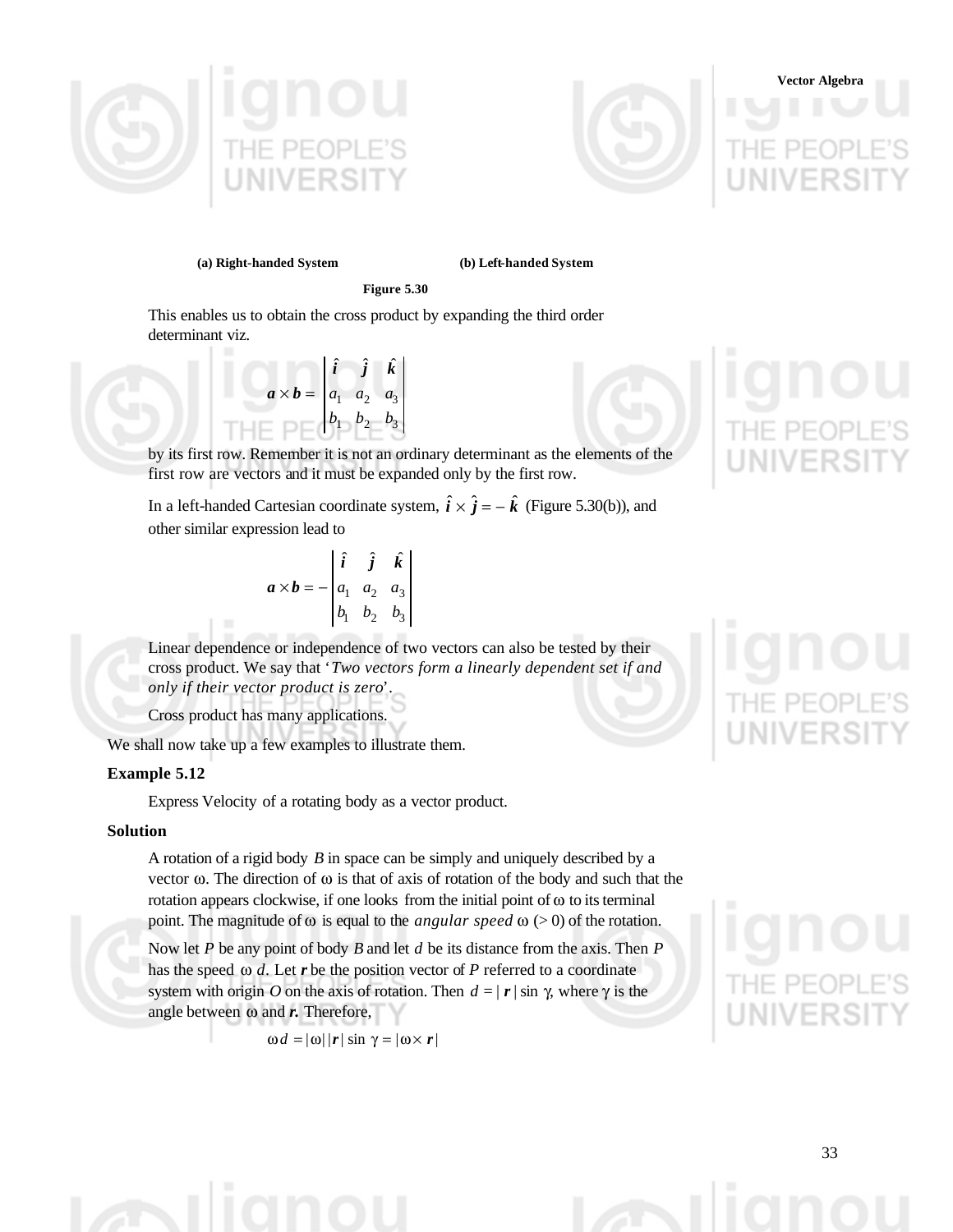(a) Right-handed System (b) Left-handed System

Figure 5.30

This enables us to obtain the cross product by expanding the third order determinant viz.

$$\boldsymbol{a} \times \boldsymbol{b} = \begin{vmatrix} \hat{\boldsymbol{i}} & \hat{\boldsymbol{j}} & \hat{\boldsymbol{k}} \\ a_1 & a_2 & a_3 \\ b_1 & b_2 & b_3 \end{vmatrix}$$

by its first row. Remember it is not an ordinary determinant as the elements of the first row are vectors and it must be expanded only by the first row.

In a left-handed Cartesian coordinate system, $\hat{\boldsymbol{i}} \times \hat{\boldsymbol{j}} = -\hat{\boldsymbol{k}}$ (Figure 5.30(b)), and other similar expression lead to

$$\boldsymbol{a} \times \boldsymbol{b} = -\begin{vmatrix} \hat{\boldsymbol{i}} & \hat{\boldsymbol{j}} & \hat{\boldsymbol{k}} \\ a_1 & a_2 & a_3 \\ b_1 & b_2 & b_3 \end{vmatrix}$$

Linear dependence or independence of two vectors can also be tested by their cross product. We say that '*Two vectors form a linearly dependent set if and only if their vector product is zero*'.

Cross product has many applications.

We shall now take up a few examples to illustrate them.

**Example 5.12**

Express Velocity of a rotating body as a vector product.

**Solution**

A rotation of a rigid body $B$ in space can be simply and uniquely described by a vector $\omega$. The direction of $\omega$ is that of axis of rotation of the body and such that the rotation appears clockwise, if one looks from the initial point of $\omega$ to its terminal point. The magnitude of $\omega$ is equal to the *angular speed* $\omega$ (> 0) of the rotation.

Now let $P$ be any point of body $B$ and let $d$ be its distance from the axis. Then $P$ has the speed $\omega\, d$. Let $\boldsymbol{r}$ be the position vector of $P$ referred to a coordinate system with origin $O$ on the axis of rotation. Then $d = |\,\boldsymbol{r}\,| \sin \gamma$, where $\gamma$ is the angle between $\omega$ and $\boldsymbol{r}$. Therefore,

$$\omega d = |\omega|\,|\boldsymbol{r}|\,\sin \gamma = |\omega \times \boldsymbol{r}|$$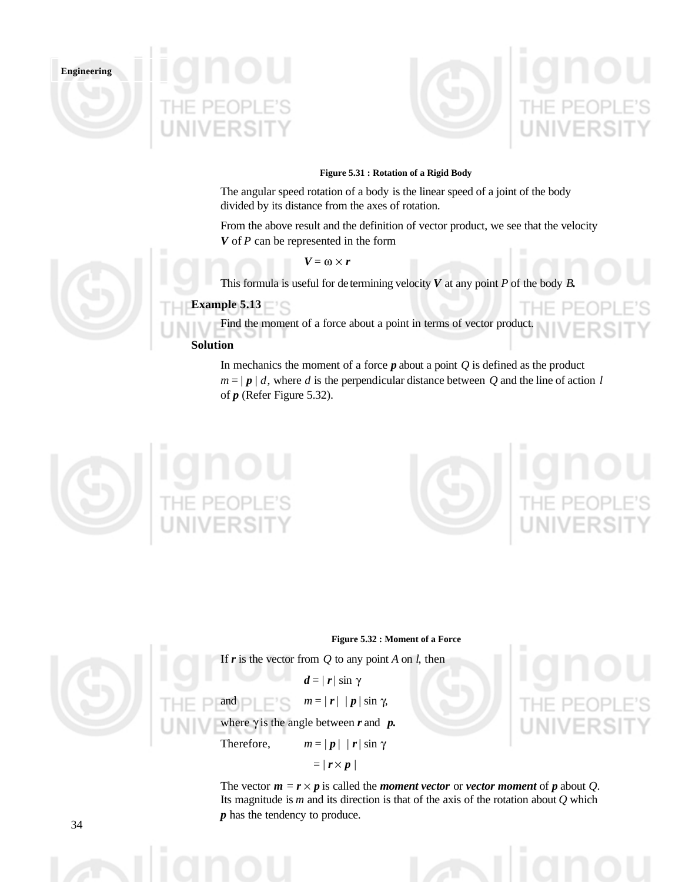Figure 5.31 : Rotation of a Rigid Body

The angular speed rotation of a body is the linear speed of a joint of the body divided by its distance from the axes of rotation.

From the above result and the definition of vector product, we see that the velocity $\boldsymbol{V}$ of $P$ can be represented in the form

$$\boldsymbol{V} = \omega \times \boldsymbol{r}$$

This formula is useful for determining velocity $\boldsymbol{V}$ at any point $P$ of the body $B$.

**Example 5.13**

Find the moment of a force about a point in terms of vector product.

**Solution**

In mechanics the moment of a force $\boldsymbol{p}$ about a point $Q$ is defined as the product $m = |\boldsymbol{p}|\, d$, where $d$ is the perpendicular distance between $Q$ and the line of action $l$ of $\boldsymbol{p}$ (Refer Figure 5.32).

Figure 5.32 : Moment of a Force

If $\boldsymbol{r}$ is the vector from $Q$ to any point $A$ on $l$, then

$$\boldsymbol{d} = |\boldsymbol{r}| \sin \gamma$$

and $$m = |\boldsymbol{r}|\ |\boldsymbol{p}| \sin \gamma,$$

where $\gamma$ is the angle between $\boldsymbol{r}$ and $\boldsymbol{p}$.

Therefore, $$m = |\boldsymbol{p}|\ |\boldsymbol{r}| \sin \gamma$$

$$= |\boldsymbol{r} \times \boldsymbol{p}|$$

The vector $\boldsymbol{m} = \boldsymbol{r} \times \boldsymbol{p}$ is called the ***moment vector*** or ***vector moment*** of $\boldsymbol{p}$ about $Q$. Its magnitude is $m$ and its direction is that of the axis of the rotation about $Q$ which $\boldsymbol{p}$ has the tendency to produce.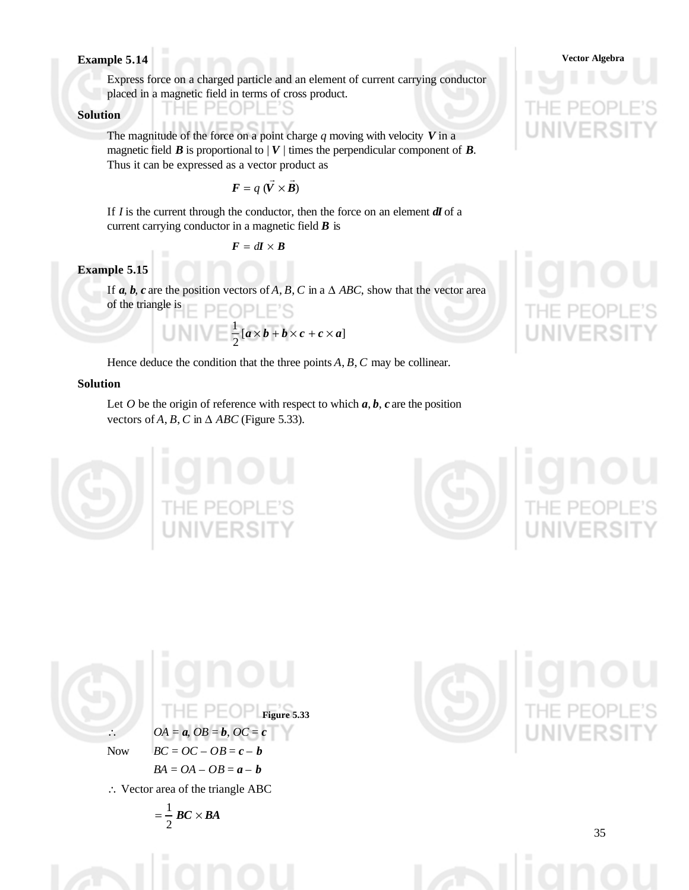**Example 5.14**

Express force on a charged particle and an element of current carrying conductor placed in a magnetic field in terms of cross product.

**Solution**

The magnitude of the force on a point charge $q$ moving with velocity $\boldsymbol{V}$ in a magnetic field $\boldsymbol{B}$ is proportional to $|\boldsymbol{V}|$ times the perpendicular component of $\boldsymbol{B}$. Thus it can be expressed as a vector product as

$$\boldsymbol{F} = q\,(\vec{\boldsymbol{V}} \times \vec{\boldsymbol{B}})$$

If $I$ is the current through the conductor, then the force on an element $\boldsymbol{dI}$ of a current carrying conductor in a magnetic field $\boldsymbol{B}$ is

$$\boldsymbol{F} = d\boldsymbol{I} \times \boldsymbol{B}$$

**Example 5.15**

If $\boldsymbol{a}, \boldsymbol{b}, \boldsymbol{c}$ are the position vectors of $A, B, C$ in a $\Delta\, ABC$, show that the vector area of the triangle is

$$\frac{1}{2}\,[\boldsymbol{a} \times \boldsymbol{b} + \boldsymbol{b} \times \boldsymbol{c} + \boldsymbol{c} \times \boldsymbol{a}]$$

Hence deduce the condition that the three points $A, B, C$ may be collinear.

**Solution**

Let $O$ be the origin of reference with respect to which $\boldsymbol{a}, \boldsymbol{b}, \boldsymbol{c}$ are the position vectors of $A, B, C$ in $\Delta\, ABC$ (Figure 5.33).

Figure 5.33

$\therefore \quad OA = \boldsymbol{a},\ OB = \boldsymbol{b},\ OC = \boldsymbol{c}$

Now $\quad BC = OC - OB = \boldsymbol{c} - \boldsymbol{b}$

$\quad BA = OA - OB = \boldsymbol{a} - \boldsymbol{b}$

$\therefore$ Vector area of the triangle ABC

$$= \frac{1}{2}\,\boldsymbol{BC} \times \boldsymbol{BA}$$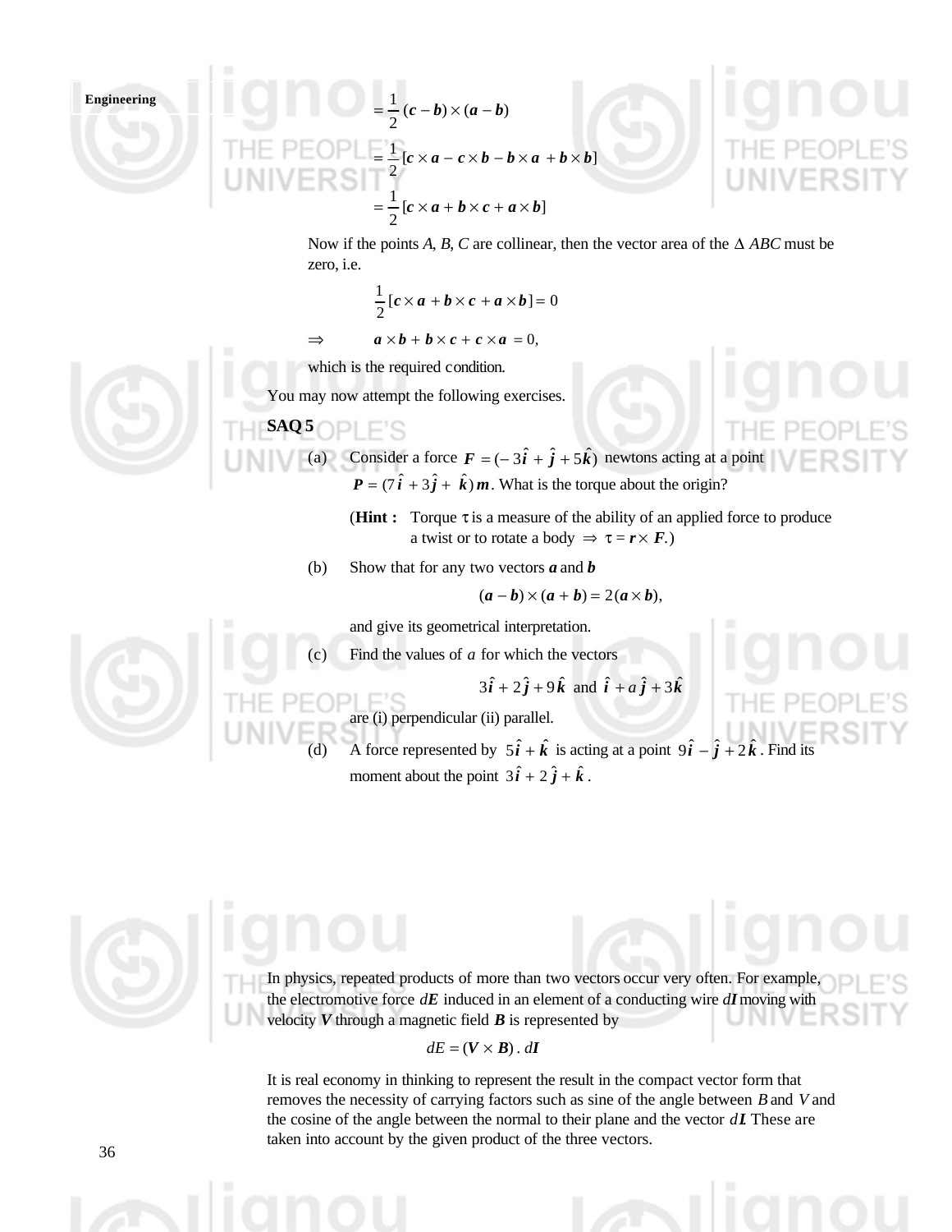$$= \frac{1}{2} (\boldsymbol{c} - \boldsymbol{b}) \times (\boldsymbol{a} - \boldsymbol{b})$$

$$= \frac{1}{2} [\boldsymbol{c} \times \boldsymbol{a} - \boldsymbol{c} \times \boldsymbol{b} - \boldsymbol{b} \times \boldsymbol{a} + \boldsymbol{b} \times \boldsymbol{b}]$$

$$= \frac{1}{2} [\boldsymbol{c} \times \boldsymbol{a} + \boldsymbol{b} \times \boldsymbol{c} + \boldsymbol{a} \times \boldsymbol{b}]$$

Now if the points $A$, $B$, $C$ are collinear, then the vector area of the $\Delta\, ABC$ must be zero, i.e.

$$\frac{1}{2} [\boldsymbol{c} \times \boldsymbol{a} + \boldsymbol{b} \times \boldsymbol{c} + \boldsymbol{a} \times \boldsymbol{b}] = 0$$

$$\Rightarrow \qquad \boldsymbol{a} \times \boldsymbol{b} + \boldsymbol{b} \times \boldsymbol{c} + \boldsymbol{c} \times \boldsymbol{a} = 0,$$

which is the required condition.

You may now attempt the following exercises.

**SAQ 5**

(a) Consider a force $\boldsymbol{F} = (-3\hat{\boldsymbol{i}} + \hat{\boldsymbol{j}} + 5\hat{\boldsymbol{k}})$ newtons acting at a point $\boldsymbol{P} = (7\hat{\boldsymbol{i}} + 3\hat{\boldsymbol{j}} + \hat{\boldsymbol{k}})\, \boldsymbol{m}$. What is the torque about the origin?

(**Hint :** Torque $\tau$ is a measure of the ability of an applied force to produce a twist or to rotate a body $\Rightarrow$ $\tau = \boldsymbol{r} \times \boldsymbol{F}$.)

(b) Show that for any two vectors $\boldsymbol{a}$ and $\boldsymbol{b}$

$$(\boldsymbol{a} - \boldsymbol{b}) \times (\boldsymbol{a} + \boldsymbol{b}) = 2 (\boldsymbol{a} \times \boldsymbol{b}),$$

and give its geometrical interpretation.

(c) Find the values of $a$ for which the vectors

$$3\hat{\boldsymbol{i}} + 2\hat{\boldsymbol{j}} + 9\hat{\boldsymbol{k}} \text{ and } \hat{\boldsymbol{i}} + a\,\hat{\boldsymbol{j}} + 3\hat{\boldsymbol{k}}$$

are (i) perpendicular (ii) parallel.

(d) A force represented by $5\hat{\boldsymbol{i}} + \hat{\boldsymbol{k}}$ is acting at a point $9\hat{\boldsymbol{i}} - \hat{\boldsymbol{j}} + 2\hat{\boldsymbol{k}}$. Find its moment about the point $3\hat{\boldsymbol{i}} + 2\hat{\boldsymbol{j}} + \hat{\boldsymbol{k}}$.

In physics, repeated products of more than two vectors occur very often. For example, the electromotive force $d\boldsymbol{E}$ induced in an element of a conducting wire $d\boldsymbol{l}$ moving with velocity $\boldsymbol{V}$ through a magnetic field $\boldsymbol{B}$ is represented by

$$dE = (\boldsymbol{V} \times \boldsymbol{B}) \,.\, d\boldsymbol{l}$$

It is real economy in thinking to represent the result in the compact vector form that removes the necessity of carrying factors such as sine of the angle between $B$ and $V$ and the cosine of the angle between the normal to their plane and the vector $d\boldsymbol{l}$. These are taken into account by the given product of the three vectors.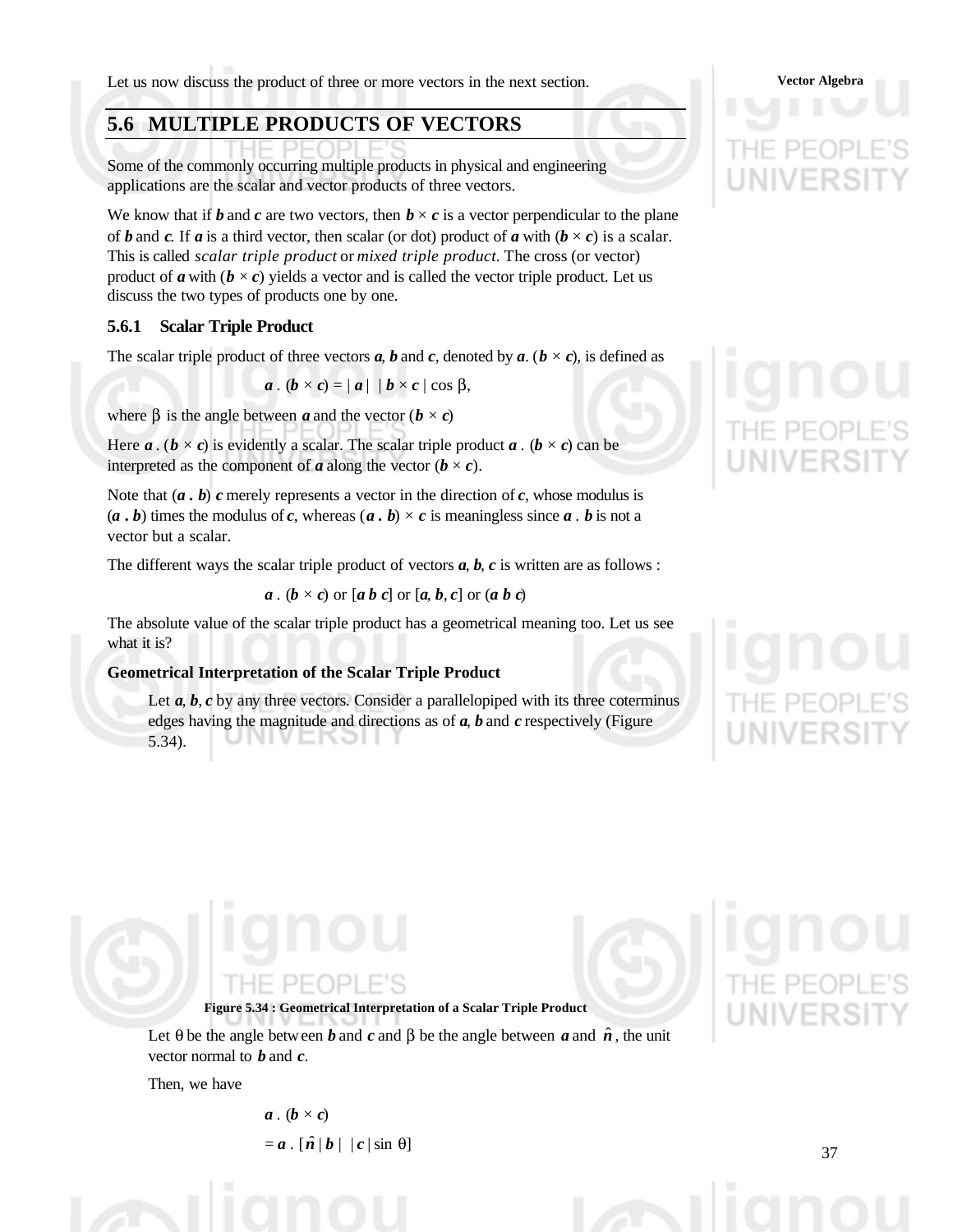Let us now discuss the product of three or more vectors in the next section.

## 5.6 MULTIPLE PRODUCTS OF VECTORS

Some of the commonly occurring multiple products in physical and engineering applications are the scalar and vector products of three vectors.

We know that if $\boldsymbol{b}$ and $\boldsymbol{c}$ are two vectors, then $\boldsymbol{b} \times \boldsymbol{c}$ is a vector perpendicular to the plane of $\boldsymbol{b}$ and $\boldsymbol{c}$. If $\boldsymbol{a}$ is a third vector, then scalar (or dot) product of $\boldsymbol{a}$ with $(\boldsymbol{b} \times \boldsymbol{c})$ is a scalar. This is called *scalar triple product* or *mixed triple product*. The cross (or vector) product of $\boldsymbol{a}$ with $(\boldsymbol{b} \times \boldsymbol{c})$ yields a vector and is called the vector triple product. Let us discuss the two types of products one by one.

### 5.6.1 Scalar Triple Product

The scalar triple product of three vectors $\boldsymbol{a}$, $\boldsymbol{b}$ and $\boldsymbol{c}$, denoted by $\boldsymbol{a} . (\boldsymbol{b} \times \boldsymbol{c})$, is defined as

$$\boldsymbol{a} . (\boldsymbol{b} \times \boldsymbol{c}) = |\boldsymbol{a}| \; |\boldsymbol{b} \times \boldsymbol{c}| \cos \beta,$$

where $\beta$ is the angle between $\boldsymbol{a}$ and the vector $(\boldsymbol{b} \times \boldsymbol{c})$

Here $\boldsymbol{a} . (\boldsymbol{b} \times \boldsymbol{c})$ is evidently a scalar. The scalar triple product $\boldsymbol{a} . (\boldsymbol{b} \times \boldsymbol{c})$ can be interpreted as the component of $\boldsymbol{a}$ along the vector $(\boldsymbol{b} \times \boldsymbol{c})$.

Note that $(\boldsymbol{a} . \boldsymbol{b})\, \boldsymbol{c}$ merely represents a vector in the direction of $\boldsymbol{c}$, whose modulus is $(\boldsymbol{a} . \boldsymbol{b})$ times the modulus of $\boldsymbol{c}$, whereas $(\boldsymbol{a} . \boldsymbol{b}) \times \boldsymbol{c}$ is meaningless since $\boldsymbol{a} . \boldsymbol{b}$ is not a vector but a scalar.

The different ways the scalar triple product of vectors $\boldsymbol{a}$, $\boldsymbol{b}$, $\boldsymbol{c}$ is written are as follows :

$$\boldsymbol{a} . (\boldsymbol{b} \times \boldsymbol{c}) \text{ or } [\boldsymbol{a}\; \boldsymbol{b}\; \boldsymbol{c}] \text{ or } [\boldsymbol{a}, \boldsymbol{b}, \boldsymbol{c}] \text{ or } (\boldsymbol{a}\; \boldsymbol{b}\; \boldsymbol{c})$$

The absolute value of the scalar triple product has a geometrical meaning too. Let us see what it is?

**Geometrical Interpretation of the Scalar Triple Product**

Let $\boldsymbol{a}$, $\boldsymbol{b}$, $\boldsymbol{c}$ by any three vectors. Consider a parallelopiped with its three coterminus edges having the magnitude and directions as of $\boldsymbol{a}$, $\boldsymbol{b}$ and $\boldsymbol{c}$ respectively (Figure 5.34).

**Figure 5.34 : Geometrical Interpretation of a Scalar Triple Product**

Let $\theta$ be the angle between $\boldsymbol{b}$ and $\boldsymbol{c}$ and $\beta$ be the angle between $\boldsymbol{a}$ and $\hat{\boldsymbol{n}}$, the unit vector normal to $\boldsymbol{b}$ and $\boldsymbol{c}$.

Then, we have

$$\boldsymbol{a} . (\boldsymbol{b} \times \boldsymbol{c})$$

$$= \boldsymbol{a} . [\hat{\boldsymbol{n}}\, |\boldsymbol{b}| \; |\boldsymbol{c}| \sin \theta]$$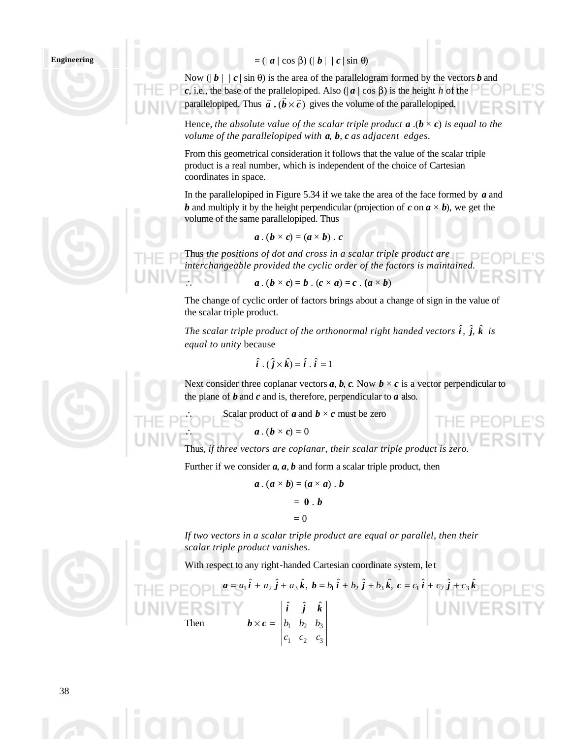$$= (| \boldsymbol{a} | \cos \beta) (| \boldsymbol{b} | \; | \boldsymbol{c} | \sin \theta)$$

Now $(| \boldsymbol{b} | \; | \boldsymbol{c} | \sin \theta)$ is the area of the parallelogram formed by the vectors $\boldsymbol{b}$ and $\boldsymbol{c}$, i.e., the base of the prallelopiped. Also $(| \boldsymbol{a} | \cos \beta)$ is the height $h$ of the parallelopiped. Thus $\vec{a} \cdot (\vec{b} \times \vec{c})$ gives the volume of the parallelopiped.

Hence, *the absolute value of the scalar triple product* $\boldsymbol{a} \cdot (\boldsymbol{b} \times \boldsymbol{c})$ *is equal to the volume of the parallelopiped with* $\boldsymbol{a}, \boldsymbol{b}, \boldsymbol{c}$ *as adjacent edges.*

From this geometrical consideration it follows that the value of the scalar triple product is a real number, which is independent of the choice of Cartesian coordinates in space.

In the parallelopiped in Figure 5.34 if we take the area of the face formed by $\boldsymbol{a}$ and $\boldsymbol{b}$ and multiply it by the height perpendicular (projection of $\boldsymbol{c}$ on $\boldsymbol{a} \times \boldsymbol{b}$), we get the volume of the same parallelopiped. Thus

$$\boldsymbol{a} \cdot (\boldsymbol{b} \times \boldsymbol{c}) = (\boldsymbol{a} \times \boldsymbol{b}) \cdot \boldsymbol{c}$$

Thus *the positions of dot and cross in a scalar triple product are interchangeable provided the cyclic order of the factors is maintained.*

$$\therefore \qquad \boldsymbol{a} \cdot (\boldsymbol{b} \times \boldsymbol{c}) = \boldsymbol{b} \cdot (\boldsymbol{c} \times \boldsymbol{a}) = \boldsymbol{c} \cdot (\boldsymbol{a} \times \boldsymbol{b})$$

The change of cyclic order of factors brings about a change of sign in the value of the scalar triple product.

*The scalar triple product of the orthonormal right handed vectors* $\hat{\boldsymbol{i}}, \hat{\boldsymbol{j}}, \hat{\boldsymbol{k}}$ *is equal to unity* because

$$\hat{\boldsymbol{i}} \cdot (\hat{\boldsymbol{j}} \times \hat{\boldsymbol{k}}) = \hat{\boldsymbol{i}} \cdot \hat{\boldsymbol{i}} = 1$$

Next consider three coplanar vectors $\boldsymbol{a}, \boldsymbol{b}, \boldsymbol{c}$. Now $\boldsymbol{b} \times \boldsymbol{c}$ is a vector perpendicular to the plane of $\boldsymbol{b}$ and $\boldsymbol{c}$ and is, therefore, perpendicular to $\boldsymbol{a}$ also.

$\therefore$ Scalar product of $\boldsymbol{a}$ and $\boldsymbol{b} \times \boldsymbol{c}$ must be zero

$$\therefore \qquad \boldsymbol{a} \cdot (\boldsymbol{b} \times \boldsymbol{c}) = 0$$

Thus, *if three vectors are coplanar, their scalar triple product is zero.*

Further if we consider $\boldsymbol{a}, \boldsymbol{a}, \boldsymbol{b}$ and form a scalar triple product, then

$$\boldsymbol{a} \cdot (\boldsymbol{a} \times \boldsymbol{b}) = (\boldsymbol{a} \times \boldsymbol{a}) \cdot \boldsymbol{b}$$

$$= \boldsymbol{0} \cdot \boldsymbol{b}$$

$$= 0$$

*If two vectors in a scalar triple product are equal or parallel, then their scalar triple product vanishes.*

With respect to any right-handed Cartesian coordinate system, let

$$\boldsymbol{a} = a_1 \hat{\boldsymbol{i}} + a_2 \hat{\boldsymbol{j}} + a_3 \hat{\boldsymbol{k}}, \; \boldsymbol{b} = b_1 \hat{\boldsymbol{i}} + b_2 \hat{\boldsymbol{j}} + b_3 \hat{\boldsymbol{k}}, \; \boldsymbol{c} = c_1 \hat{\boldsymbol{i}} + c_2 \hat{\boldsymbol{j}} + c_3 \hat{\boldsymbol{k}}$$

Then
$$\boldsymbol{b} \times \boldsymbol{c} = \begin{vmatrix} \hat{\boldsymbol{i}} & \hat{\boldsymbol{j}} & \hat{\boldsymbol{k}} \\ b_1 & b_2 & b_3 \\ c_1 & c_2 & c_3 \end{vmatrix}$$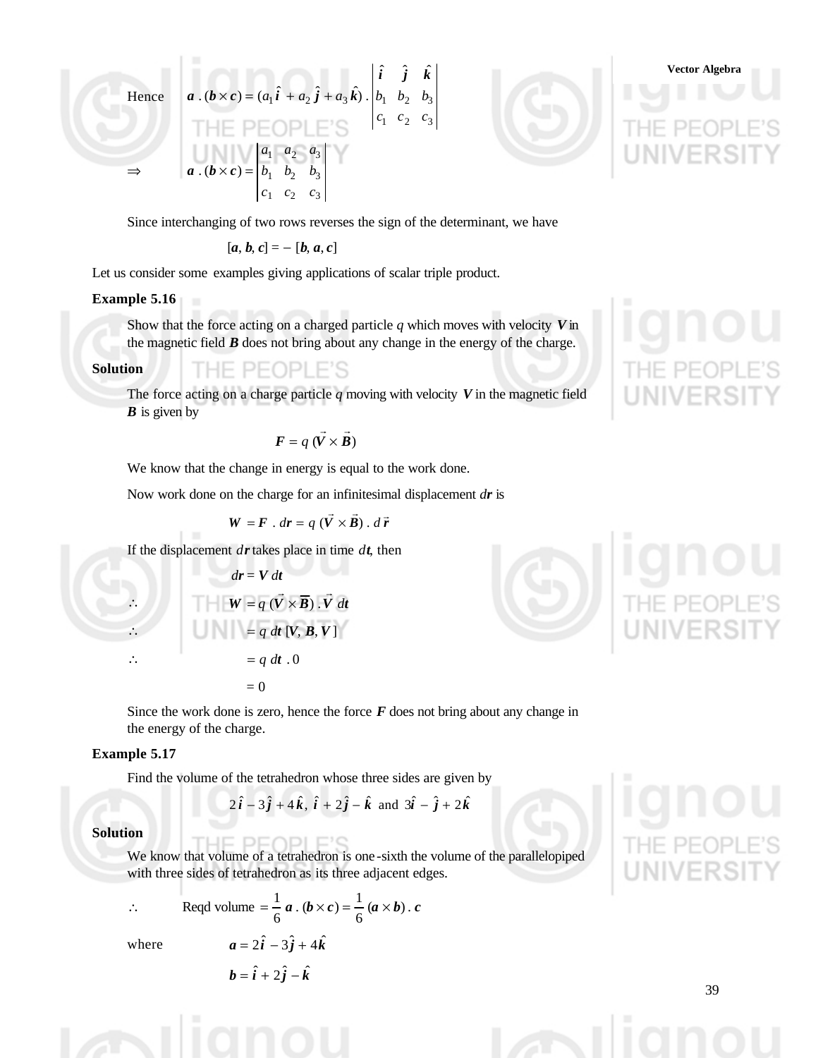Hence $\quad \boldsymbol{a} \cdot (\boldsymbol{b} \times \boldsymbol{c}) = (a_1 \hat{\boldsymbol{i}} + a_2 \hat{\boldsymbol{j}} + a_3 \hat{\boldsymbol{k}}) \cdot \begin{vmatrix} \hat{\boldsymbol{i}} & \hat{\boldsymbol{j}} & \hat{\boldsymbol{k}} \\ b_1 & b_2 & b_3 \\ c_1 & c_2 & c_3 \end{vmatrix}$

$\Rightarrow \quad \boldsymbol{a} \cdot (\boldsymbol{b} \times \boldsymbol{c}) = \begin{vmatrix} a_1 & a_2 & a_3 \\ b_1 & b_2 & b_3 \\ c_1 & c_2 & c_3 \end{vmatrix}$

Since interchanging of two rows reverses the sign of the determinant, we have

$$[\boldsymbol{a}, \boldsymbol{b}, \boldsymbol{c}] = -[\boldsymbol{b}, \boldsymbol{a}, \boldsymbol{c}]$$

Let us consider some examples giving applications of scalar triple product.

**Example 5.16**

Show that the force acting on a charged particle $q$ which moves with velocity $\boldsymbol{V}$ in the magnetic field $\boldsymbol{B}$ does not bring about any change in the energy of the charge.

**Solution**

The force acting on a charge particle $q$ moving with velocity $\boldsymbol{V}$ in the magnetic field $\boldsymbol{B}$ is given by

$$\boldsymbol{F} = q\,(\vec{V} \times \vec{B})$$

We know that the change in energy is equal to the work done.

Now work done on the charge for an infinitesimal displacement $d\boldsymbol{r}$ is

$$\boldsymbol{W} = \boldsymbol{F} \cdot d\boldsymbol{r} = q\,(\vec{V} \times \vec{B}) \cdot d\vec{r}$$

If the displacement $d\boldsymbol{r}$ takes place in time $dt$, then

$$d\boldsymbol{r} = \boldsymbol{V}\,dt$$

$\therefore \quad \boldsymbol{W} = q\,(\vec{V} \times \overline{\boldsymbol{B}}) \cdot \vec{V}\,dt$

$\therefore \quad \phantom{\boldsymbol{W}} = q\,dt\,[\boldsymbol{V}, \boldsymbol{B}, \boldsymbol{V}]$

$\therefore \quad \phantom{\boldsymbol{W}} = q\,dt \cdot 0$

$\phantom{\therefore \quad \boldsymbol{W}} = 0$

Since the work done is zero, hence the force $\boldsymbol{F}$ does not bring about any change in the energy of the charge.

**Example 5.17**

Find the volume of the tetrahedron whose three sides are given by

$$2\hat{\boldsymbol{i}} - 3\hat{\boldsymbol{j}} + 4\hat{\boldsymbol{k}},\ \hat{\boldsymbol{i}} + 2\hat{\boldsymbol{j}} - \hat{\boldsymbol{k}} \text{ and } 3\hat{\boldsymbol{i}} - \hat{\boldsymbol{j}} + 2\hat{\boldsymbol{k}}$$

**Solution**

We know that volume of a tetrahedron is one-sixth the volume of the parallelopiped with three sides of tetrahedron as its three adjacent edges.

$\therefore \quad$ Reqd volume $= \dfrac{1}{6}\,\boldsymbol{a} \cdot (\boldsymbol{b} \times \boldsymbol{c}) = \dfrac{1}{6}\,(\boldsymbol{a} \times \boldsymbol{b}) \cdot \boldsymbol{c}$

where $\quad \boldsymbol{a} = 2\hat{\boldsymbol{i}} - 3\hat{\boldsymbol{j}} + 4\hat{\boldsymbol{k}}$

$\phantom{where \quad} \boldsymbol{b} = \hat{\boldsymbol{i}} + 2\hat{\boldsymbol{j}} - \hat{\boldsymbol{k}}$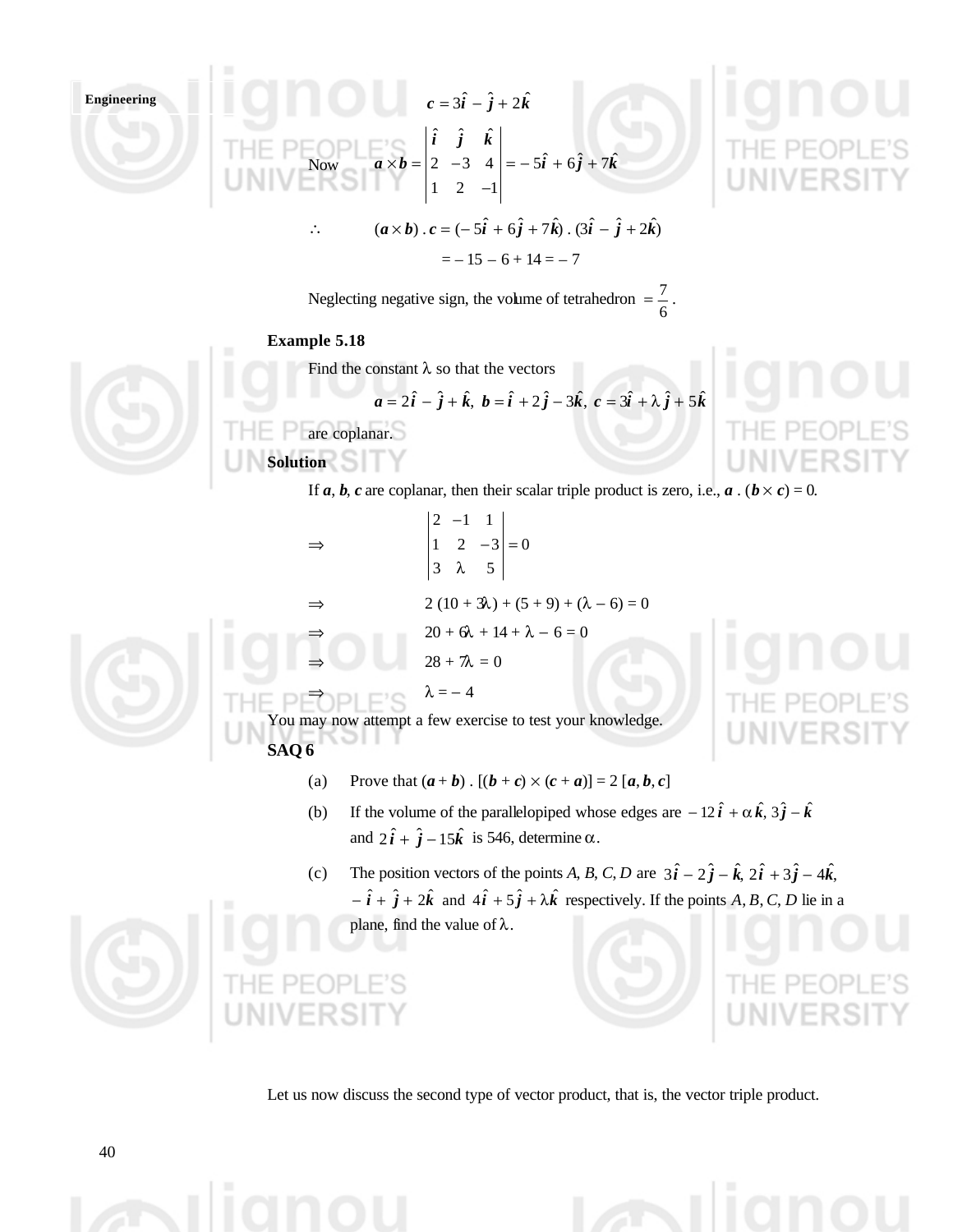$$\boldsymbol{c} = 3\hat{\boldsymbol{i}} - \hat{\boldsymbol{j}} + 2\hat{\boldsymbol{k}}$$

Now $\quad \boldsymbol{a} \times \boldsymbol{b} = \begin{vmatrix} \hat{\boldsymbol{i}} & \hat{\boldsymbol{j}} & \hat{\boldsymbol{k}} \\ 2 & -3 & 4 \\ 1 & 2 & -1 \end{vmatrix} = -5\hat{\boldsymbol{i}} + 6\hat{\boldsymbol{j}} + 7\hat{\boldsymbol{k}}$

$\therefore \quad (\boldsymbol{a} \times \boldsymbol{b}) \cdot \boldsymbol{c} = (-5\hat{\boldsymbol{i}} + 6\hat{\boldsymbol{j}} + 7\hat{\boldsymbol{k}}) \cdot (3\hat{\boldsymbol{i}} - \hat{\boldsymbol{j}} + 2\hat{\boldsymbol{k}})$

$$= -15 - 6 + 14 = -7$$

Neglecting negative sign, the volume of tetrahedron $= \dfrac{7}{6}$.

**Example 5.18**

Find the constant $\lambda$ so that the vectors

$$\boldsymbol{a} = 2\hat{\boldsymbol{i}} - \hat{\boldsymbol{j}} + \hat{\boldsymbol{k}},\ \boldsymbol{b} = \hat{\boldsymbol{i}} + 2\hat{\boldsymbol{j}} - 3\hat{\boldsymbol{k}},\ \boldsymbol{c} = 3\hat{\boldsymbol{i}} + \lambda\hat{\boldsymbol{j}} + 5\hat{\boldsymbol{k}}$$

are coplanar.

**Solution**

If $\boldsymbol{a}, \boldsymbol{b}, \boldsymbol{c}$ are coplanar, then their scalar triple product is zero, i.e., $\boldsymbol{a} \cdot (\boldsymbol{b} \times \boldsymbol{c}) = 0$.

$$\Rightarrow \quad \begin{vmatrix} 2 & -1 & 1 \\ 1 & 2 & -3 \\ 3 & \lambda & 5 \end{vmatrix} = 0$$

$$\Rightarrow \quad 2\,(10 + 3\lambda) + (5 + 9) + (\lambda - 6) = 0$$

$$\Rightarrow \quad 20 + 6\lambda + 14 + \lambda - 6 = 0$$

$$\Rightarrow \quad 28 + 7\lambda = 0$$

$$\Rightarrow \quad \lambda = -4$$

You may now attempt a few exercise to test your knowledge.

**SAQ 6**

(a) Prove that $(\boldsymbol{a} + \boldsymbol{b}) \cdot [(\boldsymbol{b} + \boldsymbol{c}) \times (\boldsymbol{c} + \boldsymbol{a})] = 2\,[\boldsymbol{a}, \boldsymbol{b}, \boldsymbol{c}]$

(b) If the volume of the parallelopiped whose edges are $-12\hat{\boldsymbol{i}} + \alpha\hat{\boldsymbol{k}},\ 3\hat{\boldsymbol{j}} - \hat{\boldsymbol{k}}$ and $2\hat{\boldsymbol{i}} + \hat{\boldsymbol{j}} - 15\hat{\boldsymbol{k}}$ is 546, determine $\alpha$.

(c) The position vectors of the points $A, B, C, D$ are $3\hat{\boldsymbol{i}} - 2\hat{\boldsymbol{j}} - \hat{\boldsymbol{k}},\ 2\hat{\boldsymbol{i}} + 3\hat{\boldsymbol{j}} - 4\hat{\boldsymbol{k}},$ $-\hat{\boldsymbol{i}} + \hat{\boldsymbol{j}} + 2\hat{\boldsymbol{k}}$ and $4\hat{\boldsymbol{i}} + 5\hat{\boldsymbol{j}} + \lambda\hat{\boldsymbol{k}}$ respectively. If the points $A, B, C, D$ lie in a plane, find the value of $\lambda$.

Let us now discuss the second type of vector product, that is, the vector triple product.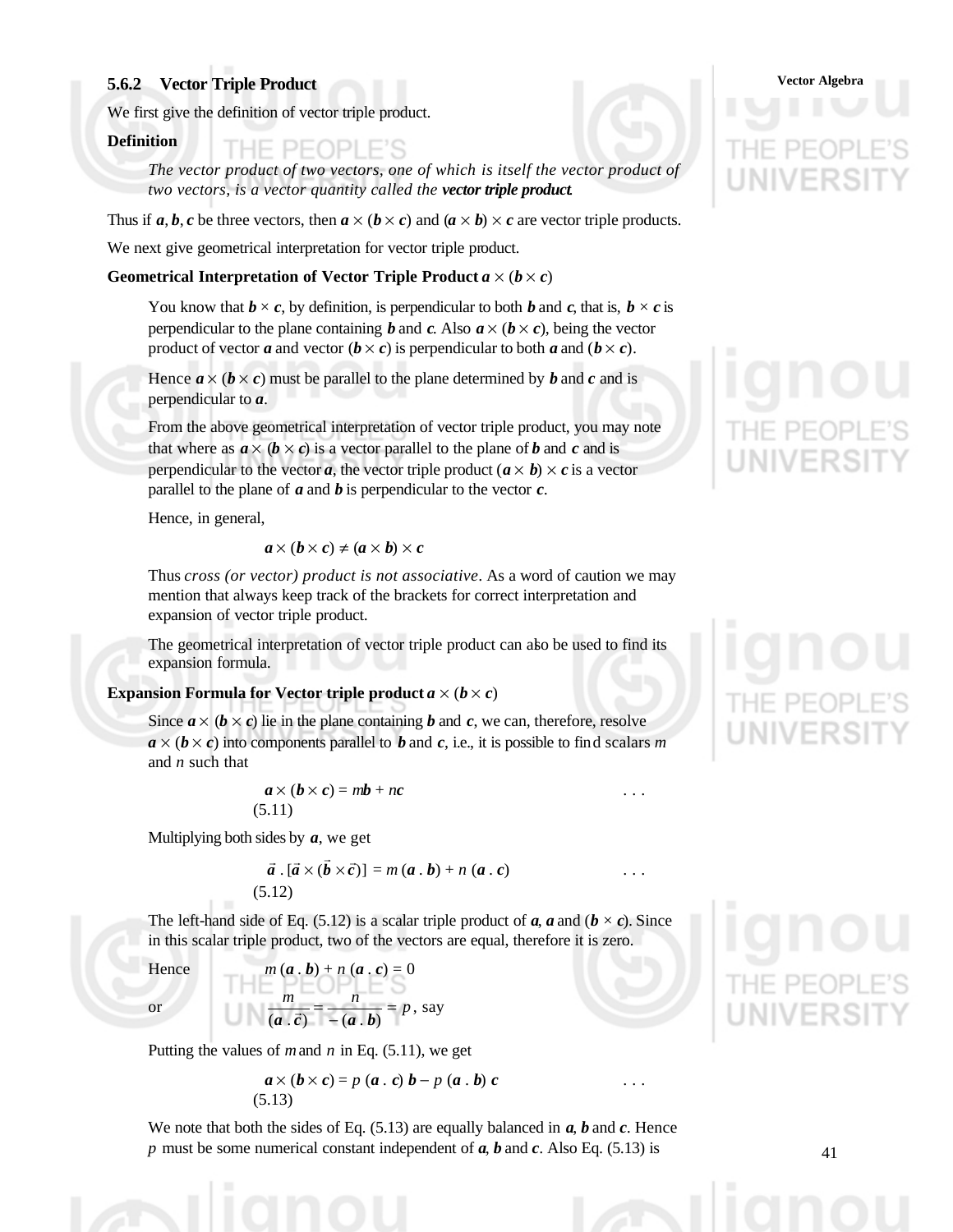### 5.6.2 Vector Triple Product

We first give the definition of vector triple product.

**Definition**

> *The vector product of two vectors, one of which is itself the vector product of two vectors, is a vector quantity called the* ***vector triple product***.

Thus if $\boldsymbol{a}, \boldsymbol{b}, \boldsymbol{c}$ be three vectors, then $\boldsymbol{a} \times (\boldsymbol{b} \times \boldsymbol{c})$ and $(\boldsymbol{a} \times \boldsymbol{b}) \times \boldsymbol{c}$ are vector triple products.

We next give geometrical interpretation for vector triple product.

**Geometrical Interpretation of Vector Triple Product $\boldsymbol{a} \times (\boldsymbol{b} \times \boldsymbol{c})$**

You know that $\boldsymbol{b} \times \boldsymbol{c}$, by definition, is perpendicular to both $\boldsymbol{b}$ and $\boldsymbol{c}$, that is, $\boldsymbol{b} \times \boldsymbol{c}$ is perpendicular to the plane containing $\boldsymbol{b}$ and $\boldsymbol{c}$. Also $\boldsymbol{a} \times (\boldsymbol{b} \times \boldsymbol{c})$, being the vector product of vector $\boldsymbol{a}$ and vector $(\boldsymbol{b} \times \boldsymbol{c})$ is perpendicular to both $\boldsymbol{a}$ and $(\boldsymbol{b} \times \boldsymbol{c})$.

Hence $\boldsymbol{a} \times (\boldsymbol{b} \times \boldsymbol{c})$ must be parallel to the plane determined by $\boldsymbol{b}$ and $\boldsymbol{c}$ and is perpendicular to $\boldsymbol{a}$.

From the above geometrical interpretation of vector triple product, you may note that where as $\boldsymbol{a} \times (\boldsymbol{b} \times \boldsymbol{c})$ is a vector parallel to the plane of $\boldsymbol{b}$ and $\boldsymbol{c}$ and is perpendicular to the vector $\boldsymbol{a}$, the vector triple product $(\boldsymbol{a} \times \boldsymbol{b}) \times \boldsymbol{c}$ is a vector parallel to the plane of $\boldsymbol{a}$ and $\boldsymbol{b}$ is perpendicular to the vector $\boldsymbol{c}$.

Hence, in general,

$$\boldsymbol{a} \times (\boldsymbol{b} \times \boldsymbol{c}) \neq (\boldsymbol{a} \times \boldsymbol{b}) \times \boldsymbol{c}$$

Thus *cross (or vector) product is not associative*. As a word of caution we may mention that always keep track of the brackets for correct interpretation and expansion of vector triple product.

The geometrical interpretation of vector triple product can also be used to find its expansion formula.

**Expansion Formula for Vector triple product $\boldsymbol{a} \times (\boldsymbol{b} \times \boldsymbol{c})$**

Since $\boldsymbol{a} \times (\boldsymbol{b} \times \boldsymbol{c})$ lie in the plane containing $\boldsymbol{b}$ and $\boldsymbol{c}$, we can, therefore, resolve $\boldsymbol{a} \times (\boldsymbol{b} \times \boldsymbol{c})$ into components parallel to $\boldsymbol{b}$ and $\boldsymbol{c}$, i.e., it is possible to find scalars $m$ and $n$ such that

$$\boldsymbol{a} \times (\boldsymbol{b} \times \boldsymbol{c}) = m\boldsymbol{b} + n\boldsymbol{c} \qquad \ldots (5.11)$$

Multiplying both sides by $\boldsymbol{a}$, we get

$$\vec{a} \cdot [\vec{a} \times (\vec{b} \times \vec{c})] = m\,(\boldsymbol{a} \cdot \boldsymbol{b}) + n\,(\boldsymbol{a} \cdot \boldsymbol{c}) \qquad \ldots (5.12)$$

The left-hand side of Eq. (5.12) is a scalar triple product of $\boldsymbol{a}$, $\boldsymbol{a}$ and $(\boldsymbol{b} \times \boldsymbol{c})$. Since in this scalar triple product, two of the vectors are equal, therefore it is zero.

Hence $\qquad m\,(\boldsymbol{a} \cdot \boldsymbol{b}) + n\,(\boldsymbol{a} \cdot \boldsymbol{c}) = 0$

or $\qquad \dfrac{m}{(\boldsymbol{a} \cdot \vec{c})} = \dfrac{n}{-(\boldsymbol{a} \cdot \boldsymbol{b})} = p$, say

Putting the values of $m$ and $n$ in Eq. (5.11), we get

$$\boldsymbol{a} \times (\boldsymbol{b} \times \boldsymbol{c}) = p\,(\boldsymbol{a} \cdot \boldsymbol{c})\,\boldsymbol{b} - p\,(\boldsymbol{a} \cdot \boldsymbol{b})\,\boldsymbol{c} \qquad \ldots (5.13)$$

We note that both the sides of Eq. (5.13) are equally balanced in $\boldsymbol{a}$, $\boldsymbol{b}$ and $\boldsymbol{c}$. Hence $p$ must be some numerical constant independent of $\boldsymbol{a}$, $\boldsymbol{b}$ and $\boldsymbol{c}$. Also Eq. (5.13) is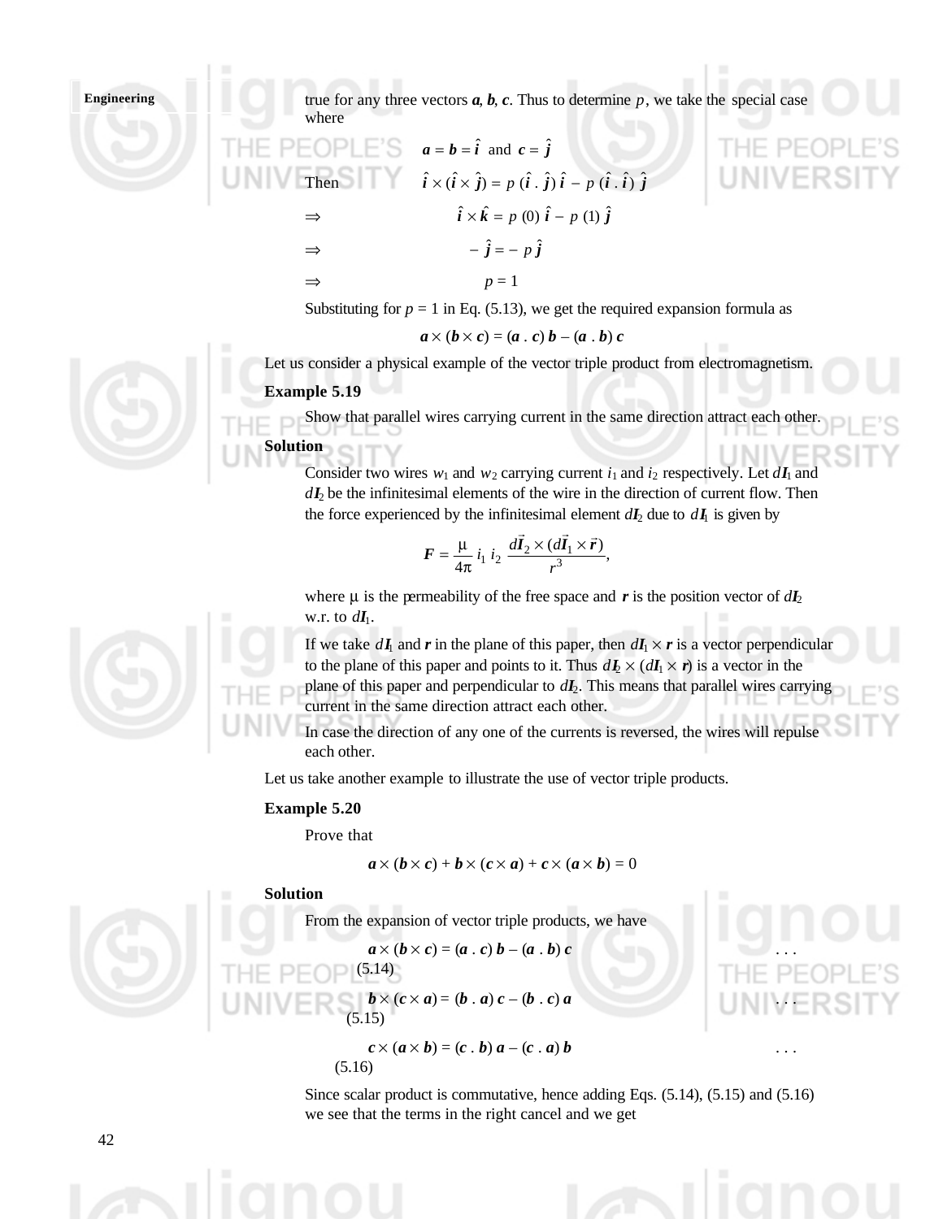true for any three vectors $\boldsymbol{a}, \boldsymbol{b}, \boldsymbol{c}$. Thus to determine $p$, we take the special case where

$$\boldsymbol{a} = \boldsymbol{b} = \hat{\boldsymbol{i}} \text{ and } \boldsymbol{c} = \hat{\boldsymbol{j}}$$

Then $\quad \hat{\boldsymbol{i}} \times (\hat{\boldsymbol{i}} \times \hat{\boldsymbol{j}}) = p\,(\hat{\boldsymbol{i}} \,.\, \hat{\boldsymbol{j}})\,\hat{\boldsymbol{i}} - p\,(\hat{\boldsymbol{i}} \,.\, \hat{\boldsymbol{i}})\,\hat{\boldsymbol{j}}$

$\Rightarrow \quad \hat{\boldsymbol{i}} \times \hat{\boldsymbol{k}} = p\,(0)\,\hat{\boldsymbol{i}} - p\,(1)\,\hat{\boldsymbol{j}}$

$\Rightarrow \quad -\hat{\boldsymbol{j}} = -p\,\hat{\boldsymbol{j}}$

$\Rightarrow \quad p = 1$

Substituting for $p = 1$ in Eq. (5.13), we get the required expansion formula as

$$\boldsymbol{a} \times (\boldsymbol{b} \times \boldsymbol{c}) = (\boldsymbol{a} \,.\, \boldsymbol{c})\,\boldsymbol{b} - (\boldsymbol{a} \,.\, \boldsymbol{b})\,\boldsymbol{c}$$

Let us consider a physical example of the vector triple product from electromagnetism.

**Example 5.19**

Show that parallel wires carrying current in the same direction attract each other.

**Solution**

Consider two wires $w_1$ and $w_2$ carrying current $i_1$ and $i_2$ respectively. Let $d\boldsymbol{I}_1$ and $d\boldsymbol{I}_2$ be the infinitesimal elements of the wire in the direction of current flow. Then the force experienced by the infinitesimal element $d\boldsymbol{I}_2$ due to $d\boldsymbol{I}_1$ is given by

$$\boldsymbol{F} = \frac{\mu}{4\pi}\, i_1\, i_2\, \frac{d\vec{\boldsymbol{I}}_2 \times (d\vec{\boldsymbol{I}}_1 \times \vec{\boldsymbol{r}})}{r^3},$$

where $\mu$ is the permeability of the free space and $\boldsymbol{r}$ is the position vector of $d\boldsymbol{I}_2$ w.r.t. to $d\boldsymbol{I}_1$.

If we take $d\boldsymbol{I}_1$ and $\boldsymbol{r}$ in the plane of this paper, then $d\boldsymbol{I}_1 \times \boldsymbol{r}$ is a vector perpendicular to the plane of this paper and points to it. Thus $d\boldsymbol{I}_2 \times (d\boldsymbol{I}_1 \times \boldsymbol{r})$ is a vector in the plane of this paper and perpendicular to $d\boldsymbol{I}_2$. This means that parallel wires carrying current in the same direction attract each other.

In case the direction of any one of the currents is reversed, the wires will repulse each other.

Let us take another example to illustrate the use of vector triple products.

**Example 5.20**

Prove that

$$\boldsymbol{a} \times (\boldsymbol{b} \times \boldsymbol{c}) + \boldsymbol{b} \times (\boldsymbol{c} \times \boldsymbol{a}) + \boldsymbol{c} \times (\boldsymbol{a} \times \boldsymbol{b}) = 0$$

**Solution**

From the expansion of vector triple products, we have

$$\boldsymbol{a} \times (\boldsymbol{b} \times \boldsymbol{c}) = (\boldsymbol{a} \,.\, \boldsymbol{c})\,\boldsymbol{b} - (\boldsymbol{a} \,.\, \boldsymbol{b})\,\boldsymbol{c} \qquad \ldots (5.14)$$

$$\boldsymbol{b} \times (\boldsymbol{c} \times \boldsymbol{a}) = (\boldsymbol{b} \,.\, \boldsymbol{a})\,\boldsymbol{c} - (\boldsymbol{b} \,.\, \boldsymbol{c})\,\boldsymbol{a} \qquad \ldots (5.15)$$

$$\boldsymbol{c} \times (\boldsymbol{a} \times \boldsymbol{b}) = (\boldsymbol{c} \,.\, \boldsymbol{b})\,\boldsymbol{a} - (\boldsymbol{c} \,.\, \boldsymbol{a})\,\boldsymbol{b} \qquad \ldots (5.16)$$

Since scalar product is commutative, hence adding Eqs. (5.14), (5.15) and (5.16) we see that the terms in the right cancel and we get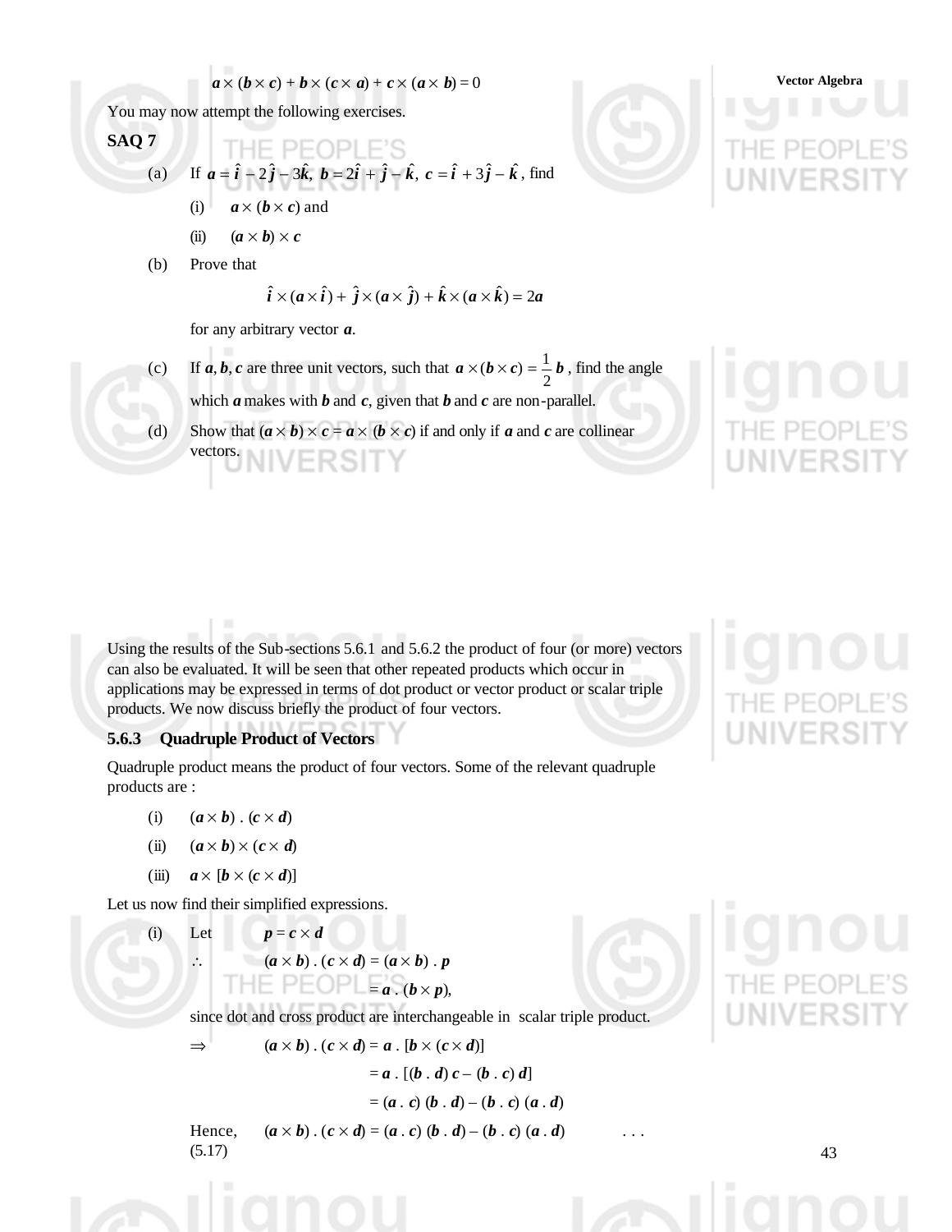$$\boldsymbol{a} \times (\boldsymbol{b} \times \boldsymbol{c}) + \boldsymbol{b} \times (\boldsymbol{c} \times \boldsymbol{a}) + \boldsymbol{c} \times (\boldsymbol{a} \times \boldsymbol{b}) = 0$$

You may now attempt the following exercises.

**SAQ 7**

(a) If $\boldsymbol{a} = \hat{\boldsymbol{i}} - 2\hat{\boldsymbol{j}} - 3\hat{\boldsymbol{k}},\ \boldsymbol{b} = 2\hat{\boldsymbol{i}} + \hat{\boldsymbol{j}} - \hat{\boldsymbol{k}},\ \boldsymbol{c} = \hat{\boldsymbol{i}} + 3\hat{\boldsymbol{j}} - \hat{\boldsymbol{k}}$, find

(i) $\boldsymbol{a} \times (\boldsymbol{b} \times \boldsymbol{c})$ and

(ii) $(\boldsymbol{a} \times \boldsymbol{b}) \times \boldsymbol{c}$

(b) Prove that

$$\hat{\boldsymbol{i}} \times (\boldsymbol{a} \times \hat{\boldsymbol{i}}) + \hat{\boldsymbol{j}} \times (\boldsymbol{a} \times \hat{\boldsymbol{j}}) + \hat{\boldsymbol{k}} \times (\boldsymbol{a} \times \hat{\boldsymbol{k}}) = 2\boldsymbol{a}$$

for any arbitrary vector $\boldsymbol{a}$.

(c) If $\boldsymbol{a}, \boldsymbol{b}, \boldsymbol{c}$ are three unit vectors, such that $\boldsymbol{a} \times (\boldsymbol{b} \times \boldsymbol{c}) = \frac{1}{2}\boldsymbol{b}$, find the angle which $\boldsymbol{a}$ makes with $\boldsymbol{b}$ and $\boldsymbol{c}$, given that $\boldsymbol{b}$ and $\boldsymbol{c}$ are non-parallel.

(d) Show that $(\boldsymbol{a} \times \boldsymbol{b}) \times \boldsymbol{c} = \boldsymbol{a} \times (\boldsymbol{b} \times \boldsymbol{c})$ if and only if $\boldsymbol{a}$ and $\boldsymbol{c}$ are collinear vectors.

Using the results of the Sub-sections 5.6.1 and 5.6.2 the product of four (or more) vectors can also be evaluated. It will be seen that other repeated products which occur in applications may be expressed in terms of dot product or vector product or scalar triple products. We now discuss briefly the product of four vectors.

### 5.6.3 Quadruple Product of Vectors

Quadruple product means the product of four vectors. Some of the relevant quadruple products are :

(i) $(\boldsymbol{a} \times \boldsymbol{b}) \cdot (\boldsymbol{c} \times \boldsymbol{d})$

(ii) $(\boldsymbol{a} \times \boldsymbol{b}) \times (\boldsymbol{c} \times \boldsymbol{d})$

(iii) $\boldsymbol{a} \times [\boldsymbol{b} \times (\boldsymbol{c} \times \boldsymbol{d})]$

Let us now find their simplified expressions.

(i) Let $\quad \boldsymbol{p} = \boldsymbol{c} \times \boldsymbol{d}$

$\therefore \quad (\boldsymbol{a} \times \boldsymbol{b}) \cdot (\boldsymbol{c} \times \boldsymbol{d}) = (\boldsymbol{a} \times \boldsymbol{b}) \cdot \boldsymbol{p}$

$\qquad = \boldsymbol{a} \cdot (\boldsymbol{b} \times \boldsymbol{p}),$

since dot and cross product are interchangeable in scalar triple product.

$$\Rightarrow \quad (\boldsymbol{a} \times \boldsymbol{b}) \cdot (\boldsymbol{c} \times \boldsymbol{d}) = \boldsymbol{a} \cdot [\boldsymbol{b} \times (\boldsymbol{c} \times \boldsymbol{d})]$$

$$= \boldsymbol{a} \cdot [(\boldsymbol{b} \cdot \boldsymbol{d})\, \boldsymbol{c} - (\boldsymbol{b} \cdot \boldsymbol{c})\, \boldsymbol{d}]$$

$$= (\boldsymbol{a} \cdot \boldsymbol{c})\, (\boldsymbol{b} \cdot \boldsymbol{d}) - (\boldsymbol{b} \cdot \boldsymbol{c})\, (\boldsymbol{a} \cdot \boldsymbol{d})$$

Hence, $\quad (\boldsymbol{a} \times \boldsymbol{b}) \cdot (\boldsymbol{c} \times \boldsymbol{d}) = (\boldsymbol{a} \cdot \boldsymbol{c})\, (\boldsymbol{b} \cdot \boldsymbol{d}) - (\boldsymbol{b} \cdot \boldsymbol{c})\, (\boldsymbol{a} \cdot \boldsymbol{d}) \quad \ldots$ (5.17)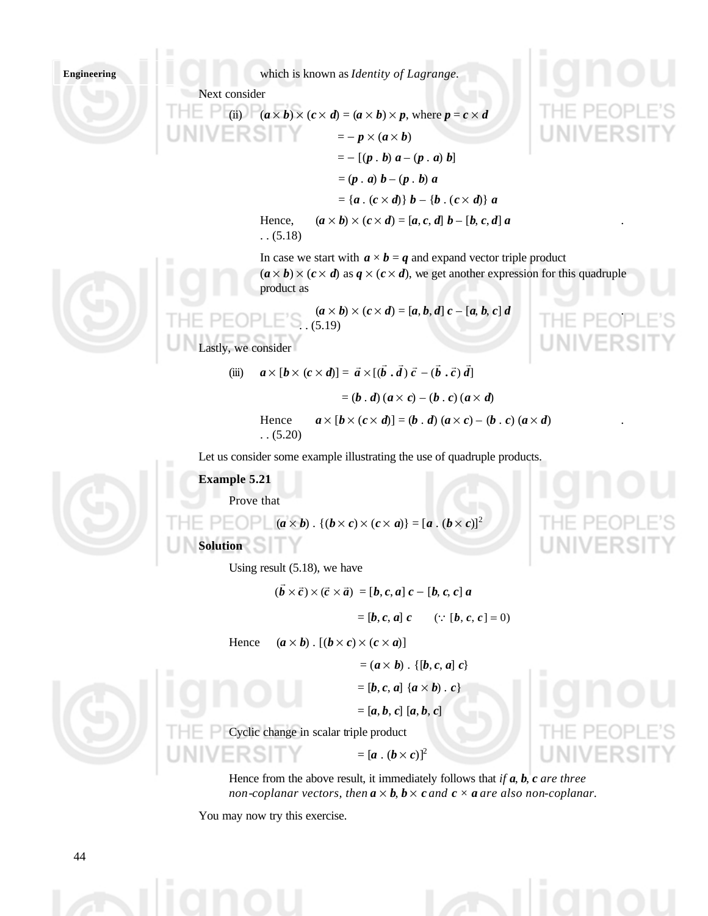which is known as *Identity of Lagrange*.

Next consider

(ii) $(\boldsymbol{a} \times \boldsymbol{b}) \times (\boldsymbol{c} \times \boldsymbol{d}) = (\boldsymbol{a} \times \boldsymbol{b}) \times \boldsymbol{p}$, where $\boldsymbol{p} = \boldsymbol{c} \times \boldsymbol{d}$

$$= -\, \boldsymbol{p} \times (\boldsymbol{a} \times \boldsymbol{b})$$

$$= -\, [(\boldsymbol{p} \,.\, \boldsymbol{b})\, \boldsymbol{a} - (\boldsymbol{p} \,.\, \boldsymbol{a})\, \boldsymbol{b}]$$

$$= (\boldsymbol{p} \,.\, \boldsymbol{a})\, \boldsymbol{b} - (\boldsymbol{p} \,.\, \boldsymbol{b})\, \boldsymbol{a}$$

$$= \{\boldsymbol{a} \,.\, (\boldsymbol{c} \times \boldsymbol{d})\}\, \boldsymbol{b} - \{\boldsymbol{b} \,.\, (\boldsymbol{c} \times \boldsymbol{d})\}\, \boldsymbol{a}$$

Hence, $(\boldsymbol{a} \times \boldsymbol{b}) \times (\boldsymbol{c} \times \boldsymbol{d}) = [\boldsymbol{a}, \boldsymbol{c}, \boldsymbol{d}]\, \boldsymbol{b} - [\boldsymbol{b}, \boldsymbol{c}, \boldsymbol{d}]\, \boldsymbol{a}$ . . . (5.18)

In case we start with $\boldsymbol{a} \times \boldsymbol{b} = \boldsymbol{q}$ and expand vector triple product $(\boldsymbol{a} \times \boldsymbol{b}) \times (\boldsymbol{c} \times \boldsymbol{d})$ as $\boldsymbol{q} \times (\boldsymbol{c} \times \boldsymbol{d})$, we get another expression for this quadruple product as

$$(\boldsymbol{a} \times \boldsymbol{b}) \times (\boldsymbol{c} \times \boldsymbol{d}) = [\boldsymbol{a}, \boldsymbol{b}, \boldsymbol{d}]\, \boldsymbol{c} - [\boldsymbol{a}, \boldsymbol{b}, \boldsymbol{c}]\, \boldsymbol{d} \quad . . . (5.19)$$

Lastly, we consider

(iii) $\boldsymbol{a} \times [\boldsymbol{b} \times (\boldsymbol{c} \times \boldsymbol{d})] = \vec{a} \times [(\vec{b} \,.\, \vec{d})\, \vec{c} - (\vec{b} \,.\, \vec{c})\, \vec{d}]$

$$= (\boldsymbol{b} \,.\, \boldsymbol{d})\, (\boldsymbol{a} \times \boldsymbol{c}) - (\boldsymbol{b} \,.\, \boldsymbol{c})\, (\boldsymbol{a} \times \boldsymbol{d})$$

Hence $\boldsymbol{a} \times [\boldsymbol{b} \times (\boldsymbol{c} \times \boldsymbol{d})] = (\boldsymbol{b} \,.\, \boldsymbol{d})\, (\boldsymbol{a} \times \boldsymbol{c}) - (\boldsymbol{b} \,.\, \boldsymbol{c})\, (\boldsymbol{a} \times \boldsymbol{d})$ . . . (5.20)

Let us consider some example illustrating the use of quadruple products.

**Example 5.21**

Prove that

$$(\boldsymbol{a} \times \boldsymbol{b}) \,.\, \{(\boldsymbol{b} \times \boldsymbol{c}) \times (\boldsymbol{c} \times \boldsymbol{a})\} = [\boldsymbol{a} \,.\, (\boldsymbol{b} \times \boldsymbol{c})]^2$$

**Solution**

Using result (5.18), we have

$$(\vec{b} \times \vec{c}) \times (\vec{c} \times \vec{a}) = [\boldsymbol{b}, \boldsymbol{c}, \boldsymbol{a}]\, \boldsymbol{c} - [\boldsymbol{b}, \boldsymbol{c}, \boldsymbol{c}]\, \boldsymbol{a}$$

$$= [\boldsymbol{b}, \boldsymbol{c}, \boldsymbol{a}]\, \boldsymbol{c} \qquad (\because [\boldsymbol{b}, \boldsymbol{c}, \boldsymbol{c}] = 0)$$

Hence $(\boldsymbol{a} \times \boldsymbol{b}) \,.\, [(\boldsymbol{b} \times \boldsymbol{c}) \times (\boldsymbol{c} \times \boldsymbol{a})]$

$$= (\boldsymbol{a} \times \boldsymbol{b}) \,.\, \{[\boldsymbol{b}, \boldsymbol{c}, \boldsymbol{a}]\, \boldsymbol{c}\}$$

$$= [\boldsymbol{b}, \boldsymbol{c}, \boldsymbol{a}]\, \{\boldsymbol{a} \times \boldsymbol{b}) \,.\, \boldsymbol{c}\}$$

$$= [\boldsymbol{a}, \boldsymbol{b}, \boldsymbol{c}]\, [\boldsymbol{a}, \boldsymbol{b}, \boldsymbol{c}]$$

Cyclic change in scalar triple product

$$= [\boldsymbol{a} \,.\, (\boldsymbol{b} \times \boldsymbol{c})]^2$$

Hence from the above result, it immediately follows that *if* $\boldsymbol{a}, \boldsymbol{b}, \boldsymbol{c}$ *are three non-coplanar vectors, then* $\boldsymbol{a} \times \boldsymbol{b}, \boldsymbol{b} \times \boldsymbol{c}$ *and* $\boldsymbol{c} \times \boldsymbol{a}$ *are also non-coplanar.*

You may now try this exercise.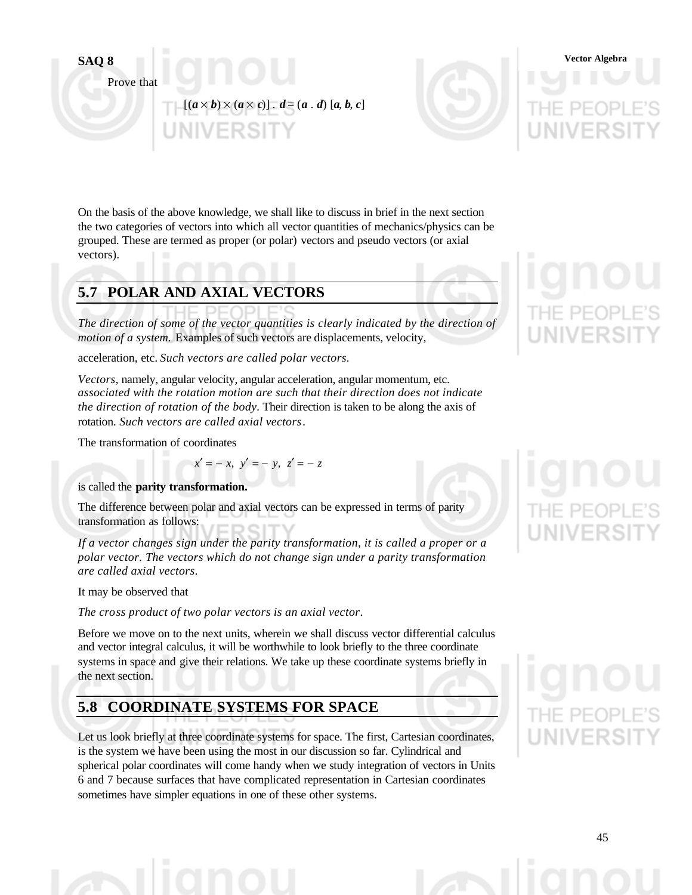**SAQ 8**

Prove that

$$[(\boldsymbol{a} \times \boldsymbol{b}) \times (\boldsymbol{a} \times \boldsymbol{c})] \cdot \boldsymbol{d} = (\boldsymbol{a} \cdot \boldsymbol{d})\, [\boldsymbol{a}, \boldsymbol{b}, \boldsymbol{c}]$$

On the basis of the above knowledge, we shall like to discuss in brief in the next section the two categories of vectors into which all vector quantities of mechanics/physics can be grouped. These are termed as proper (or polar) vectors and pseudo vectors (or axial vectors).

## 5.7 POLAR AND AXIAL VECTORS

*The direction of some of the vector quantities is clearly indicated by the direction of motion of a system.* Examples of such vectors are displacements, velocity, acceleration, etc. *Such vectors are called polar vectors.*

*Vectors,* namely, angular velocity, angular acceleration, angular momentum, etc. *associated with the rotation motion are such that their direction does not indicate the direction of rotation of the body.* Their direction is taken to be along the axis of rotation. *Such vectors are called axial vectors*.

The transformation of coordinates

$$x' = -x, \; y' = -y, \; z' = -z$$

is called the **parity transformation.**

The difference between polar and axial vectors can be expressed in terms of parity transformation as follows:

*If a vector changes sign under the parity transformation, it is called a proper or a polar vector. The vectors which do not change sign under a parity transformation are called axial vectors.*

It may be observed that

*The cross product of two polar vectors is an axial vector.*

Before we move on to the next units, wherein we shall discuss vector differential calculus and vector integral calculus, it will be worthwhile to look briefly to the three coordinate systems in space and give their relations. We take up these coordinate systems briefly in the next section.

## 5.8 COORDINATE SYSTEMS FOR SPACE

Let us look briefly at three coordinate systems for space. The first, Cartesian coordinates, is the system we have been using the most in our discussion so far. Cylindrical and spherical polar coordinates will come handy when we study integration of vectors in Units 6 and 7 because surfaces that have complicated representation in Cartesian coordinates sometimes have simpler equations in one of these other systems.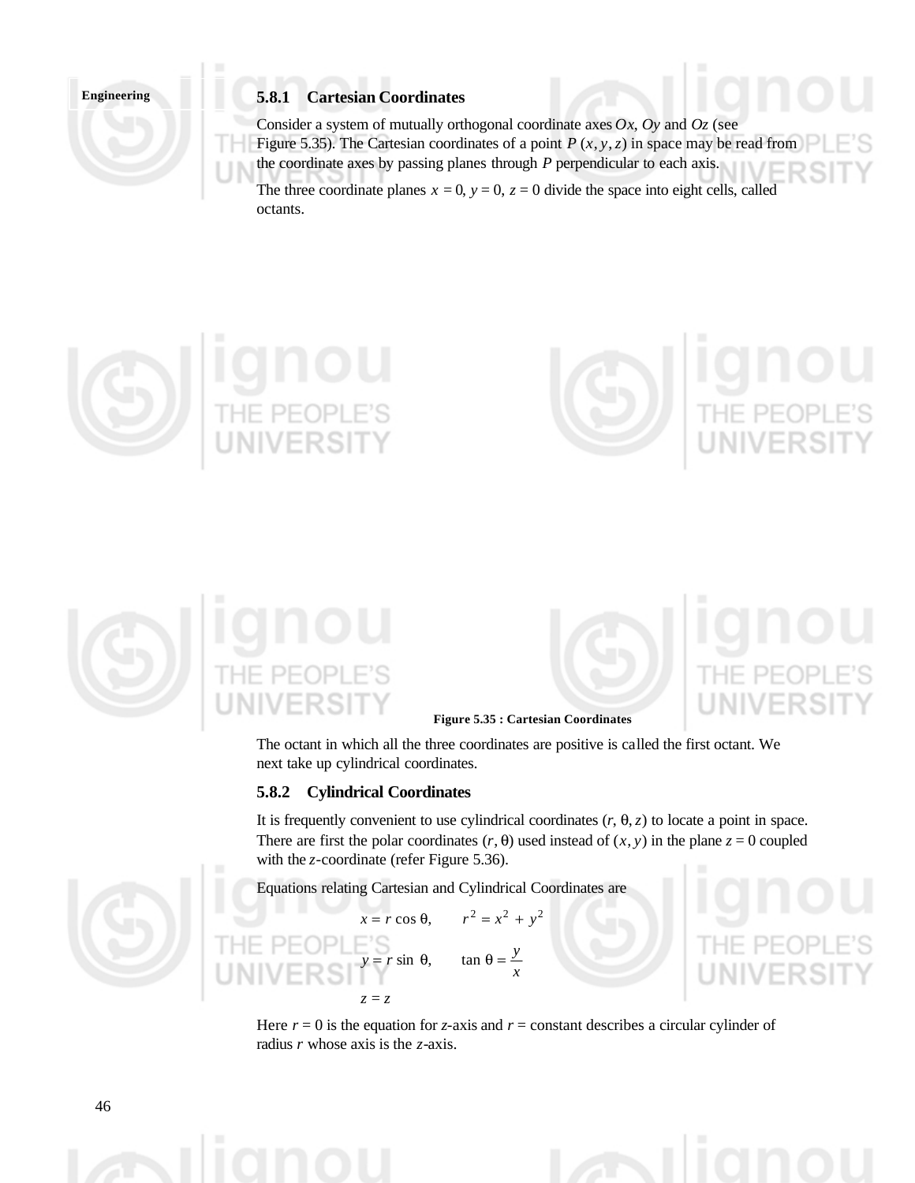### 5.8.1 Cartesian Coordinates

Consider a system of mutually orthogonal coordinate axes $Ox$, $Oy$ and $Oz$ (see Figure 5.35). The Cartesian coordinates of a point $P(x, y, z)$ in space may be read from the coordinate axes by passing planes through $P$ perpendicular to each axis.

The three coordinate planes $x = 0$, $y = 0$, $z = 0$ divide the space into eight cells, called octants.

**Figure 5.35 : Cartesian Coordinates**

The octant in which all the three coordinates are positive is called the first octant. We next take up cylindrical coordinates.

### 5.8.2 Cylindrical Coordinates

It is frequently convenient to use cylindrical coordinates $(r, \theta, z)$ to locate a point in space. There are first the polar coordinates $(r, \theta)$ used instead of $(x, y)$ in the plane $z = 0$ coupled with the $z$-coordinate (refer Figure 5.36).

Equations relating Cartesian and Cylindrical Coordinates are

$$x = r \cos \theta, \qquad r^2 = x^2 + y^2$$

$$y = r \sin \theta, \qquad \tan \theta = \frac{y}{x}$$

$$z = z$$

Here $r = 0$ is the equation for $z$-axis and $r$ = constant describes a circular cylinder of radius $r$ whose axis is the $z$-axis.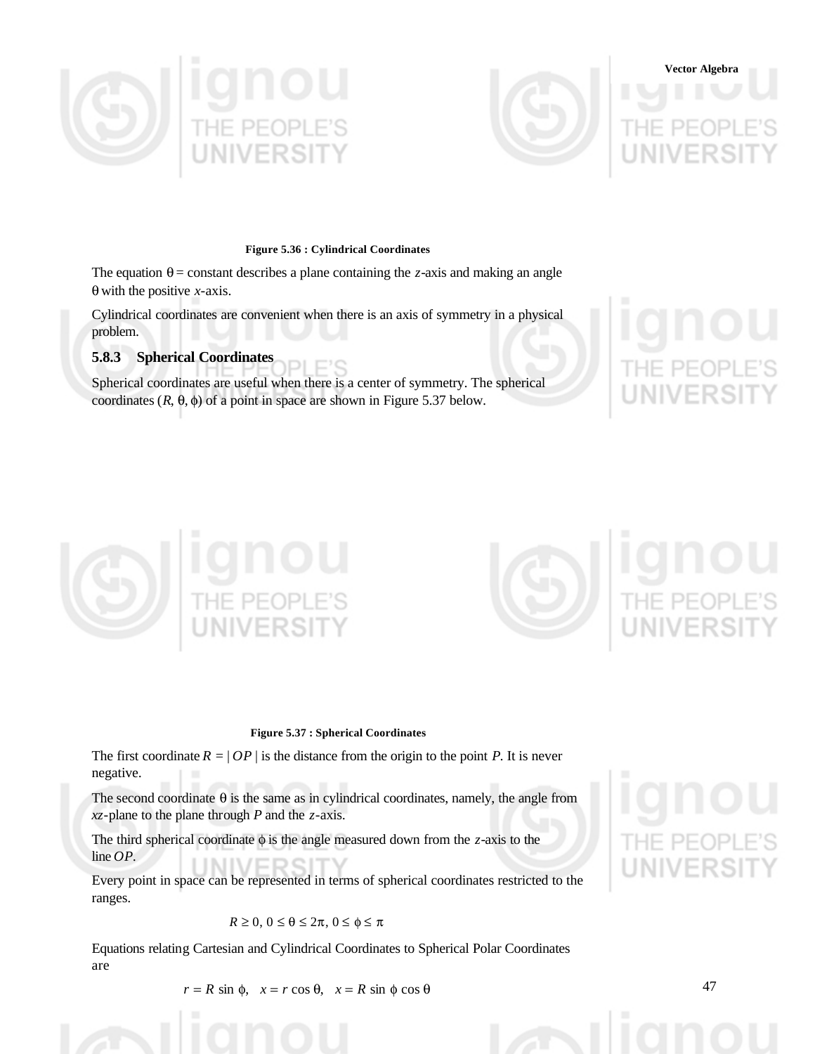Figure 5.36 : Cylindrical Coordinates

The equation $\theta$ = constant describes a plane containing the $z$-axis and making an angle $\theta$ with the positive $x$-axis.

Cylindrical coordinates are convenient when there is an axis of symmetry in a physical problem.

### 5.8.3 Spherical Coordinates

Spherical coordinates are useful when there is a center of symmetry. The spherical coordinates $(R, \theta, \phi)$ of a point in space are shown in Figure 5.37 below.

Figure 5.37 : Spherical Coordinates

The first coordinate $R = | OP |$ is the distance from the origin to the point $P$. It is never negative.

The second coordinate $\theta$ is the same as in cylindrical coordinates, namely, the angle from $xz$-plane to the plane through $P$ and the $z$-axis.

The third spherical coordinate $\phi$ is the angle measured down from the $z$-axis to the line $OP$.

Every point in space can be represented in terms of spherical coordinates restricted to the ranges.

$$R \geq 0,\ 0 \leq \theta \leq 2\pi,\ 0 \leq \phi \leq \pi$$

Equations relating Cartesian and Cylindrical Coordinates to Spherical Polar Coordinates are

$$r = R \sin \phi, \quad x = r \cos \theta, \quad x = R \sin \phi \cos \theta$$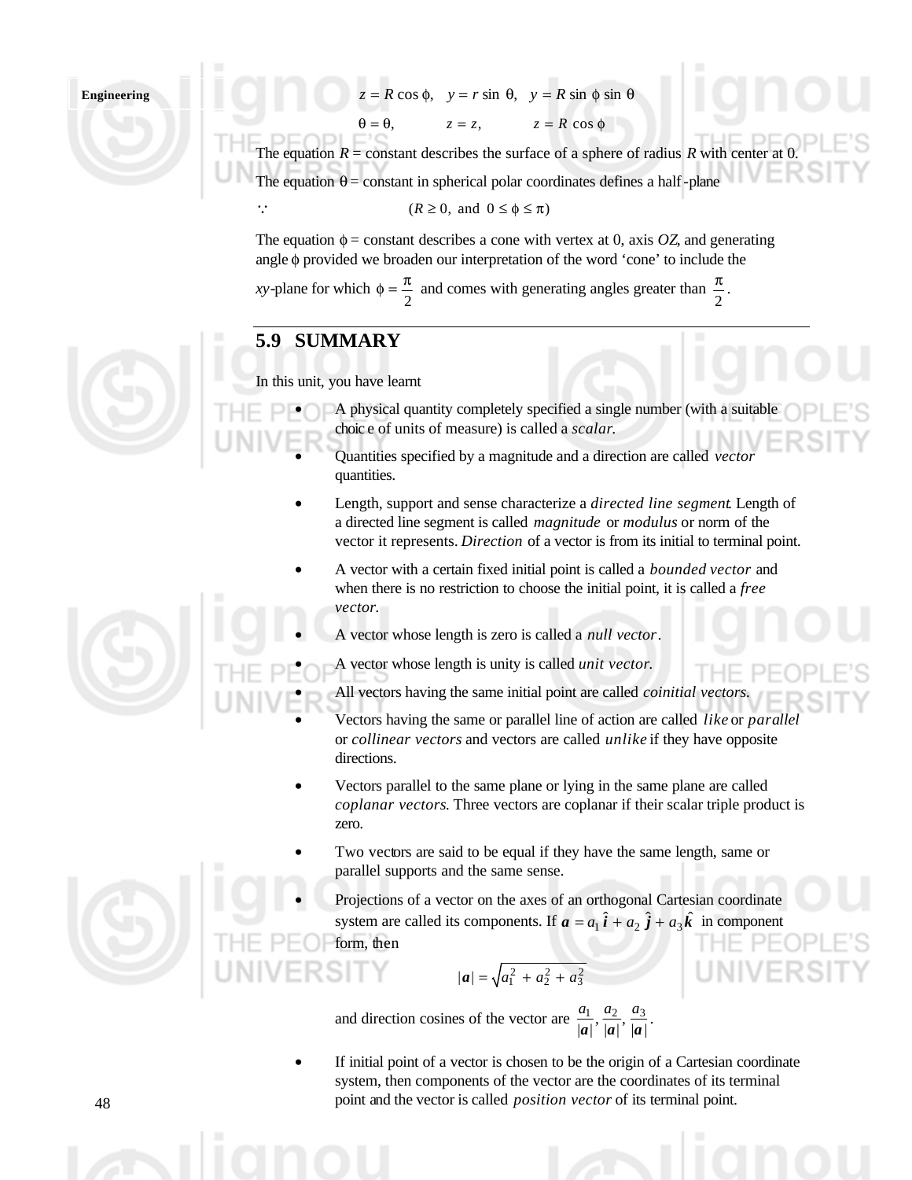$z = R \cos \phi, \quad y = r \sin \theta, \quad y = R \sin \phi \sin \theta$

$\theta = \theta, \qquad z = z, \qquad z = R \cos \phi$

The equation $R$ = constant describes the surface of a sphere of radius $R$ with center at 0.

The equation $\theta$ = constant in spherical polar coordinates defines a half-plane

$\because \qquad (R \geq 0, \text{ and } 0 \leq \phi \leq \pi)$

The equation $\phi$ = constant describes a cone with vertex at 0, axis $OZ$, and generating angle $\phi$ provided we broaden our interpretation of the word 'cone' to include the $xy$-plane for which $\phi = \frac{\pi}{2}$ and comes with generating angles greater than $\frac{\pi}{2}$.

## 5.9 SUMMARY

In this unit, you have learnt

- A physical quantity completely specified a single number (with a suitable choice of units of measure) is called a *scalar.*
- Quantities specified by a magnitude and a direction are called *vector* quantities.
- Length, support and sense characterize a *directed line segment*. Length of a directed line segment is called *magnitude* or *modulus* or norm of the vector it represents. *Direction* of a vector is from its initial to terminal point.
- A vector with a certain fixed initial point is called a *bounded vector* and when there is no restriction to choose the initial point, it is called a *free vector.*
- A vector whose length is zero is called a *null vector*.
- A vector whose length is unity is called *unit vector.*
- All vectors having the same initial point are called *coinitial vectors.*
- Vectors having the same or parallel line of action are called *like* or *parallel* or *collinear vectors* and vectors are called *unlike* if they have opposite directions.
- Vectors parallel to the same plane or lying in the same plane are called *coplanar vectors.* Three vectors are coplanar if their scalar triple product is zero.
- Two vectors are said to be equal if they have the same length, same or parallel supports and the same sense.
- Projections of a vector on the axes of an orthogonal Cartesian coordinate system are called its components. If $\boldsymbol{a} = a_1 \hat{\boldsymbol{i}} + a_2 \hat{\boldsymbol{j}} + a_3 \hat{\boldsymbol{k}}$ in component form, then

  $$|\boldsymbol{a}| = \sqrt{a_1^2 + a_2^2 + a_3^2}$$

  and direction cosines of the vector are $\frac{a_1}{|\boldsymbol{a}|}, \frac{a_2}{|\boldsymbol{a}|}, \frac{a_3}{|\boldsymbol{a}|}$.
- If initial point of a vector is chosen to be the origin of a Cartesian coordinate system, then components of the vector are the coordinates of its terminal point and the vector is called *position vector* of its terminal point.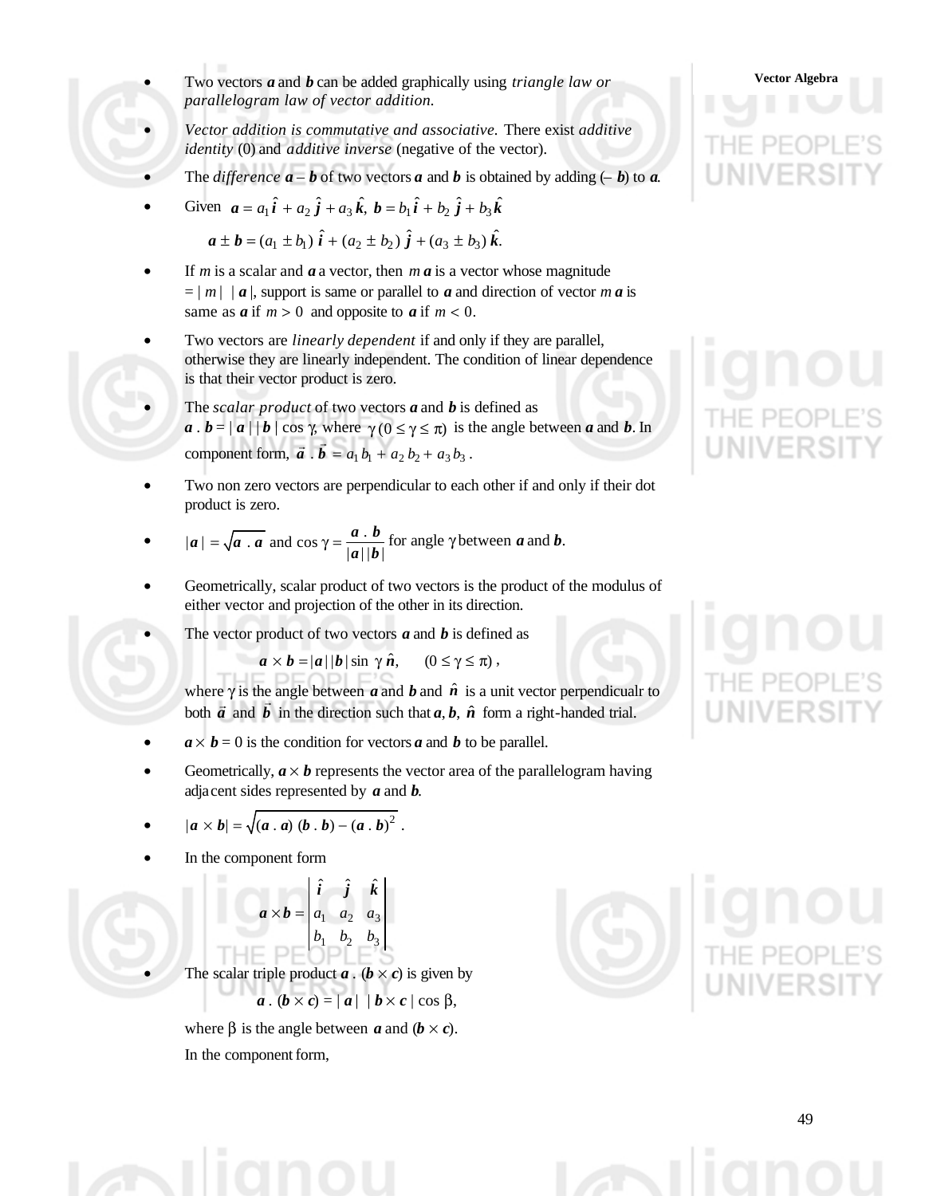- Two vectors $\boldsymbol{a}$ and $\boldsymbol{b}$ can be added graphically using *triangle law or parallelogram law of vector addition.*

- *Vector addition is commutative and associative.* There exist *additive identity* (0) and *additive inverse* (negative of the vector).

- The *difference* $\boldsymbol{a} - \boldsymbol{b}$ of two vectors $\boldsymbol{a}$ and $\boldsymbol{b}$ is obtained by adding $(-\boldsymbol{b})$ to $\boldsymbol{a}$.

- Given $\boldsymbol{a} = a_1 \hat{\boldsymbol{i}} + a_2 \hat{\boldsymbol{j}} + a_3 \hat{\boldsymbol{k}}$, $\boldsymbol{b} = b_1 \hat{\boldsymbol{i}} + b_2 \hat{\boldsymbol{j}} + b_3 \hat{\boldsymbol{k}}$

$$\boldsymbol{a} \pm \boldsymbol{b} = (a_1 \pm b_1)\,\hat{\boldsymbol{i}} + (a_2 \pm b_2)\,\hat{\boldsymbol{j}} + (a_3 \pm b_3)\,\hat{\boldsymbol{k}}.$$

- If $m$ is a scalar and $\boldsymbol{a}$ a vector, then $m\,\boldsymbol{a}$ is a vector whose magnitude $= |m|\ |\boldsymbol{a}|$, support is same or parallel to $\boldsymbol{a}$ and direction of vector $m\,\boldsymbol{a}$ is same as $\boldsymbol{a}$ if $m > 0$ and opposite to $\boldsymbol{a}$ if $m < 0$.

- Two vectors are *linearly dependent* if and only if they are parallel, otherwise they are linearly independent. The condition of linear dependence is that their vector product is zero.

- The *scalar product* of two vectors $\boldsymbol{a}$ and $\boldsymbol{b}$ is defined as $\boldsymbol{a} \cdot \boldsymbol{b} = |\boldsymbol{a}|\,|\boldsymbol{b}| \cos \gamma$, where $\gamma\ (0 \le \gamma \le \pi)$ is the angle between $\boldsymbol{a}$ and $\boldsymbol{b}$. In component form, $\vec{a} \cdot \vec{b} = a_1 b_1 + a_2 b_2 + a_3 b_3$.

- Two non zero vectors are perpendicular to each other if and only if their dot product is zero.

- $|\boldsymbol{a}| = \sqrt{\boldsymbol{a} \cdot \boldsymbol{a}}$ and $\cos \gamma = \dfrac{\boldsymbol{a} \cdot \boldsymbol{b}}{|\boldsymbol{a}|\,|\boldsymbol{b}|}$ for angle $\gamma$ between $\boldsymbol{a}$ and $\boldsymbol{b}$.

- Geometrically, scalar product of two vectors is the product of the modulus of either vector and projection of the other in its direction.

- The vector product of two vectors $\boldsymbol{a}$ and $\boldsymbol{b}$ is defined as

$$\boldsymbol{a} \times \boldsymbol{b} = |\boldsymbol{a}|\,|\boldsymbol{b}| \sin \gamma\, \hat{\boldsymbol{n}}, \qquad (0 \le \gamma \le \pi),$$

  where $\gamma$ is the angle between $\boldsymbol{a}$ and $\boldsymbol{b}$ and $\hat{\boldsymbol{n}}$ is a unit vector perpendicualr to both $\vec{a}$ and $\vec{b}$ in the direction such that $\boldsymbol{a}, \boldsymbol{b}, \hat{\boldsymbol{n}}$ form a right-handed trial.

- $\boldsymbol{a} \times \boldsymbol{b} = 0$ is the condition for vectors $\boldsymbol{a}$ and $\boldsymbol{b}$ to be parallel.

- Geometrically, $\boldsymbol{a} \times \boldsymbol{b}$ represents the vector area of the parallelogram having adjacent sides represented by $\boldsymbol{a}$ and $\boldsymbol{b}$.

- $|\boldsymbol{a} \times \boldsymbol{b}| = \sqrt{(\boldsymbol{a} \cdot \boldsymbol{a})\,(\boldsymbol{b} \cdot \boldsymbol{b}) - (\boldsymbol{a} \cdot \boldsymbol{b})^2}$.

- In the component form

$$\boldsymbol{a} \times \boldsymbol{b} = \begin{vmatrix} \hat{\boldsymbol{i}} & \hat{\boldsymbol{j}} & \hat{\boldsymbol{k}} \\ a_1 & a_2 & a_3 \\ b_1 & b_2 & b_3 \end{vmatrix}$$

- The scalar triple product $\boldsymbol{a} \cdot (\boldsymbol{b} \times \boldsymbol{c})$ is given by

$$\boldsymbol{a} \cdot (\boldsymbol{b} \times \boldsymbol{c}) = |\boldsymbol{a}|\ |\boldsymbol{b} \times \boldsymbol{c}| \cos \beta,$$

  where $\beta$ is the angle between $\boldsymbol{a}$ and $(\boldsymbol{b} \times \boldsymbol{c})$.

  In the component form,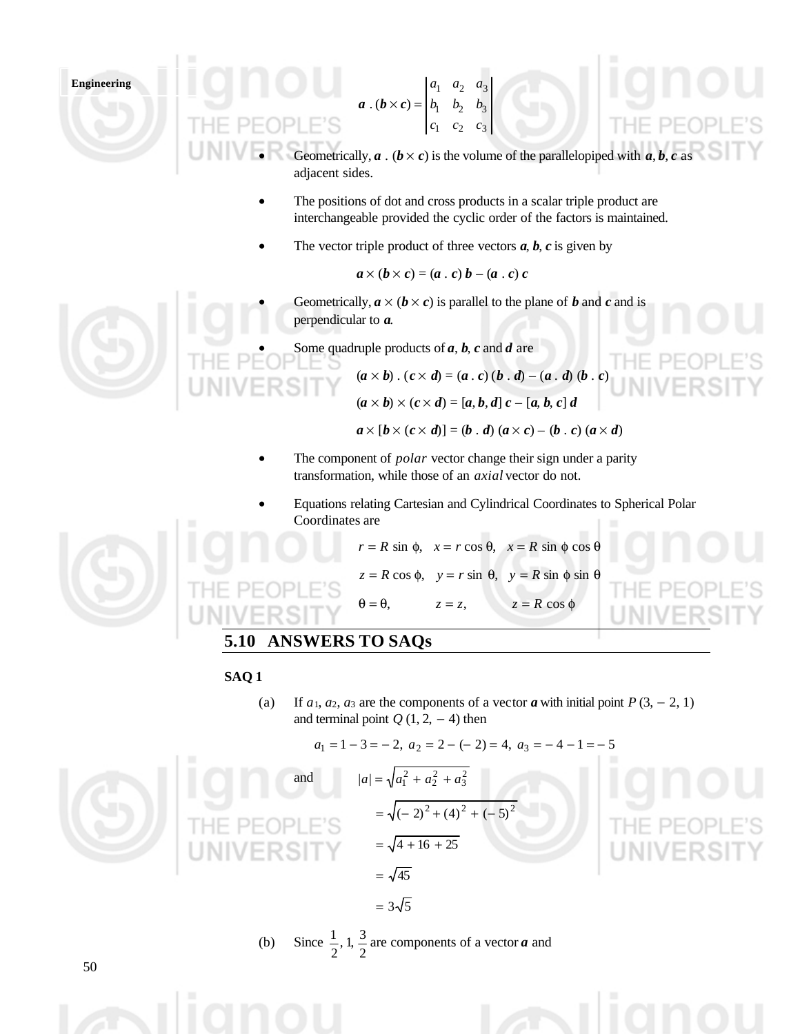$$\boldsymbol{a} \cdot (\boldsymbol{b} \times \boldsymbol{c}) = \begin{vmatrix} a_1 & a_2 & a_3 \\ b_1 & b_2 & b_3 \\ c_1 & c_2 & c_3 \end{vmatrix}$$

- Geometrically, $\boldsymbol{a} \cdot (\boldsymbol{b} \times \boldsymbol{c})$ is the volume of the parallelopiped with $\boldsymbol{a}, \boldsymbol{b}, \boldsymbol{c}$ as adjacent sides.

- The positions of dot and cross products in a scalar triple product are interchangeable provided the cyclic order of the factors is maintained.

- The vector triple product of three vectors $\boldsymbol{a}, \boldsymbol{b}, \boldsymbol{c}$ is given by

$$\boldsymbol{a} \times (\boldsymbol{b} \times \boldsymbol{c}) = (\boldsymbol{a} \cdot \boldsymbol{c})\, \boldsymbol{b} - (\boldsymbol{a} \cdot \boldsymbol{c})\, \boldsymbol{c}$$

- Geometrically, $\boldsymbol{a} \times (\boldsymbol{b} \times \boldsymbol{c})$ is parallel to the plane of $\boldsymbol{b}$ and $\boldsymbol{c}$ and is perpendicular to $\boldsymbol{a}$.

- Some quadruple products of $\boldsymbol{a}, \boldsymbol{b}, \boldsymbol{c}$ and $\boldsymbol{d}$ are

$$(\boldsymbol{a} \times \boldsymbol{b}) \cdot (\boldsymbol{c} \times \boldsymbol{d}) = (\boldsymbol{a} \cdot \boldsymbol{c})\, (\boldsymbol{b} \cdot \boldsymbol{d}) - (\boldsymbol{a} \cdot \boldsymbol{d})\, (\boldsymbol{b} \cdot \boldsymbol{c})$$

$$(\boldsymbol{a} \times \boldsymbol{b}) \times (\boldsymbol{c} \times \boldsymbol{d}) = [\boldsymbol{a}, \boldsymbol{b}, \boldsymbol{d}]\, \boldsymbol{c} - [\boldsymbol{a}, \boldsymbol{b}, \boldsymbol{c}]\, \boldsymbol{d}$$

$$\boldsymbol{a} \times [\boldsymbol{b} \times (\boldsymbol{c} \times \boldsymbol{d})] = (\boldsymbol{b} \cdot \boldsymbol{d})\, (\boldsymbol{a} \times \boldsymbol{c}) - (\boldsymbol{b} \cdot \boldsymbol{c})\, (\boldsymbol{a} \times \boldsymbol{d})$$

- The component of *polar* vector change their sign under a parity transformation, while those of an *axial* vector do not.

- Equations relating Cartesian and Cylindrical Coordinates to Spherical Polar Coordinates are

$$r = R \sin \phi, \quad x = r \cos \theta, \quad x = R \sin \phi \cos \theta$$

$$z = R \cos \phi, \quad y = r \sin \theta, \quad y = R \sin \phi \sin \theta$$

$$\theta = \theta, \qquad z = z, \qquad z = R \cos \phi$$

## 5.10 ANSWERS TO SAQs

**SAQ 1**

(a) If $a_1, a_2, a_3$ are the components of a vector $\boldsymbol{a}$ with initial point $P(3, -2, 1)$ and terminal point $Q(1, 2, -4)$ then

$$a_1 = 1 - 3 = -2, \; a_2 = 2 - (-2) = 4, \; a_3 = -4 - 1 = -5$$

and

$$|a| = \sqrt{a_1^2 + a_2^2 + a_3^2}$$

$$= \sqrt{(-2)^2 + (4)^2 + (-5)^2}$$

$$= \sqrt{4 + 16 + 25}$$

$$= \sqrt{45}$$

$$= 3\sqrt{5}$$

(b) Since $\frac{1}{2}, 1, \frac{3}{2}$ are components of a vector $\boldsymbol{a}$ and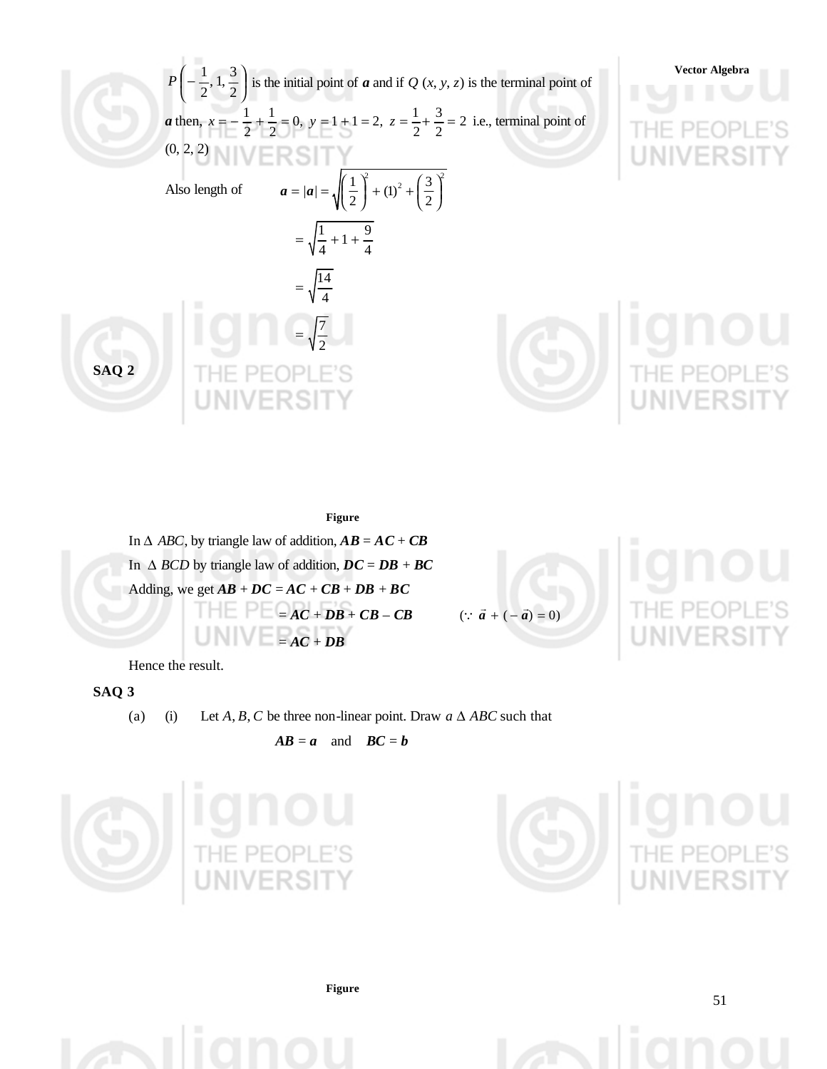$P\left(-\frac{1}{2}, 1, \frac{3}{2}\right)$ is the initial point of $\boldsymbol{a}$ and if $Q(x, y, z)$ is the terminal point of $\boldsymbol{a}$ then, $x = -\frac{1}{2} + \frac{1}{2} = 0,\ y = 1 + 1 = 2,\ z = \frac{1}{2} + \frac{3}{2} = 2$ i.e., terminal point of (0, 2, 2)

Also length of $\quad \boldsymbol{a} = |\boldsymbol{a}| = \sqrt{\left(\frac{1}{2}\right)^2 + (1)^2 + \left(\frac{3}{2}\right)^2}$

$$= \sqrt{\frac{1}{4} + 1 + \frac{9}{4}}$$

$$= \sqrt{\frac{14}{4}}$$

$$= \sqrt{\frac{7}{2}}$$

**SAQ 2**

**Figure**

In $\Delta\ ABC$, by triangle law of addition, $\boldsymbol{AB} = \boldsymbol{AC} + \boldsymbol{CB}$

In $\Delta\ BCD$ by triangle law of addition, $\boldsymbol{DC} = \boldsymbol{DB} + \boldsymbol{BC}$

Adding, we get $\boldsymbol{AB} + \boldsymbol{DC} = \boldsymbol{AC} + \boldsymbol{CB} + \boldsymbol{DB} + \boldsymbol{BC}$

$$= \boldsymbol{AC} + \boldsymbol{DB} + \boldsymbol{CB} - \boldsymbol{CB} \qquad (\because\ \vec{a} + (-\vec{a}) = 0)$$

$$= \boldsymbol{AC} + \boldsymbol{DB}$$

Hence the result.

**SAQ 3**

(a) (i) Let $A, B, C$ be three non-linear point. Draw $a\ \Delta\ ABC$ such that

$$\boldsymbol{AB} = \boldsymbol{a} \quad \text{and} \quad \boldsymbol{BC} = \boldsymbol{b}$$

**Figure**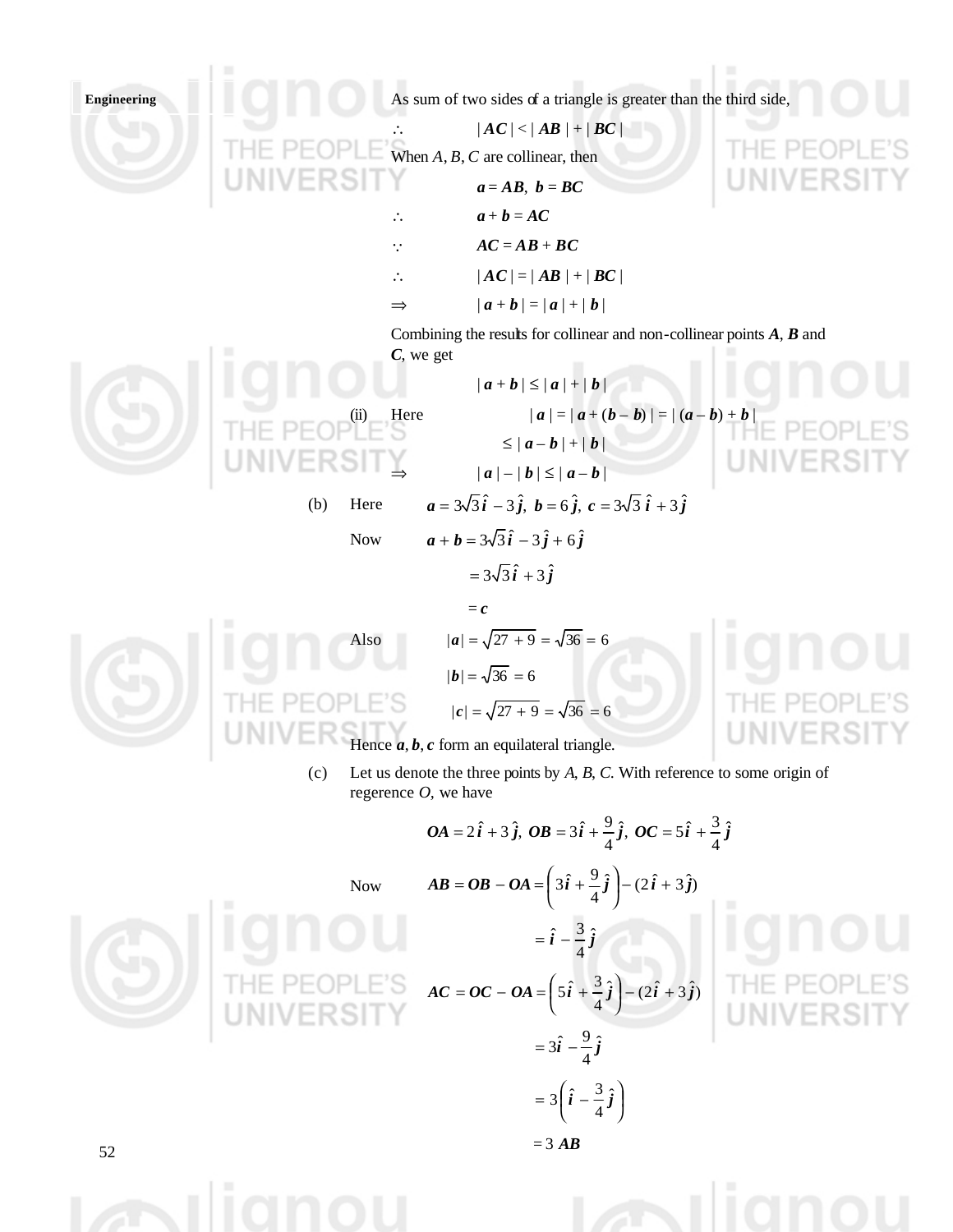As sum of two sides of a triangle is greater than the third side,

$\therefore \quad |\boldsymbol{AC}| < |\boldsymbol{AB}| + |\boldsymbol{BC}|$

When $A, B, C$ are collinear, then

$$\boldsymbol{a} = \boldsymbol{AB}, \ \boldsymbol{b} = \boldsymbol{BC}$$

$$\therefore \quad \boldsymbol{a} + \boldsymbol{b} = \boldsymbol{AC}$$

$$\because \quad \boldsymbol{AC} = \boldsymbol{AB} + \boldsymbol{BC}$$

$$\therefore \quad |\boldsymbol{AC}| = |\boldsymbol{AB}| + |\boldsymbol{BC}|$$

$$\Rightarrow \quad |\boldsymbol{a} + \boldsymbol{b}| = |\boldsymbol{a}| + |\boldsymbol{b}|$$

Combining the results for collinear and non-collinear points $\boldsymbol{A}$, $\boldsymbol{B}$ and $\boldsymbol{C}$, we get

$$|\boldsymbol{a} + \boldsymbol{b}| \le |\boldsymbol{a}| + |\boldsymbol{b}|$$

(ii) Here $\quad |\boldsymbol{a}| = |\boldsymbol{a} + (\boldsymbol{b} - \boldsymbol{b})| = |(\boldsymbol{a} - \boldsymbol{b}) + \boldsymbol{b}|$

$$\le |\boldsymbol{a} - \boldsymbol{b}| + |\boldsymbol{b}|$$

$$\Rightarrow \quad |\boldsymbol{a}| - |\boldsymbol{b}| \le |\boldsymbol{a} - \boldsymbol{b}|$$

(b) Here $\quad \boldsymbol{a} = 3\sqrt{3}\,\hat{\boldsymbol{i}} - 3\,\hat{\boldsymbol{j}}, \ \boldsymbol{b} = 6\,\hat{\boldsymbol{j}}, \ \boldsymbol{c} = 3\sqrt{3}\,\hat{\boldsymbol{i}} + 3\,\hat{\boldsymbol{j}}$

Now $\quad \boldsymbol{a} + \boldsymbol{b} = 3\sqrt{3}\,\hat{\boldsymbol{i}} - 3\,\hat{\boldsymbol{j}} + 6\,\hat{\boldsymbol{j}}$

$$= 3\sqrt{3}\,\hat{\boldsymbol{i}} + 3\,\hat{\boldsymbol{j}}$$

$$= \boldsymbol{c}$$

Also $\quad |\boldsymbol{a}| = \sqrt{27 + 9} = \sqrt{36} = 6$

$$|\boldsymbol{b}| = \sqrt{36} = 6$$

$$|\boldsymbol{c}| = \sqrt{27 + 9} = \sqrt{36} = 6$$

Hence $\boldsymbol{a}, \boldsymbol{b}, \boldsymbol{c}$ form an equilateral triangle.

(c) Let us denote the three points by $A$, $B$, $C$. With reference to some origin of regerence $O$, we have

$$\boldsymbol{OA} = 2\,\hat{\boldsymbol{i}} + 3\,\hat{\boldsymbol{j}}, \ \boldsymbol{OB} = 3\,\hat{\boldsymbol{i}} + \frac{9}{4}\,\hat{\boldsymbol{j}}, \ \boldsymbol{OC} = 5\,\hat{\boldsymbol{i}} + \frac{3}{4}\,\hat{\boldsymbol{j}}$$

Now $\quad \boldsymbol{AB} = \boldsymbol{OB} - \boldsymbol{OA} = \left(3\,\hat{\boldsymbol{i}} + \frac{9}{4}\,\hat{\boldsymbol{j}}\right) - (2\,\hat{\boldsymbol{i}} + 3\,\hat{\boldsymbol{j}})$

$$= \hat{\boldsymbol{i}} - \frac{3}{4}\,\hat{\boldsymbol{j}}$$

$$\boldsymbol{AC} = \boldsymbol{OC} - \boldsymbol{OA} = \left(5\,\hat{\boldsymbol{i}} + \frac{3}{4}\,\hat{\boldsymbol{j}}\right) - (2\,\hat{\boldsymbol{i}} + 3\,\hat{\boldsymbol{j}})$$

$$= 3\,\hat{\boldsymbol{i}} - \frac{9}{4}\,\hat{\boldsymbol{j}}$$

$$= 3\left(\hat{\boldsymbol{i}} - \frac{3}{4}\,\hat{\boldsymbol{j}}\right)$$

$$= 3\,\boldsymbol{AB}$$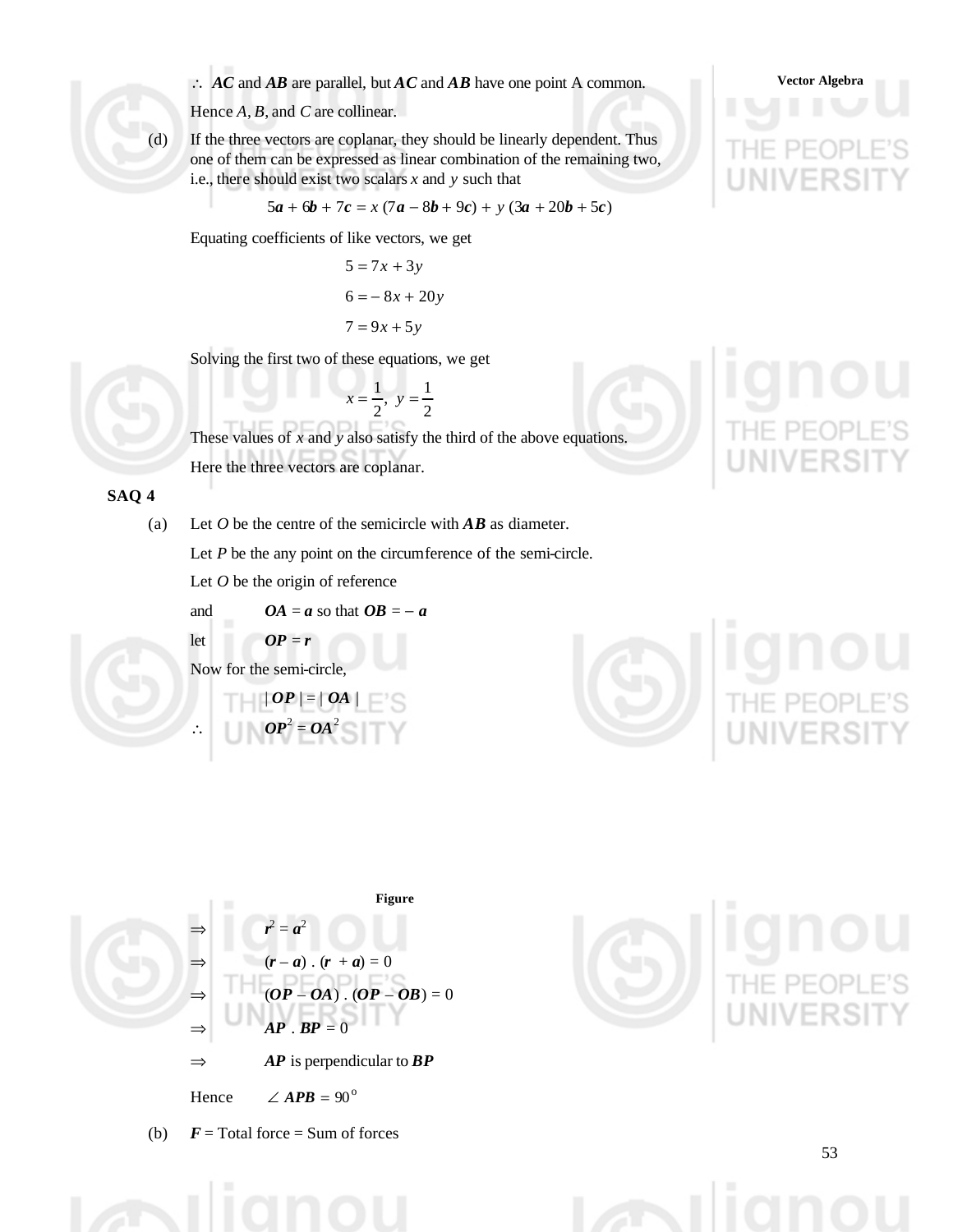$\therefore$ $\boldsymbol{AC}$ and $\boldsymbol{AB}$ are parallel, but $\boldsymbol{AC}$ and $\boldsymbol{AB}$ have one point A common.

Hence $A, B$, and $C$ are collinear.

(d) If the three vectors are coplanar, they should be linearly dependent. Thus one of them can be expressed as linear combination of the remaining two, i.e., there should exist two scalars $x$ and $y$ such that

$$5\boldsymbol{a} + 6\boldsymbol{b} + 7\boldsymbol{c} = x\,(7\boldsymbol{a} - 8\boldsymbol{b} + 9\boldsymbol{c}) + y\,(3\boldsymbol{a} + 20\boldsymbol{b} + 5\boldsymbol{c})$$

Equating coefficients of like vectors, we get

$$5 = 7x + 3y$$

$$6 = -8x + 20y$$

$$7 = 9x + 5y$$

Solving the first two of these equations, we get

$$x = \frac{1}{2},\ y = \frac{1}{2}$$

These values of $x$ and $y$ also satisfy the third of the above equations.

Here the three vectors are coplanar.

**SAQ 4**

(a) Let $O$ be the centre of the semicircle with $\boldsymbol{AB}$ as diameter.

Let $P$ be the any point on the circumference of the semi-circle.

Let $O$ be the origin of reference

and $\quad \boldsymbol{OA} = \boldsymbol{a}$ so that $\boldsymbol{OB} = -\,\boldsymbol{a}$

let $\quad \boldsymbol{OP} = \boldsymbol{r}$

Now for the semi-circle,

$$|\,\boldsymbol{OP}\,| = |\,\boldsymbol{OA}\,|$$

$$\therefore \quad \boldsymbol{OP}^2 = \boldsymbol{OA}^2$$

Figure

$$\Rightarrow \quad \boldsymbol{r}^2 = \boldsymbol{a}^2$$

$$\Rightarrow \quad (\boldsymbol{r} - \boldsymbol{a}) \cdot (\boldsymbol{r} + \boldsymbol{a}) = 0$$

$$\Rightarrow \quad (\boldsymbol{OP} - \boldsymbol{OA}) \cdot (\boldsymbol{OP} - \boldsymbol{OB}) = 0$$

$$\Rightarrow \quad \boldsymbol{AP} \cdot \boldsymbol{BP} = 0$$

$\Rightarrow \quad \boldsymbol{AP}$ is perpendicular to $\boldsymbol{BP}$

Hence $\quad \angle\, \boldsymbol{APB} = 90^{\circ}$

(b) $\boldsymbol{F}$ = Total force = Sum of forces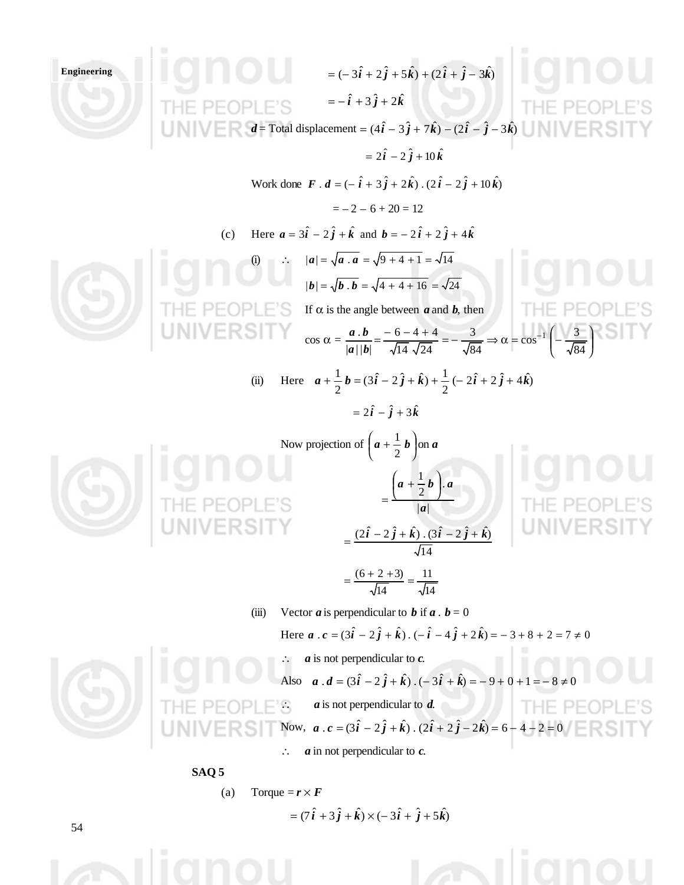$$= (-3\hat{i} + 2\hat{j} + 5\hat{k}) + (2\hat{i} + \hat{j} - 3\hat{k})$$

$$= -\hat{i} + 3\hat{j} + 2\hat{k}$$

$\boldsymbol{d}$ = Total displacement $= (4\hat{i} - 3\hat{j} + 7\hat{k}) - (2\hat{i} - \hat{j} - 3\hat{k})$

$$= 2\hat{i} - 2\hat{j} + 10\hat{k}$$

Work done $\boldsymbol{F} \cdot \boldsymbol{d} = (-\hat{i} + 3\hat{j} + 2\hat{k}) \cdot (2\hat{i} - 2\hat{j} + 10\hat{k})$

$$= -2 - 6 + 20 = 12$$

(c) Here $\boldsymbol{a} = 3\hat{i} - 2\hat{j} + \hat{k}$ and $\boldsymbol{b} = -2\hat{i} + 2\hat{j} + 4\hat{k}$

(i) $\therefore \quad |\boldsymbol{a}| = \sqrt{\boldsymbol{a} \cdot \boldsymbol{a}} = \sqrt{9 + 4 + 1} = \sqrt{14}$

$|\boldsymbol{b}| = \sqrt{\boldsymbol{b} \cdot \boldsymbol{b}} = \sqrt{4 + 4 + 16} = \sqrt{24}$

If $\alpha$ is the angle between $\boldsymbol{a}$ and $\boldsymbol{b}$, then

$$\cos \alpha = \frac{\boldsymbol{a} \cdot \boldsymbol{b}}{|\boldsymbol{a}||\boldsymbol{b}|} = \frac{-6 - 4 + 4}{\sqrt{14}\sqrt{24}} = -\frac{3}{\sqrt{84}} \Rightarrow \alpha = \cos^{-1}\left(-\frac{3}{\sqrt{84}}\right)$$

(ii) Here $\boldsymbol{a} + \frac{1}{2}\boldsymbol{b} = (3\hat{i} - 2\hat{j} + \hat{k}) + \frac{1}{2}(-2\hat{i} + 2\hat{j} + 4\hat{k})$

$$= 2\hat{i} - \hat{j} + 3\hat{k}$$

Now projection of $\left(\boldsymbol{a} + \frac{1}{2}\boldsymbol{b}\right)$ on $\boldsymbol{a}$

$$= \frac{\left(\boldsymbol{a} + \frac{1}{2}\boldsymbol{b}\right) \cdot \boldsymbol{a}}{|\boldsymbol{a}|}$$

$$= \frac{(2\hat{i} - 2\hat{j} + \hat{k}) \cdot (3\hat{i} - 2\hat{j} + \hat{k})}{\sqrt{14}}$$

$$= \frac{(6 + 2 + 3)}{\sqrt{14}} = \frac{11}{\sqrt{14}}$$

(iii) Vector $\boldsymbol{a}$ is perpendicular to $\boldsymbol{b}$ if $\boldsymbol{a} \cdot \boldsymbol{b} = 0$

Here $\boldsymbol{a} \cdot \boldsymbol{c} = (3\hat{i} - 2\hat{j} + \hat{k}) \cdot (-\hat{i} - 4\hat{j} + 2\hat{k}) = -3 + 8 + 2 = 7 \neq 0$

$\therefore$ $\boldsymbol{a}$ is not perpendicular to $\boldsymbol{c}$.

Also $\boldsymbol{a} \cdot \boldsymbol{d} = (3\hat{i} - 2\hat{j} + \hat{k}) \cdot (-3\hat{i} + \hat{k}) = -9 + 0 + 1 = -8 \neq 0$

$\therefore$ $\boldsymbol{a}$ is not perpendicular to $\boldsymbol{d}$.

Now, $\boldsymbol{a} \cdot \boldsymbol{c} = (3\hat{i} - 2\hat{j} + \hat{k}) \cdot (2\hat{i} + 2\hat{j} - 2\hat{k}) = 6 - 4 - 2 = 0$

$\therefore$ $\boldsymbol{a}$ in not perpendicular to $\boldsymbol{c}$.

**SAQ 5**

(a) Torque $= \boldsymbol{r} \times \boldsymbol{F}$

$$= (7\hat{i} + 3\hat{j} + \hat{k}) \times (-3\hat{i} + \hat{j} + 5\hat{k})$$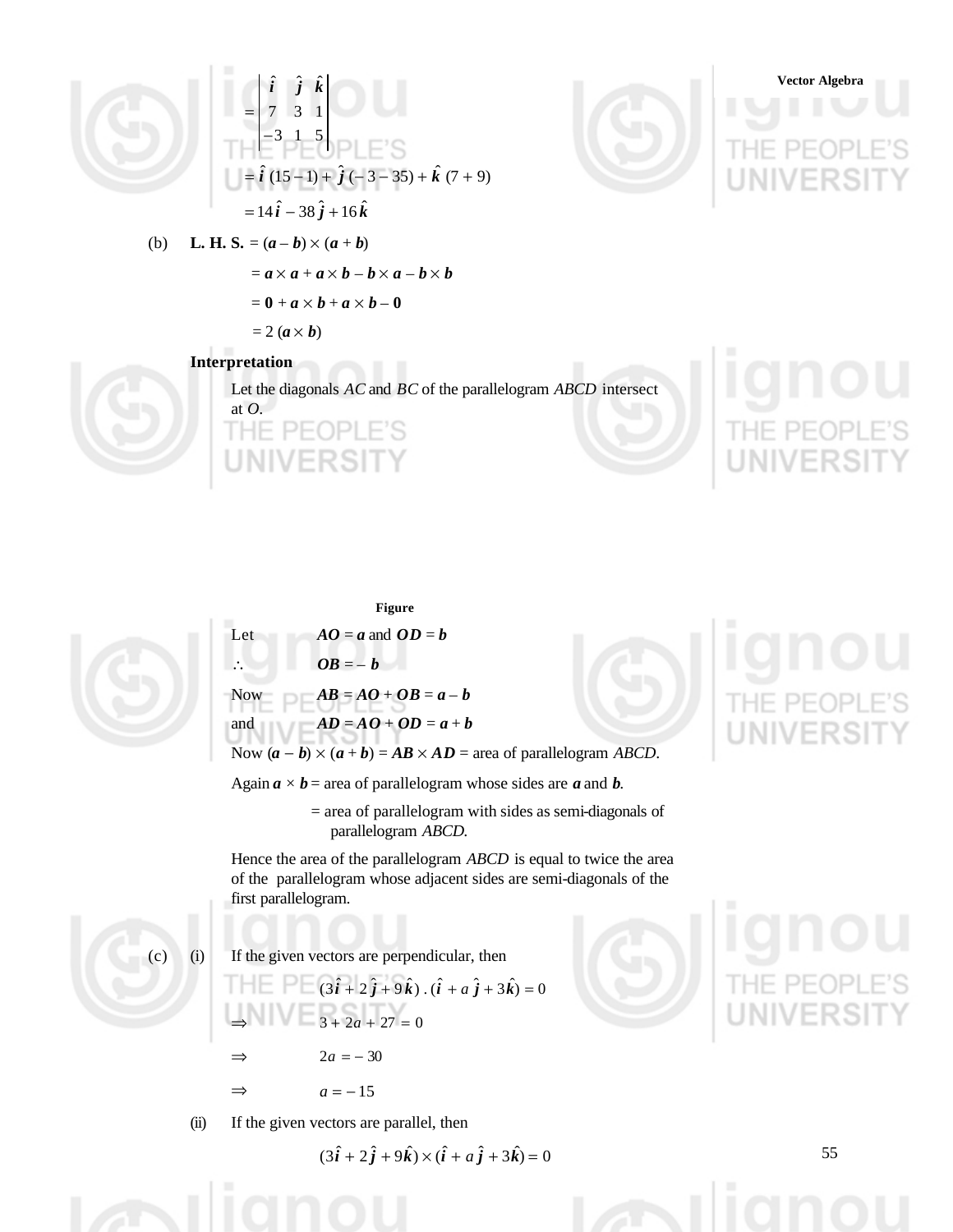$$= \begin{vmatrix} \hat{\boldsymbol{i}} & \hat{\boldsymbol{j}} & \hat{\boldsymbol{k}} \\ 7 & 3 & 1 \\ -3 & 1 & 5 \end{vmatrix}$$

$$= \hat{\boldsymbol{i}}\,(15 - 1) + \hat{\boldsymbol{j}}\,(-3 - 35) + \hat{\boldsymbol{k}}\,(7 + 9)$$

$$= 14\,\hat{\boldsymbol{i}} - 38\,\hat{\boldsymbol{j}} + 16\,\hat{\boldsymbol{k}}$$

(b) **L. H. S.** $= (\boldsymbol{a} - \boldsymbol{b}) \times (\boldsymbol{a} + \boldsymbol{b})$

$$= \boldsymbol{a} \times \boldsymbol{a} + \boldsymbol{a} \times \boldsymbol{b} - \boldsymbol{b} \times \boldsymbol{a} - \boldsymbol{b} \times \boldsymbol{b}$$

$$= \boldsymbol{0} + \boldsymbol{a} \times \boldsymbol{b} + \boldsymbol{a} \times \boldsymbol{b} - \boldsymbol{0}$$

$$= 2\,(\boldsymbol{a} \times \boldsymbol{b})$$

**Interpretation**

Let the diagonals $AC$ and $BC$ of the parallelogram $ABCD$ intersect at $O$.

**Figure**

Let $\quad \boldsymbol{AO} = \boldsymbol{a}$ and $\boldsymbol{OD} = \boldsymbol{b}$

$\therefore \quad \boldsymbol{OB} = -\,\boldsymbol{b}$

Now $\quad \boldsymbol{AB} = \boldsymbol{AO} + \boldsymbol{OB} = \boldsymbol{a} - \boldsymbol{b}$

and $\quad \boldsymbol{AD} = \boldsymbol{AO} + \boldsymbol{OD} = \boldsymbol{a} + \boldsymbol{b}$

Now $(\boldsymbol{a} - \boldsymbol{b}) \times (\boldsymbol{a} + \boldsymbol{b}) = \boldsymbol{AB} \times \boldsymbol{AD}$ = area of parallelogram $ABCD$.

Again $\boldsymbol{a} \times \boldsymbol{b}$ = area of parallelogram whose sides are $\boldsymbol{a}$ and $\boldsymbol{b}$.

= area of parallelogram with sides as semi-diagonals of parallelogram $ABCD$.

Hence the area of the parallelogram $ABCD$ is equal to twice the area of the parallelogram whose adjacent sides are semi-diagonals of the first parallelogram.

(c) (i) If the given vectors are perpendicular, then

$$(3\hat{\boldsymbol{i}} + 2\,\hat{\boldsymbol{j}} + 9\,\hat{\boldsymbol{k}}) \,.\, (\hat{\boldsymbol{i}} + a\,\hat{\boldsymbol{j}} + 3\hat{\boldsymbol{k}}) = 0$$

$\Rightarrow \quad 3 + 2a + 27 = 0$

$\Rightarrow \quad 2a = -\,30$

$\Rightarrow \quad a = -\,15$

(ii) If the given vectors are parallel, then

$$(3\hat{\boldsymbol{i}} + 2\hat{\boldsymbol{j}} + 9\hat{\boldsymbol{k}}) \times (\hat{\boldsymbol{i}} + a\,\hat{\boldsymbol{j}} + 3\hat{\boldsymbol{k}}) = 0$$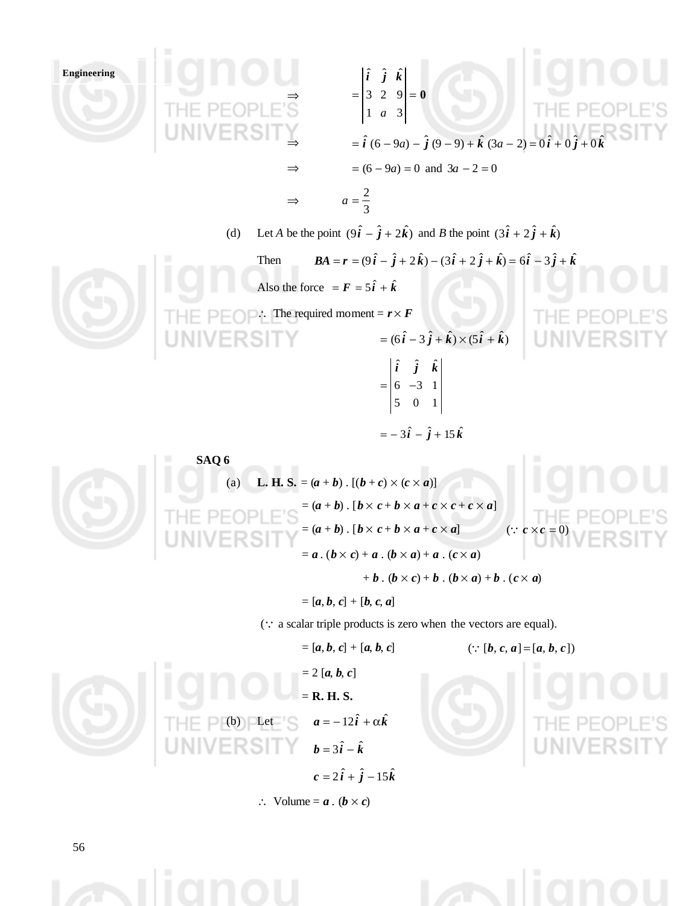$$\Rightarrow \qquad = \begin{vmatrix} \hat{i} & \hat{j} & \hat{k} \\ 3 & 2 & 9 \\ 1 & a & 3 \end{vmatrix} = \mathbf{0}$$

$$\Rightarrow \qquad = \hat{i}\,(6 - 9a) - \hat{j}\,(9 - 9) + \hat{k}\,(3a - 2) = 0\,\hat{i} + 0\,\hat{j} + 0\,\hat{k}$$

$$\Rightarrow \qquad = (6 - 9a) = 0 \text{ and } 3a - 2 = 0$$

$$\Rightarrow \qquad a = \frac{2}{3}$$

(d) Let $A$ be the point $(9\hat{i} - \hat{j} + 2\hat{k})$ and $B$ the point $(3\hat{i} + 2\hat{j} + \hat{k})$

Then $\quad \boldsymbol{BA} = \boldsymbol{r} = (9\hat{i} - \hat{j} + 2\hat{k}) - (3\hat{i} + 2\hat{j} + \hat{k}) = 6\hat{i} - 3\hat{j} + \hat{k}$

Also the force $= \boldsymbol{F} = 5\hat{i} + \hat{k}$

$\therefore$ The required moment $= \boldsymbol{r} \times \boldsymbol{F}$

$$= (6\hat{i} - 3\hat{j} + \hat{k}) \times (5\hat{i} + \hat{k})$$

$$= \begin{vmatrix} \hat{i} & \hat{j} & \hat{k} \\ 6 & -3 & 1 \\ 5 & 0 & 1 \end{vmatrix}$$

$$= -3\hat{i} - \hat{j} + 15\hat{k}$$

**SAQ 6**

(a) **L. H. S.** $= (\boldsymbol{a} + \boldsymbol{b}) \,.\, [(\boldsymbol{b} + \boldsymbol{c}) \times (\boldsymbol{c} \times \boldsymbol{a})]$

$= (\boldsymbol{a} + \boldsymbol{b}) \,.\, [\boldsymbol{b} \times \boldsymbol{c} + \boldsymbol{b} \times \boldsymbol{a} + \boldsymbol{c} \times \boldsymbol{c} + \boldsymbol{c} \times \boldsymbol{a}]$

$= (\boldsymbol{a} + \boldsymbol{b}) \,.\, [\boldsymbol{b} \times \boldsymbol{c} + \boldsymbol{b} \times \boldsymbol{a} + \boldsymbol{c} \times \boldsymbol{a}] \qquad (\because \boldsymbol{c} \times \boldsymbol{c} = 0)$

$= \boldsymbol{a} \,.\, (\boldsymbol{b} \times \boldsymbol{c}) + \boldsymbol{a} \,.\, (\boldsymbol{b} \times \boldsymbol{a}) + \boldsymbol{a} \,.\, (\boldsymbol{c} \times \boldsymbol{a})$

$\qquad + \boldsymbol{b} \,.\, (\boldsymbol{b} \times \boldsymbol{c}) + \boldsymbol{b} \,.\, (\boldsymbol{b} \times \boldsymbol{a}) + \boldsymbol{b} \,.\, (\boldsymbol{c} \times \boldsymbol{a})$

$= [\boldsymbol{a}, \boldsymbol{b}, \boldsymbol{c}] + [\boldsymbol{b}, \boldsymbol{c}, \boldsymbol{a}]$

($\because$ a scalar triple products is zero when the vectors are equal).

$= [\boldsymbol{a}, \boldsymbol{b}, \boldsymbol{c}] + [\boldsymbol{a}, \boldsymbol{b}, \boldsymbol{c}] \qquad (\because [\boldsymbol{b}, \boldsymbol{c}, \boldsymbol{a}] = [\boldsymbol{a}, \boldsymbol{b}, \boldsymbol{c}])$

$= 2\,[\boldsymbol{a}, \boldsymbol{b}, \boldsymbol{c}]$

$=$ **R. H. S.**

(b) Let $\quad \boldsymbol{a} = -12\hat{i} + \alpha\hat{k}$

$\boldsymbol{b} = 3\hat{i} - \hat{k}$

$\boldsymbol{c} = 2\hat{i} + \hat{j} - 15\hat{k}$

$\therefore$ Volume $= \boldsymbol{a} \,.\, (\boldsymbol{b} \times \boldsymbol{c})$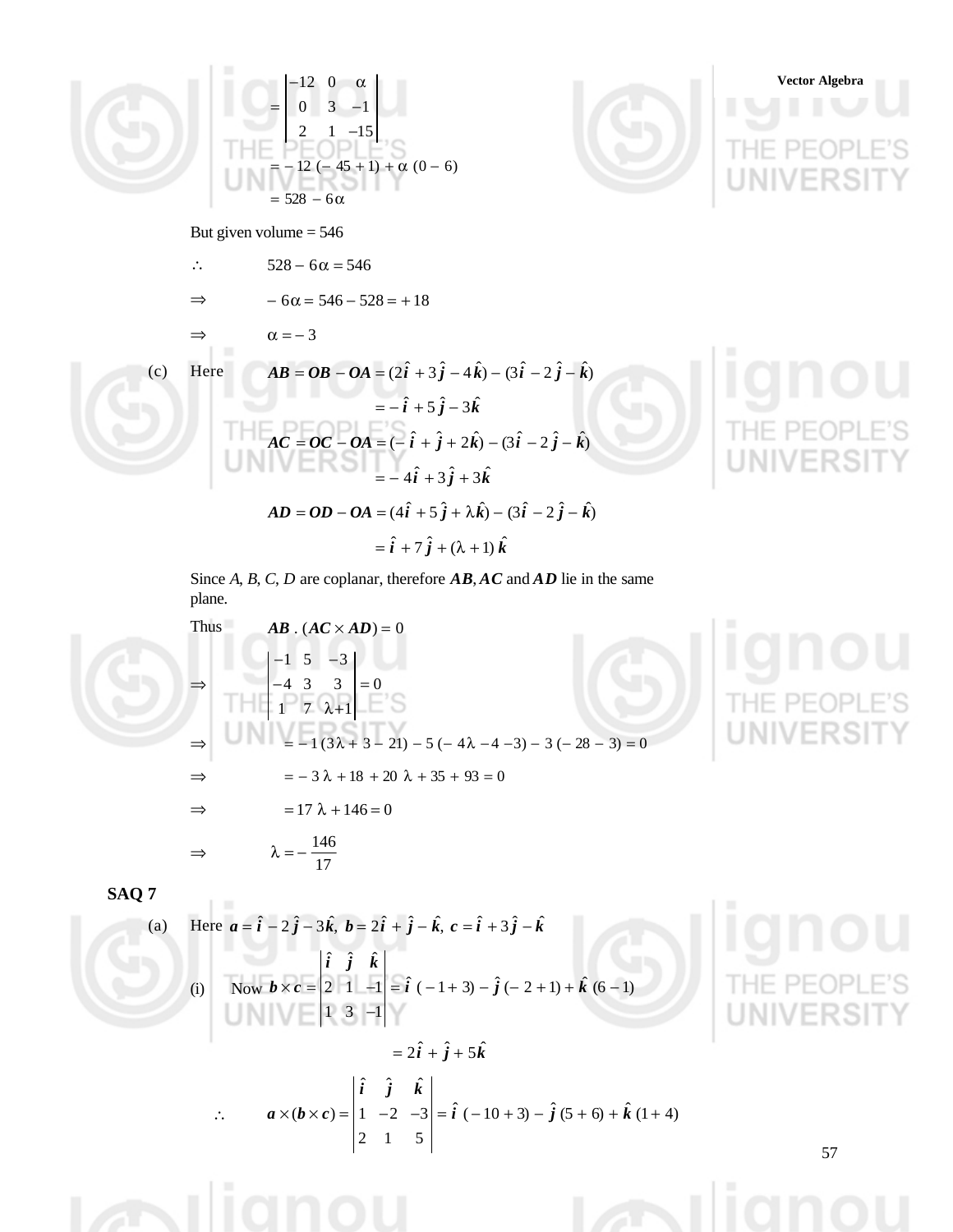$$= \begin{vmatrix} -12 & 0 & \alpha \\ 0 & 3 & -1 \\ 2 & 1 & -15 \end{vmatrix}$$

$$= -12\,(-45+1) + \alpha\,(0-6)$$

$$= 528 - 6\alpha$$

But given volume = 546

$\therefore \qquad 528 - 6\alpha = 546$

$\Rightarrow \qquad -6\alpha = 546 - 528 = +18$

$\Rightarrow \qquad \alpha = -3$

(c) Here $\boldsymbol{AB} = \boldsymbol{OB} - \boldsymbol{OA} = (2\hat{\boldsymbol{i}} + 3\hat{\boldsymbol{j}} - 4\hat{\boldsymbol{k}}) - (3\hat{\boldsymbol{i}} - 2\hat{\boldsymbol{j}} - \hat{\boldsymbol{k}})$

$$= -\hat{\boldsymbol{i}} + 5\hat{\boldsymbol{j}} - 3\hat{\boldsymbol{k}}$$

$$\boldsymbol{AC} = \boldsymbol{OC} - \boldsymbol{OA} = (-\hat{\boldsymbol{i}} + \hat{\boldsymbol{j}} + 2\hat{\boldsymbol{k}}) - (3\hat{\boldsymbol{i}} - 2\hat{\boldsymbol{j}} - \hat{\boldsymbol{k}})$$

$$= -4\hat{\boldsymbol{i}} + 3\hat{\boldsymbol{j}} + 3\hat{\boldsymbol{k}}$$

$$\boldsymbol{AD} = \boldsymbol{OD} - \boldsymbol{OA} = (4\hat{\boldsymbol{i}} + 5\hat{\boldsymbol{j}} + \lambda\hat{\boldsymbol{k}}) - (3\hat{\boldsymbol{i}} - 2\hat{\boldsymbol{j}} - \hat{\boldsymbol{k}})$$

$$= \hat{\boldsymbol{i}} + 7\hat{\boldsymbol{j}} + (\lambda + 1)\,\hat{\boldsymbol{k}}$$

Since *A*, *B*, *C*, *D* are coplanar, therefore $\boldsymbol{AB}, \boldsymbol{AC}$ and $\boldsymbol{AD}$ lie in the same plane.

Thus $\qquad \boldsymbol{AB} \cdot (\boldsymbol{AC} \times \boldsymbol{AD}) = 0$

$$\Rightarrow \qquad \begin{vmatrix} -1 & 5 & -3 \\ -4 & 3 & 3 \\ 1 & 7 & \lambda+1 \end{vmatrix} = 0$$

$\Rightarrow \qquad = -1\,(3\lambda + 3 - 21) - 5\,(-4\lambda - 4 - 3) - 3\,(-28 - 3) = 0$

$\Rightarrow \qquad = -3\lambda + 18 + 20\lambda + 35 + 93 = 0$

$\Rightarrow \qquad = 17\lambda + 146 = 0$

$\Rightarrow \qquad \lambda = -\dfrac{146}{17}$

**SAQ 7**

(a) Here $\boldsymbol{a} = \hat{\boldsymbol{i}} - 2\hat{\boldsymbol{j}} - 3\hat{\boldsymbol{k}},\ \boldsymbol{b} = 2\hat{\boldsymbol{i}} + \hat{\boldsymbol{j}} - \hat{\boldsymbol{k}},\ \boldsymbol{c} = \hat{\boldsymbol{i}} + 3\hat{\boldsymbol{j}} - \hat{\boldsymbol{k}}$

(i) Now $\boldsymbol{b} \times \boldsymbol{c} = \begin{vmatrix} \hat{\boldsymbol{i}} & \hat{\boldsymbol{j}} & \hat{\boldsymbol{k}} \\ 2 & 1 & -1 \\ 1 & 3 & -1 \end{vmatrix} = \hat{\boldsymbol{i}}\,(-1+3) - \hat{\boldsymbol{j}}\,(-2+1) + \hat{\boldsymbol{k}}\,(6-1)$

$$= 2\hat{\boldsymbol{i}} + \hat{\boldsymbol{j}} + 5\hat{\boldsymbol{k}}$$

$$\therefore \qquad \boldsymbol{a} \times (\boldsymbol{b} \times \boldsymbol{c}) = \begin{vmatrix} \hat{\boldsymbol{i}} & \hat{\boldsymbol{j}} & \hat{\boldsymbol{k}} \\ 1 & -2 & -3 \\ 2 & 1 & 5 \end{vmatrix} = \hat{\boldsymbol{i}}\,(-10+3) - \hat{\boldsymbol{j}}\,(5+6) + \hat{\boldsymbol{k}}\,(1+4)$$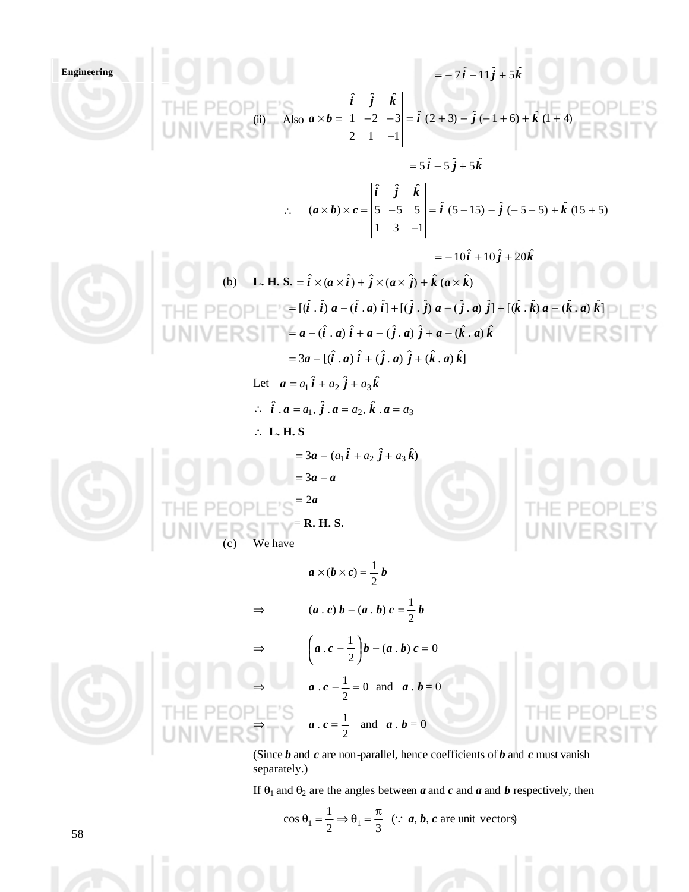$$= -7\hat{i} - 11\hat{j} + 5\hat{k}$$

(ii) Also $\boldsymbol{a} \times \boldsymbol{b} = \begin{vmatrix} \hat{i} & \hat{j} & \hat{k} \\ 1 & -2 & -3 \\ 2 & 1 & -1 \end{vmatrix} = \hat{i}\,(2+3) - \hat{j}\,(-1+6) + \hat{k}\,(1+4)$

$$= 5\hat{i} - 5\hat{j} + 5\hat{k}$$

$$\therefore \quad (\boldsymbol{a} \times \boldsymbol{b}) \times \boldsymbol{c} = \begin{vmatrix} \hat{i} & \hat{j} & \hat{k} \\ 5 & -5 & 5 \\ 1 & 3 & -1 \end{vmatrix} = \hat{i}\,(5-15) - \hat{j}\,(-5-5) + \hat{k}\,(15+5)$$

$$= -10\hat{i} + 10\hat{j} + 20\hat{k}$$

(b) **L. H. S.** $= \hat{i} \times (\boldsymbol{a} \times \hat{i}) + \hat{j} \times (\boldsymbol{a} \times \hat{j}) + \hat{k}\,(\boldsymbol{a} \times \hat{k})$

$$= [(\hat{i}\,.\,\hat{i})\,\boldsymbol{a} - (\hat{i}\,.\,\boldsymbol{a})\,\hat{i}] + [(\hat{j}\,.\,\hat{j})\,\boldsymbol{a} - (\hat{j}\,.\,\boldsymbol{a})\,\hat{j}] + [(\hat{k}\,.\,\hat{k})\,\boldsymbol{a} - (\hat{k}\,.\,\boldsymbol{a})\,\hat{k}]$$

$$= \boldsymbol{a} - (\hat{i}\,.\,\boldsymbol{a})\,\hat{i} + \boldsymbol{a} - (\hat{j}\,.\,\boldsymbol{a})\,\hat{j} + \boldsymbol{a} - (\hat{k}\,.\,\boldsymbol{a})\,\hat{k}$$

$$= 3\boldsymbol{a} - [(\hat{i}\,.\,\boldsymbol{a})\,\hat{i} + (\hat{j}\,.\,\boldsymbol{a})\,\hat{j} + (\hat{k}\,.\,\boldsymbol{a})\,\hat{k}]$$

Let $\boldsymbol{a} = a_1\hat{i} + a_2\hat{j} + a_3\hat{k}$

$\therefore\ \hat{i}\,.\,\boldsymbol{a} = a_1,\ \hat{j}\,.\,\boldsymbol{a} = a_2,\ \hat{k}\,.\,\boldsymbol{a} = a_3$

$\therefore$ **L. H. S**

$$= 3\boldsymbol{a} - (a_1\hat{i} + a_2\hat{j} + a_3\hat{k})$$

$$= 3\boldsymbol{a} - \boldsymbol{a}$$

$$= 2\boldsymbol{a}$$

= **R. H. S.**

(c) We have

$$\boldsymbol{a} \times (\boldsymbol{b} \times \boldsymbol{c}) = \frac{1}{2}\boldsymbol{b}$$

$$\Rightarrow \quad (\boldsymbol{a}\,.\,\boldsymbol{c})\,\boldsymbol{b} - (\boldsymbol{a}\,.\,\boldsymbol{b})\,\boldsymbol{c} = \frac{1}{2}\boldsymbol{b}$$

$$\Rightarrow \quad \left(\boldsymbol{a}\,.\,\boldsymbol{c} - \frac{1}{2}\right)\boldsymbol{b} - (\boldsymbol{a}\,.\,\boldsymbol{b})\,\boldsymbol{c} = 0$$

$$\Rightarrow \quad \boldsymbol{a}\,.\,\boldsymbol{c} - \frac{1}{2} = 0 \quad \text{and} \quad \boldsymbol{a}\,.\,\boldsymbol{b} = 0$$

$$\Rightarrow \quad \boldsymbol{a}\,.\,\boldsymbol{c} = \frac{1}{2} \quad \text{and} \quad \boldsymbol{a}\,.\,\boldsymbol{b} = 0$$

(Since $\boldsymbol{b}$ and $\boldsymbol{c}$ are non-parallel, hence coefficients of $\boldsymbol{b}$ and $\boldsymbol{c}$ must vanish separately.)

If $\theta_1$ and $\theta_2$ are the angles between $\boldsymbol{a}$ and $\boldsymbol{c}$ and $\boldsymbol{a}$ and $\boldsymbol{b}$ respectively, then

$$\cos\theta_1 = \frac{1}{2} \Rightarrow \theta_1 = \frac{\pi}{3} \quad (\because\ \boldsymbol{a}, \boldsymbol{b}, \boldsymbol{c} \text{ are unit vectors})$$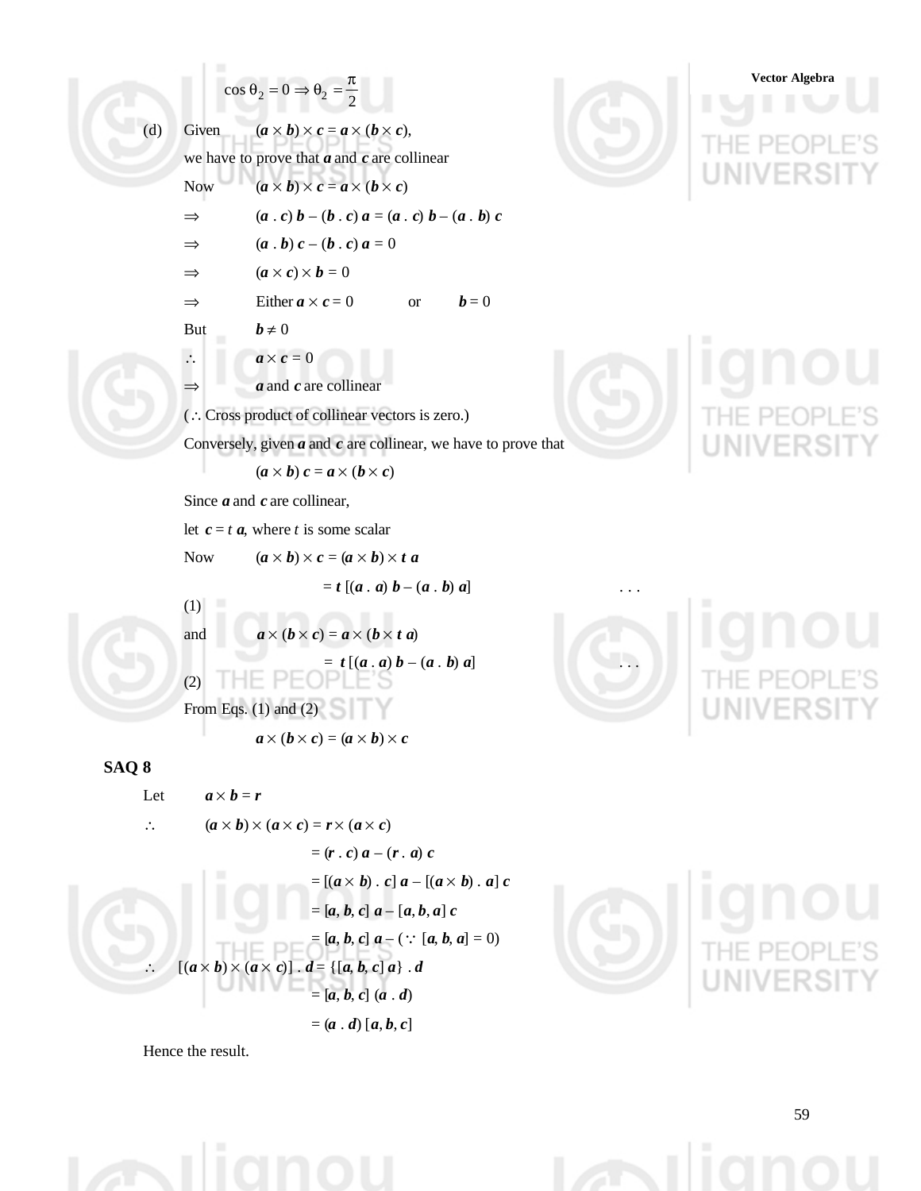$$\cos\theta_2 = 0 \Rightarrow \theta_2 = \frac{\pi}{2}$$

(d) Given $(\boldsymbol{a} \times \boldsymbol{b}) \times \boldsymbol{c} = \boldsymbol{a} \times (\boldsymbol{b} \times \boldsymbol{c})$,

we have to prove that $\boldsymbol{a}$ and $\boldsymbol{c}$ are collinear

Now $(\boldsymbol{a} \times \boldsymbol{b}) \times \boldsymbol{c} = \boldsymbol{a} \times (\boldsymbol{b} \times \boldsymbol{c})$

$\Rightarrow$ $(\boldsymbol{a} \,.\, \boldsymbol{c})\, \boldsymbol{b} - (\boldsymbol{b} \,.\, \boldsymbol{c})\, \boldsymbol{a} = (\boldsymbol{a} \,.\, \boldsymbol{c})\, \boldsymbol{b} - (\boldsymbol{a} \,.\, \boldsymbol{b})\, \boldsymbol{c}$

$\Rightarrow$ $(\boldsymbol{a} \,.\, \boldsymbol{b})\, \boldsymbol{c} - (\boldsymbol{b} \,.\, \boldsymbol{c})\, \boldsymbol{a} = 0$

$\Rightarrow$ $(\boldsymbol{a} \times \boldsymbol{c}) \times \boldsymbol{b} = 0$

$\Rightarrow$ Either $\boldsymbol{a} \times \boldsymbol{c} = 0$ or $\boldsymbol{b} = 0$

But $\boldsymbol{b} \neq 0$

$\therefore$ $\boldsymbol{a} \times \boldsymbol{c} = 0$

$\Rightarrow$ $\boldsymbol{a}$ and $\boldsymbol{c}$ are collinear

($\therefore$ Cross product of collinear vectors is zero.)

Conversely, given $\boldsymbol{a}$ and $\boldsymbol{c}$ are collinear, we have to prove that

$(\boldsymbol{a} \times \boldsymbol{b})\, \boldsymbol{c} = \boldsymbol{a} \times (\boldsymbol{b} \times \boldsymbol{c})$

Since $\boldsymbol{a}$ and $\boldsymbol{c}$ are collinear,

let $\boldsymbol{c} = t\, \boldsymbol{a}$, where $t$ is some scalar

Now $(\boldsymbol{a} \times \boldsymbol{b}) \times \boldsymbol{c} = (\boldsymbol{a} \times \boldsymbol{b}) \times t\, \boldsymbol{a}$

$= t\, [(\boldsymbol{a} \,.\, \boldsymbol{a})\, \boldsymbol{b} - (\boldsymbol{a} \,.\, \boldsymbol{b})\, \boldsymbol{a}]$ . . . (1)

and $\boldsymbol{a} \times (\boldsymbol{b} \times \boldsymbol{c}) = \boldsymbol{a} \times (\boldsymbol{b} \times t\, \boldsymbol{a})$

$= t\, [(\boldsymbol{a} \,.\, \boldsymbol{a})\, \boldsymbol{b} - (\boldsymbol{a} \,.\, \boldsymbol{b})\, \boldsymbol{a}]$ . . . (2)

From Eqs. (1) and (2)

$\boldsymbol{a} \times (\boldsymbol{b} \times \boldsymbol{c}) = (\boldsymbol{a} \times \boldsymbol{b}) \times \boldsymbol{c}$

**SAQ 8**

Let $\boldsymbol{a} \times \boldsymbol{b} = \boldsymbol{r}$

$\therefore$ $(\boldsymbol{a} \times \boldsymbol{b}) \times (\boldsymbol{a} \times \boldsymbol{c}) = \boldsymbol{r} \times (\boldsymbol{a} \times \boldsymbol{c})$

$= (\boldsymbol{r} \,.\, \boldsymbol{c})\, \boldsymbol{a} - (\boldsymbol{r} \,.\, \boldsymbol{a})\, \boldsymbol{c}$

$= [(\boldsymbol{a} \times \boldsymbol{b}) \,.\, \boldsymbol{c}]\, \boldsymbol{a} - [(\boldsymbol{a} \times \boldsymbol{b}) \,.\, \boldsymbol{a}]\, \boldsymbol{c}$

$= [\boldsymbol{a}, \boldsymbol{b}, \boldsymbol{c}]\, \boldsymbol{a} - [\boldsymbol{a}, \boldsymbol{b}, \boldsymbol{a}]\, \boldsymbol{c}$

$= [\boldsymbol{a}, \boldsymbol{b}, \boldsymbol{c}]\, \boldsymbol{a} - (\because [\boldsymbol{a}, \boldsymbol{b}, \boldsymbol{a}] = 0)$

$\therefore$ $[(\boldsymbol{a} \times \boldsymbol{b}) \times (\boldsymbol{a} \times \boldsymbol{c})] \,.\, \boldsymbol{d} = \{[\boldsymbol{a}, \boldsymbol{b}, \boldsymbol{c}]\, \boldsymbol{a}\} \,.\, \boldsymbol{d}$

$= [\boldsymbol{a}, \boldsymbol{b}, \boldsymbol{c}]\, (\boldsymbol{a} \,.\, \boldsymbol{d})$

$= (\boldsymbol{a} \,.\, \boldsymbol{d})\, [\boldsymbol{a}, \boldsymbol{b}, \boldsymbol{c}]$

Hence the result.